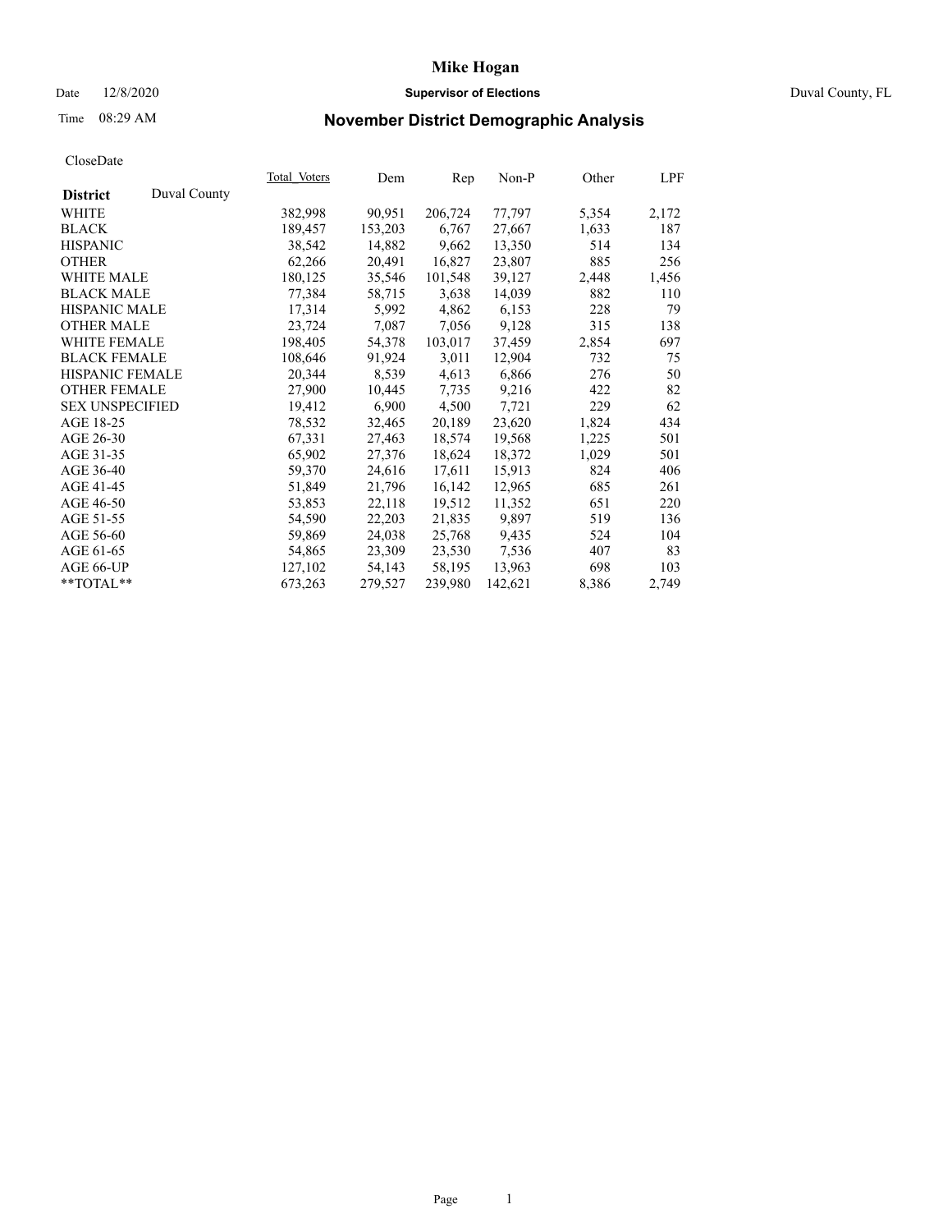# Mike Hogan

Date 12/8/2020 **Supervisor of Elections** Duval County, FL

Time 08:29 AM **November District Demographic Analysis**

CloseDate

| **District** Duval County | Total_Voters | Dem | Rep | Non-P | Other | LPF |
|---|---|---|---|---|---|---|
| WHITE | 382,998 | 90,951 | 206,724 | 77,797 | 5,354 | 2,172 |
| BLACK | 189,457 | 153,203 | 6,767 | 27,667 | 1,633 | 187 |
| HISPANIC | 38,542 | 14,882 | 9,662 | 13,350 | 514 | 134 |
| OTHER | 62,266 | 20,491 | 16,827 | 23,807 | 885 | 256 |
| WHITE MALE | 180,125 | 35,546 | 101,548 | 39,127 | 2,448 | 1,456 |
| BLACK MALE | 77,384 | 58,715 | 3,638 | 14,039 | 882 | 110 |
| HISPANIC MALE | 17,314 | 5,992 | 4,862 | 6,153 | 228 | 79 |
| OTHER MALE | 23,724 | 7,087 | 7,056 | 9,128 | 315 | 138 |
| WHITE FEMALE | 198,405 | 54,378 | 103,017 | 37,459 | 2,854 | 697 |
| BLACK FEMALE | 108,646 | 91,924 | 3,011 | 12,904 | 732 | 75 |
| HISPANIC FEMALE | 20,344 | 8,539 | 4,613 | 6,866 | 276 | 50 |
| OTHER FEMALE | 27,900 | 10,445 | 7,735 | 9,216 | 422 | 82 |
| SEX UNSPECIFIED | 19,412 | 6,900 | 4,500 | 7,721 | 229 | 62 |
| AGE 18-25 | 78,532 | 32,465 | 20,189 | 23,620 | 1,824 | 434 |
| AGE 26-30 | 67,331 | 27,463 | 18,574 | 19,568 | 1,225 | 501 |
| AGE 31-35 | 65,902 | 27,376 | 18,624 | 18,372 | 1,029 | 501 |
| AGE 36-40 | 59,370 | 24,616 | 17,611 | 15,913 | 824 | 406 |
| AGE 41-45 | 51,849 | 21,796 | 16,142 | 12,965 | 685 | 261 |
| AGE 46-50 | 53,853 | 22,118 | 19,512 | 11,352 | 651 | 220 |
| AGE 51-55 | 54,590 | 22,203 | 21,835 | 9,897 | 519 | 136 |
| AGE 56-60 | 59,869 | 24,038 | 25,768 | 9,435 | 524 | 104 |
| AGE 61-65 | 54,865 | 23,309 | 23,530 | 7,536 | 407 | 83 |
| AGE 66-UP | 127,102 | 54,143 | 58,195 | 13,963 | 698 | 103 |
| **TOTAL** | 673,263 | 279,527 | 239,980 | 142,621 | 8,386 | 2,749 |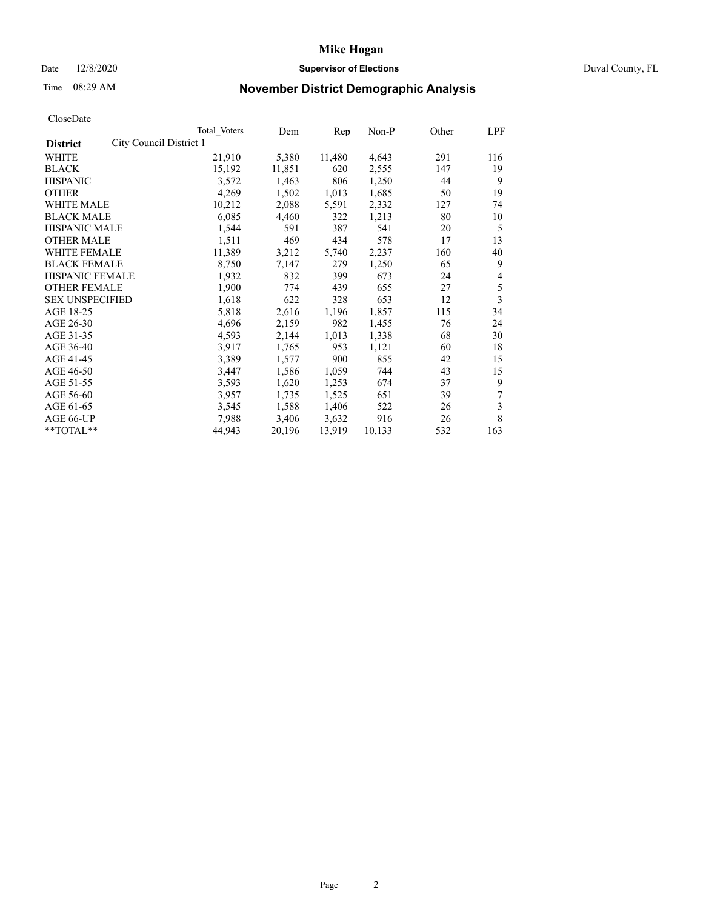**Mike Hogan**

Date 12/8/2020 **Supervisor of Elections** Duval County, FL

Time 08:29 AM

## November District Demographic Analysis

CloseDate

| **District** City Council District 1 | Total Voters | Dem | Rep | Non-P | Other | LPF |
|---|---|---|---|---|---|---|
| WHITE | 21,910 | 5,380 | 11,480 | 4,643 | 291 | 116 |
| BLACK | 15,192 | 11,851 | 620 | 2,555 | 147 | 19 |
| HISPANIC | 3,572 | 1,463 | 806 | 1,250 | 44 | 9 |
| OTHER | 4,269 | 1,502 | 1,013 | 1,685 | 50 | 19 |
| WHITE MALE | 10,212 | 2,088 | 5,591 | 2,332 | 127 | 74 |
| BLACK MALE | 6,085 | 4,460 | 322 | 1,213 | 80 | 10 |
| HISPANIC MALE | 1,544 | 591 | 387 | 541 | 20 | 5 |
| OTHER MALE | 1,511 | 469 | 434 | 578 | 17 | 13 |
| WHITE FEMALE | 11,389 | 3,212 | 5,740 | 2,237 | 160 | 40 |
| BLACK FEMALE | 8,750 | 7,147 | 279 | 1,250 | 65 | 9 |
| HISPANIC FEMALE | 1,932 | 832 | 399 | 673 | 24 | 4 |
| OTHER FEMALE | 1,900 | 774 | 439 | 655 | 27 | 5 |
| SEX UNSPECIFIED | 1,618 | 622 | 328 | 653 | 12 | 3 |
| AGE 18-25 | 5,818 | 2,616 | 1,196 | 1,857 | 115 | 34 |
| AGE 26-30 | 4,696 | 2,159 | 982 | 1,455 | 76 | 24 |
| AGE 31-35 | 4,593 | 2,144 | 1,013 | 1,338 | 68 | 30 |
| AGE 36-40 | 3,917 | 1,765 | 953 | 1,121 | 60 | 18 |
| AGE 41-45 | 3,389 | 1,577 | 900 | 855 | 42 | 15 |
| AGE 46-50 | 3,447 | 1,586 | 1,059 | 744 | 43 | 15 |
| AGE 51-55 | 3,593 | 1,620 | 1,253 | 674 | 37 | 9 |
| AGE 56-60 | 3,957 | 1,735 | 1,525 | 651 | 39 | 7 |
| AGE 61-65 | 3,545 | 1,588 | 1,406 | 522 | 26 | 3 |
| AGE 66-UP | 7,988 | 3,406 | 3,632 | 916 | 26 | 8 |
| **TOTAL** | 44,943 | 20,196 | 13,919 | 10,133 | 532 | 163 |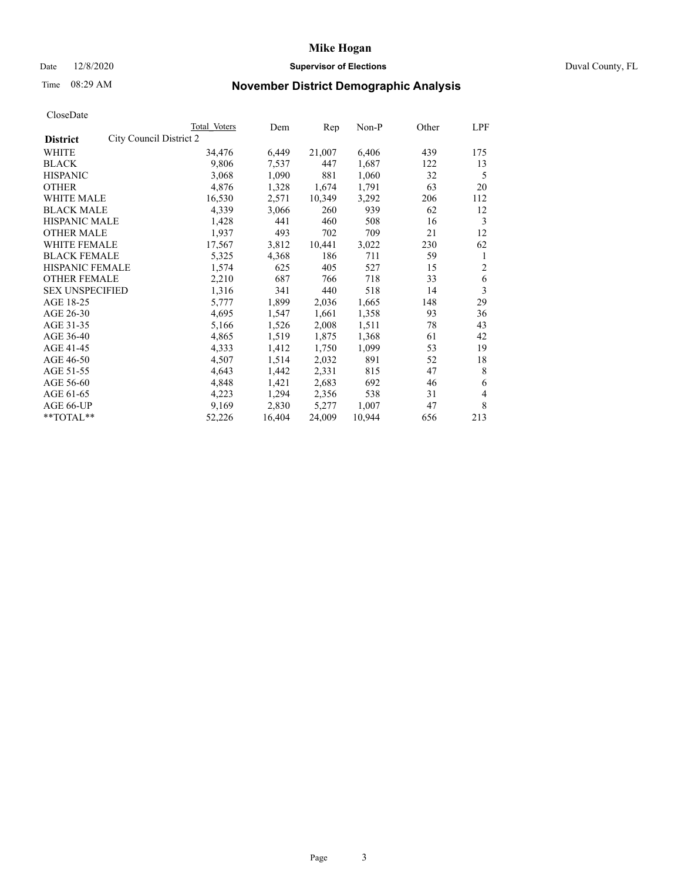CloseDate

| District | City Council District 2 | Total Voters | Dem | Rep | Non-P | Other | LPF |
|---|---|---|---|---|---|---|---|
| WHITE | | 34,476 | 6,449 | 21,007 | 6,406 | 439 | 175 |
| BLACK | | 9,806 | 7,537 | 447 | 1,687 | 122 | 13 |
| HISPANIC | | 3,068 | 1,090 | 881 | 1,060 | 32 | 5 |
| OTHER | | 4,876 | 1,328 | 1,674 | 1,791 | 63 | 20 |
| WHITE MALE | | 16,530 | 2,571 | 10,349 | 3,292 | 206 | 112 |
| BLACK MALE | | 4,339 | 3,066 | 260 | 939 | 62 | 12 |
| HISPANIC MALE | | 1,428 | 441 | 460 | 508 | 16 | 3 |
| OTHER MALE | | 1,937 | 493 | 702 | 709 | 21 | 12 |
| WHITE FEMALE | | 17,567 | 3,812 | 10,441 | 3,022 | 230 | 62 |
| BLACK FEMALE | | 5,325 | 4,368 | 186 | 711 | 59 | 1 |
| HISPANIC FEMALE | | 1,574 | 625 | 405 | 527 | 15 | 2 |
| OTHER FEMALE | | 2,210 | 687 | 766 | 718 | 33 | 6 |
| SEX UNSPECIFIED | | 1,316 | 341 | 440 | 518 | 14 | 3 |
| AGE 18-25 | | 5,777 | 1,899 | 2,036 | 1,665 | 148 | 29 |
| AGE 26-30 | | 4,695 | 1,547 | 1,661 | 1,358 | 93 | 36 |
| AGE 31-35 | | 5,166 | 1,526 | 2,008 | 1,511 | 78 | 43 |
| AGE 36-40 | | 4,865 | 1,519 | 1,875 | 1,368 | 61 | 42 |
| AGE 41-45 | | 4,333 | 1,412 | 1,750 | 1,099 | 53 | 19 |
| AGE 46-50 | | 4,507 | 1,514 | 2,032 | 891 | 52 | 18 |
| AGE 51-55 | | 4,643 | 1,442 | 2,331 | 815 | 47 | 8 |
| AGE 56-60 | | 4,848 | 1,421 | 2,683 | 692 | 46 | 6 |
| AGE 61-65 | | 4,223 | 1,294 | 2,356 | 538 | 31 | 4 |
| AGE 66-UP | | 9,169 | 2,830 | 5,277 | 1,007 | 47 | 8 |
| **TOTAL** | | 52,226 | 16,404 | 24,009 | 10,944 | 656 | 213 |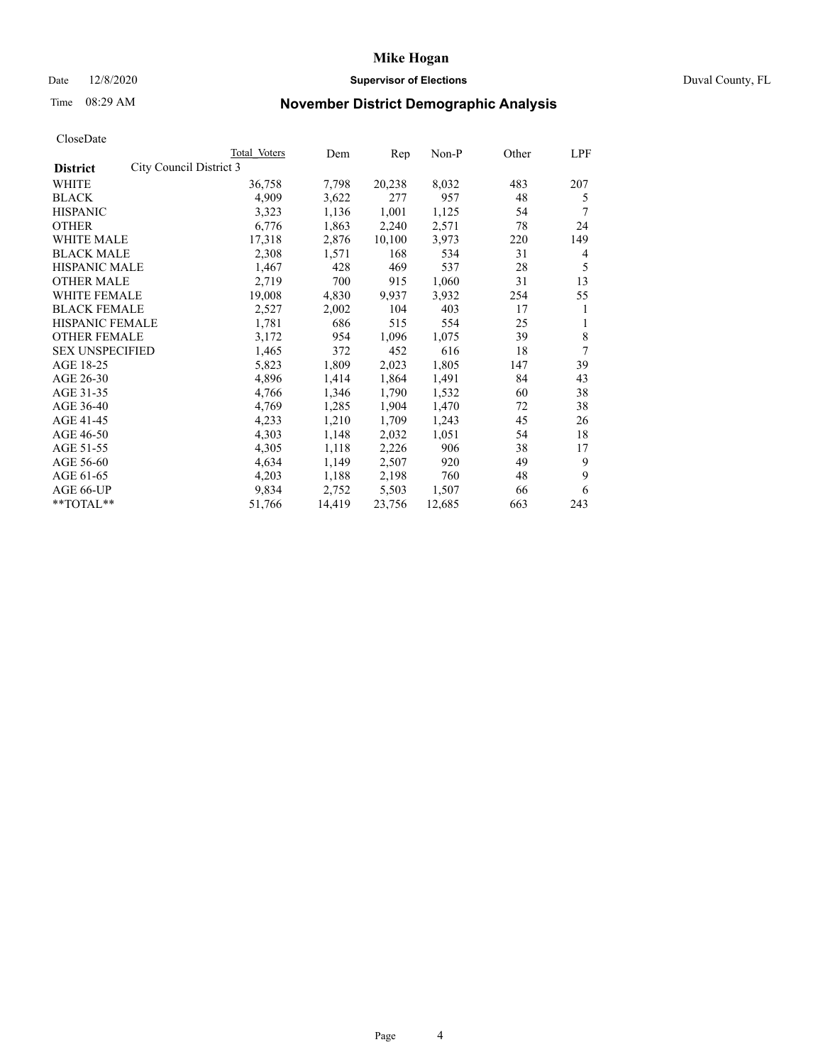# Mike Hogan

Date 12/8/2020 **Supervisor of Elections** Duval County, FL

Time 08:29 AM **November District Demographic Analysis**

CloseDate

| District | City Council District 3 | Total Voters | Dem | Rep | Non-P | Other | LPF |
|---|---|---|---|---|---|---|---|
| WHITE | | 36,758 | 7,798 | 20,238 | 8,032 | 483 | 207 |
| BLACK | | 4,909 | 3,622 | 277 | 957 | 48 | 5 |
| HISPANIC | | 3,323 | 1,136 | 1,001 | 1,125 | 54 | 7 |
| OTHER | | 6,776 | 1,863 | 2,240 | 2,571 | 78 | 24 |
| WHITE MALE | | 17,318 | 2,876 | 10,100 | 3,973 | 220 | 149 |
| BLACK MALE | | 2,308 | 1,571 | 168 | 534 | 31 | 4 |
| HISPANIC MALE | | 1,467 | 428 | 469 | 537 | 28 | 5 |
| OTHER MALE | | 2,719 | 700 | 915 | 1,060 | 31 | 13 |
| WHITE FEMALE | | 19,008 | 4,830 | 9,937 | 3,932 | 254 | 55 |
| BLACK FEMALE | | 2,527 | 2,002 | 104 | 403 | 17 | 1 |
| HISPANIC FEMALE | | 1,781 | 686 | 515 | 554 | 25 | 1 |
| OTHER FEMALE | | 3,172 | 954 | 1,096 | 1,075 | 39 | 8 |
| SEX UNSPECIFIED | | 1,465 | 372 | 452 | 616 | 18 | 7 |
| AGE 18-25 | | 5,823 | 1,809 | 2,023 | 1,805 | 147 | 39 |
| AGE 26-30 | | 4,896 | 1,414 | 1,864 | 1,491 | 84 | 43 |
| AGE 31-35 | | 4,766 | 1,346 | 1,790 | 1,532 | 60 | 38 |
| AGE 36-40 | | 4,769 | 1,285 | 1,904 | 1,470 | 72 | 38 |
| AGE 41-45 | | 4,233 | 1,210 | 1,709 | 1,243 | 45 | 26 |
| AGE 46-50 | | 4,303 | 1,148 | 2,032 | 1,051 | 54 | 18 |
| AGE 51-55 | | 4,305 | 1,118 | 2,226 | 906 | 38 | 17 |
| AGE 56-60 | | 4,634 | 1,149 | 2,507 | 920 | 49 | 9 |
| AGE 61-65 | | 4,203 | 1,188 | 2,198 | 760 | 48 | 9 |
| AGE 66-UP | | 9,834 | 2,752 | 5,503 | 1,507 | 66 | 6 |
| **TOTAL** | | 51,766 | 14,419 | 23,756 | 12,685 | 663 | 243 |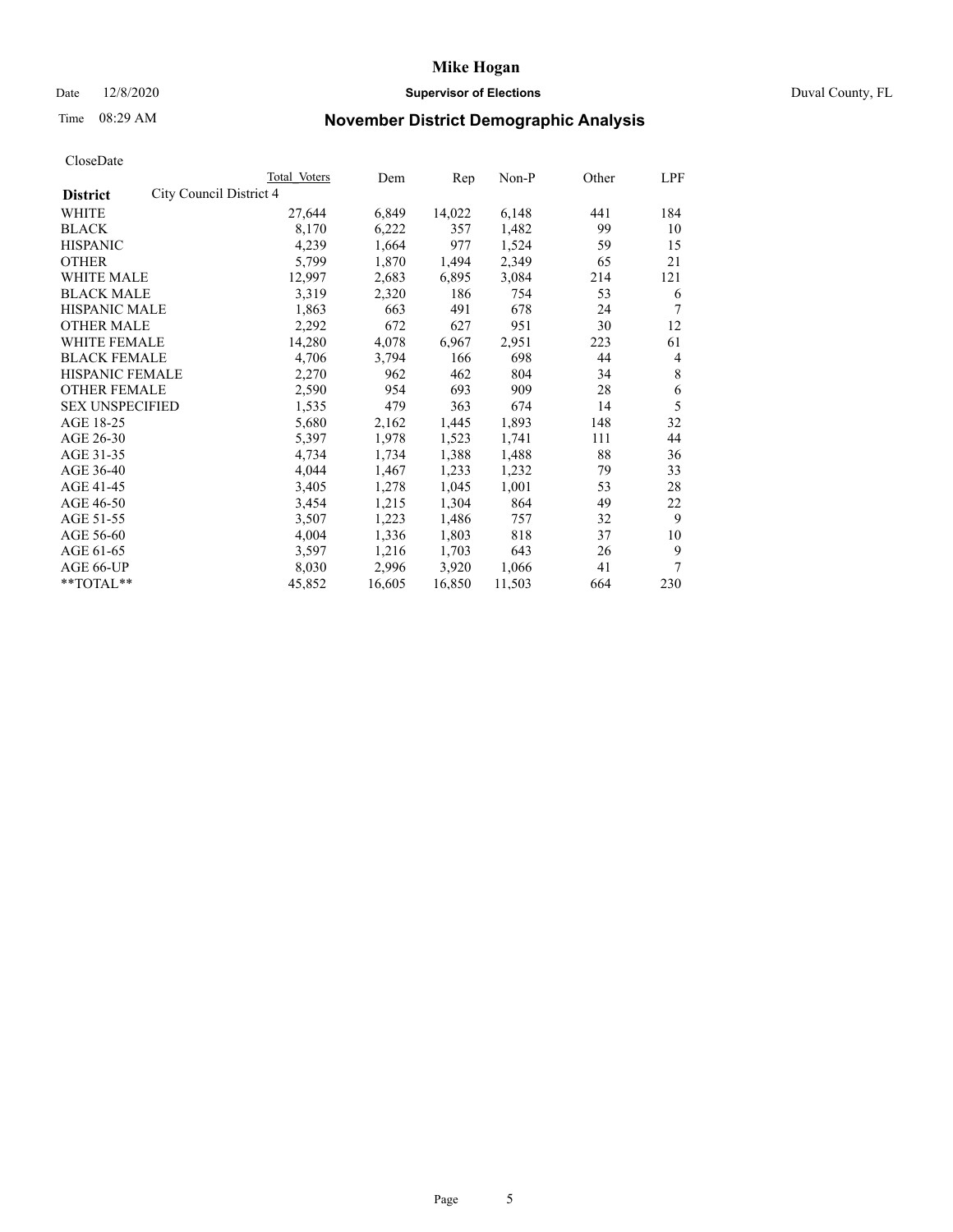**Mike Hogan**

Date 12/8/2020 **Supervisor of Elections** Duval County, FL

Time 08:29 AM

## November District Demographic Analysis

CloseDate

| **District** | City Council District 4 | Total Voters | Dem | Rep | Non-P | Other | LPF |
|---|---|---|---|---|---|---|---|
| WHITE | | 27,644 | 6,849 | 14,022 | 6,148 | 441 | 184 |
| BLACK | | 8,170 | 6,222 | 357 | 1,482 | 99 | 10 |
| HISPANIC | | 4,239 | 1,664 | 977 | 1,524 | 59 | 15 |
| OTHER | | 5,799 | 1,870 | 1,494 | 2,349 | 65 | 21 |
| WHITE MALE | | 12,997 | 2,683 | 6,895 | 3,084 | 214 | 121 |
| BLACK MALE | | 3,319 | 2,320 | 186 | 754 | 53 | 6 |
| HISPANIC MALE | | 1,863 | 663 | 491 | 678 | 24 | 7 |
| OTHER MALE | | 2,292 | 672 | 627 | 951 | 30 | 12 |
| WHITE FEMALE | | 14,280 | 4,078 | 6,967 | 2,951 | 223 | 61 |
| BLACK FEMALE | | 4,706 | 3,794 | 166 | 698 | 44 | 4 |
| HISPANIC FEMALE | | 2,270 | 962 | 462 | 804 | 34 | 8 |
| OTHER FEMALE | | 2,590 | 954 | 693 | 909 | 28 | 6 |
| SEX UNSPECIFIED | | 1,535 | 479 | 363 | 674 | 14 | 5 |
| AGE 18-25 | | 5,680 | 2,162 | 1,445 | 1,893 | 148 | 32 |
| AGE 26-30 | | 5,397 | 1,978 | 1,523 | 1,741 | 111 | 44 |
| AGE 31-35 | | 4,734 | 1,734 | 1,388 | 1,488 | 88 | 36 |
| AGE 36-40 | | 4,044 | 1,467 | 1,233 | 1,232 | 79 | 33 |
| AGE 41-45 | | 3,405 | 1,278 | 1,045 | 1,001 | 53 | 28 |
| AGE 46-50 | | 3,454 | 1,215 | 1,304 | 864 | 49 | 22 |
| AGE 51-55 | | 3,507 | 1,223 | 1,486 | 757 | 32 | 9 |
| AGE 56-60 | | 4,004 | 1,336 | 1,803 | 818 | 37 | 10 |
| AGE 61-65 | | 3,597 | 1,216 | 1,703 | 643 | 26 | 9 |
| AGE 66-UP | | 8,030 | 2,996 | 3,920 | 1,066 | 41 | 7 |
| **TOTAL** | | 45,852 | 16,605 | 16,850 | 11,503 | 664 | 230 |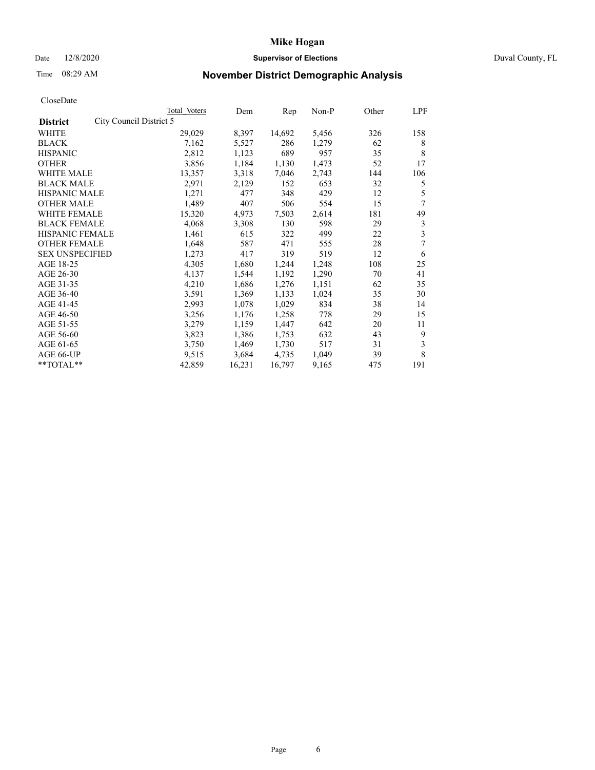# Mike Hogan

Date 12/8/2020 **Supervisor of Elections** Duval County, FL

Time 08:29 AM **November District Demographic Analysis**

CloseDate

| District | City Council District 5 | Total Voters | Dem | Rep | Non-P | Other | LPF |
|---|---|---|---|---|---|---|---|
| WHITE | | 29,029 | 8,397 | 14,692 | 5,456 | 326 | 158 |
| BLACK | | 7,162 | 5,527 | 286 | 1,279 | 62 | 8 |
| HISPANIC | | 2,812 | 1,123 | 689 | 957 | 35 | 8 |
| OTHER | | 3,856 | 1,184 | 1,130 | 1,473 | 52 | 17 |
| WHITE MALE | | 13,357 | 3,318 | 7,046 | 2,743 | 144 | 106 |
| BLACK MALE | | 2,971 | 2,129 | 152 | 653 | 32 | 5 |
| HISPANIC MALE | | 1,271 | 477 | 348 | 429 | 12 | 5 |
| OTHER MALE | | 1,489 | 407 | 506 | 554 | 15 | 7 |
| WHITE FEMALE | | 15,320 | 4,973 | 7,503 | 2,614 | 181 | 49 |
| BLACK FEMALE | | 4,068 | 3,308 | 130 | 598 | 29 | 3 |
| HISPANIC FEMALE | | 1,461 | 615 | 322 | 499 | 22 | 3 |
| OTHER FEMALE | | 1,648 | 587 | 471 | 555 | 28 | 7 |
| SEX UNSPECIFIED | | 1,273 | 417 | 319 | 519 | 12 | 6 |
| AGE 18-25 | | 4,305 | 1,680 | 1,244 | 1,248 | 108 | 25 |
| AGE 26-30 | | 4,137 | 1,544 | 1,192 | 1,290 | 70 | 41 |
| AGE 31-35 | | 4,210 | 1,686 | 1,276 | 1,151 | 62 | 35 |
| AGE 36-40 | | 3,591 | 1,369 | 1,133 | 1,024 | 35 | 30 |
| AGE 41-45 | | 2,993 | 1,078 | 1,029 | 834 | 38 | 14 |
| AGE 46-50 | | 3,256 | 1,176 | 1,258 | 778 | 29 | 15 |
| AGE 51-55 | | 3,279 | 1,159 | 1,447 | 642 | 20 | 11 |
| AGE 56-60 | | 3,823 | 1,386 | 1,753 | 632 | 43 | 9 |
| AGE 61-65 | | 3,750 | 1,469 | 1,730 | 517 | 31 | 3 |
| AGE 66-UP | | 9,515 | 3,684 | 4,735 | 1,049 | 39 | 8 |
| **TOTAL** | | 42,859 | 16,231 | 16,797 | 9,165 | 475 | 191 |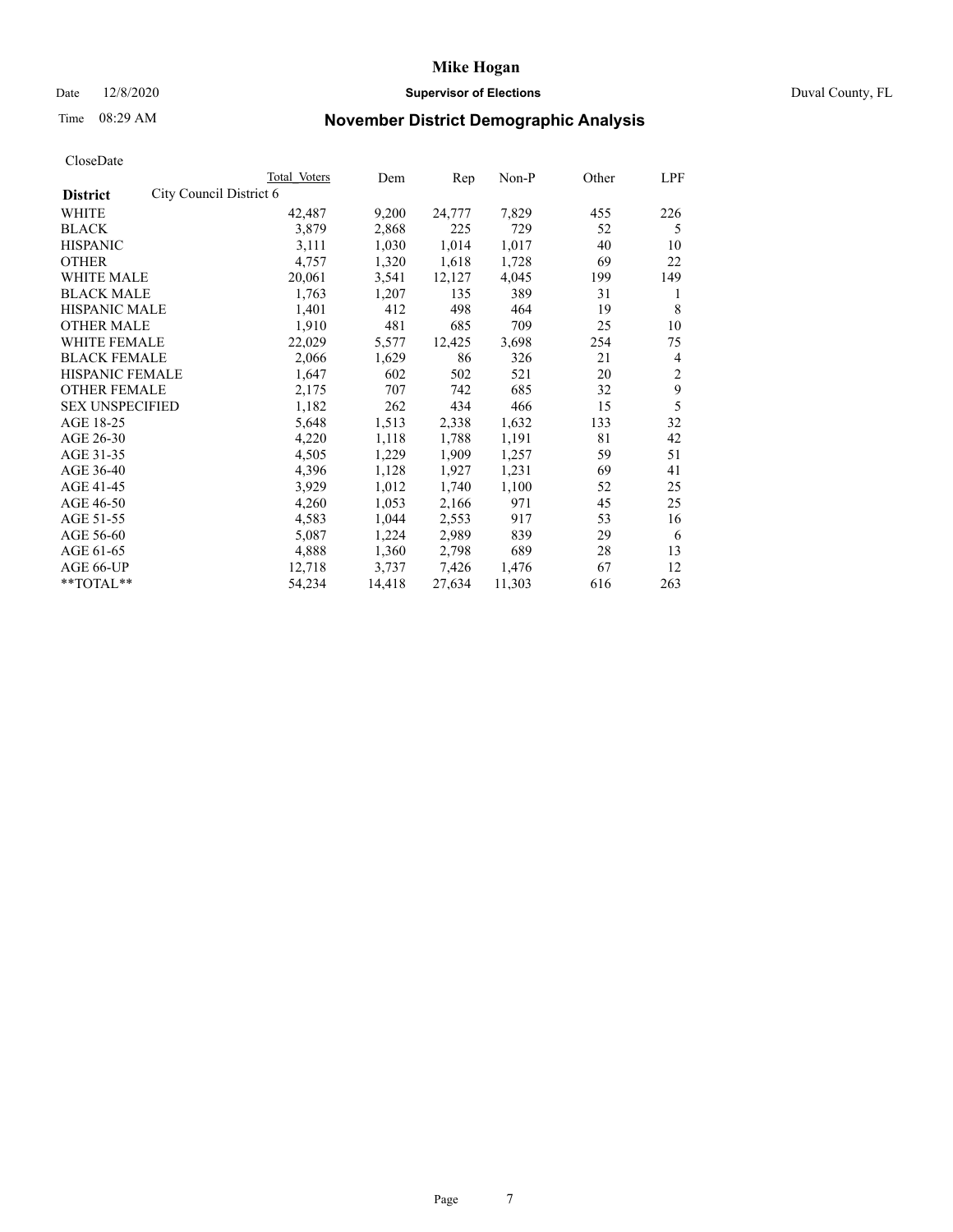# Mike Hogan

Date 12/8/2020 **Supervisor of Elections** Duval County, FL

Time 08:29 AM **November District Demographic Analysis**

CloseDate

| | Total Voters | Dem | Rep | Non-P | Other | LPF |
|---|---|---|---|---|---|---|
| **District** City Council District 6 | | | | | | |
| WHITE | 42,487 | 9,200 | 24,777 | 7,829 | 455 | 226 |
| BLACK | 3,879 | 2,868 | 225 | 729 | 52 | 5 |
| HISPANIC | 3,111 | 1,030 | 1,014 | 1,017 | 40 | 10 |
| OTHER | 4,757 | 1,320 | 1,618 | 1,728 | 69 | 22 |
| WHITE MALE | 20,061 | 3,541 | 12,127 | 4,045 | 199 | 149 |
| BLACK MALE | 1,763 | 1,207 | 135 | 389 | 31 | 1 |
| HISPANIC MALE | 1,401 | 412 | 498 | 464 | 19 | 8 |
| OTHER MALE | 1,910 | 481 | 685 | 709 | 25 | 10 |
| WHITE FEMALE | 22,029 | 5,577 | 12,425 | 3,698 | 254 | 75 |
| BLACK FEMALE | 2,066 | 1,629 | 86 | 326 | 21 | 4 |
| HISPANIC FEMALE | 1,647 | 602 | 502 | 521 | 20 | 2 |
| OTHER FEMALE | 2,175 | 707 | 742 | 685 | 32 | 9 |
| SEX UNSPECIFIED | 1,182 | 262 | 434 | 466 | 15 | 5 |
| AGE 18-25 | 5,648 | 1,513 | 2,338 | 1,632 | 133 | 32 |
| AGE 26-30 | 4,220 | 1,118 | 1,788 | 1,191 | 81 | 42 |
| AGE 31-35 | 4,505 | 1,229 | 1,909 | 1,257 | 59 | 51 |
| AGE 36-40 | 4,396 | 1,128 | 1,927 | 1,231 | 69 | 41 |
| AGE 41-45 | 3,929 | 1,012 | 1,740 | 1,100 | 52 | 25 |
| AGE 46-50 | 4,260 | 1,053 | 2,166 | 971 | 45 | 25 |
| AGE 51-55 | 4,583 | 1,044 | 2,553 | 917 | 53 | 16 |
| AGE 56-60 | 5,087 | 1,224 | 2,989 | 839 | 29 | 6 |
| AGE 61-65 | 4,888 | 1,360 | 2,798 | 689 | 28 | 13 |
| AGE 66-UP | 12,718 | 3,737 | 7,426 | 1,476 | 67 | 12 |
| **TOTAL** | 54,234 | 14,418 | 27,634 | 11,303 | 616 | 263 |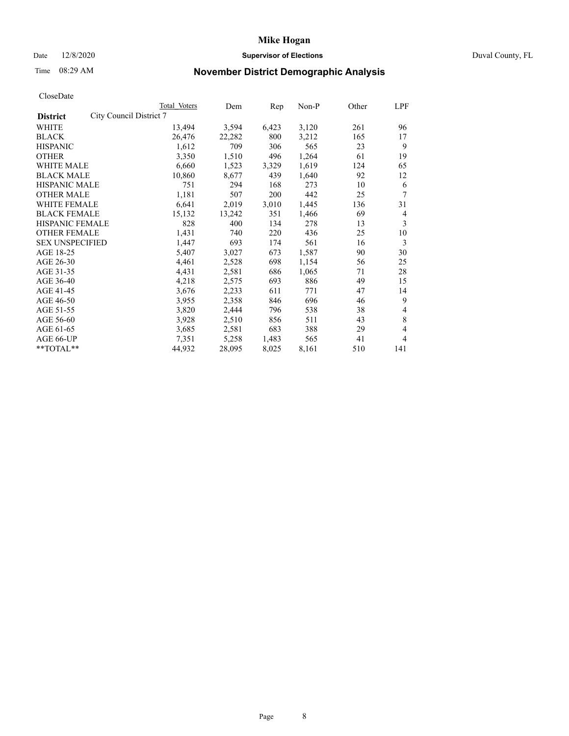# November District Demographic Analysis

Mike Hogan

Supervisor of Elections

Duval County, FL

Date 12/8/2020

Time 08:29 AM

CloseDate

| District | City Council District 7 | Total Voters | Dem | Rep | Non-P | Other | LPF |
|---|---|---|---|---|---|---|---|
| WHITE | | 13,494 | 3,594 | 6,423 | 3,120 | 261 | 96 |
| BLACK | | 26,476 | 22,282 | 800 | 3,212 | 165 | 17 |
| HISPANIC | | 1,612 | 709 | 306 | 565 | 23 | 9 |
| OTHER | | 3,350 | 1,510 | 496 | 1,264 | 61 | 19 |
| WHITE MALE | | 6,660 | 1,523 | 3,329 | 1,619 | 124 | 65 |
| BLACK MALE | | 10,860 | 8,677 | 439 | 1,640 | 92 | 12 |
| HISPANIC MALE | | 751 | 294 | 168 | 273 | 10 | 6 |
| OTHER MALE | | 1,181 | 507 | 200 | 442 | 25 | 7 |
| WHITE FEMALE | | 6,641 | 2,019 | 3,010 | 1,445 | 136 | 31 |
| BLACK FEMALE | | 15,132 | 13,242 | 351 | 1,466 | 69 | 4 |
| HISPANIC FEMALE | | 828 | 400 | 134 | 278 | 13 | 3 |
| OTHER FEMALE | | 1,431 | 740 | 220 | 436 | 25 | 10 |
| SEX UNSPECIFIED | | 1,447 | 693 | 174 | 561 | 16 | 3 |
| AGE 18-25 | | 5,407 | 3,027 | 673 | 1,587 | 90 | 30 |
| AGE 26-30 | | 4,461 | 2,528 | 698 | 1,154 | 56 | 25 |
| AGE 31-35 | | 4,431 | 2,581 | 686 | 1,065 | 71 | 28 |
| AGE 36-40 | | 4,218 | 2,575 | 693 | 886 | 49 | 15 |
| AGE 41-45 | | 3,676 | 2,233 | 611 | 771 | 47 | 14 |
| AGE 46-50 | | 3,955 | 2,358 | 846 | 696 | 46 | 9 |
| AGE 51-55 | | 3,820 | 2,444 | 796 | 538 | 38 | 4 |
| AGE 56-60 | | 3,928 | 2,510 | 856 | 511 | 43 | 8 |
| AGE 61-65 | | 3,685 | 2,581 | 683 | 388 | 29 | 4 |
| AGE 66-UP | | 7,351 | 5,258 | 1,483 | 565 | 41 | 4 |
| **TOTAL** | | 44,932 | 28,095 | 8,025 | 8,161 | 510 | 141 |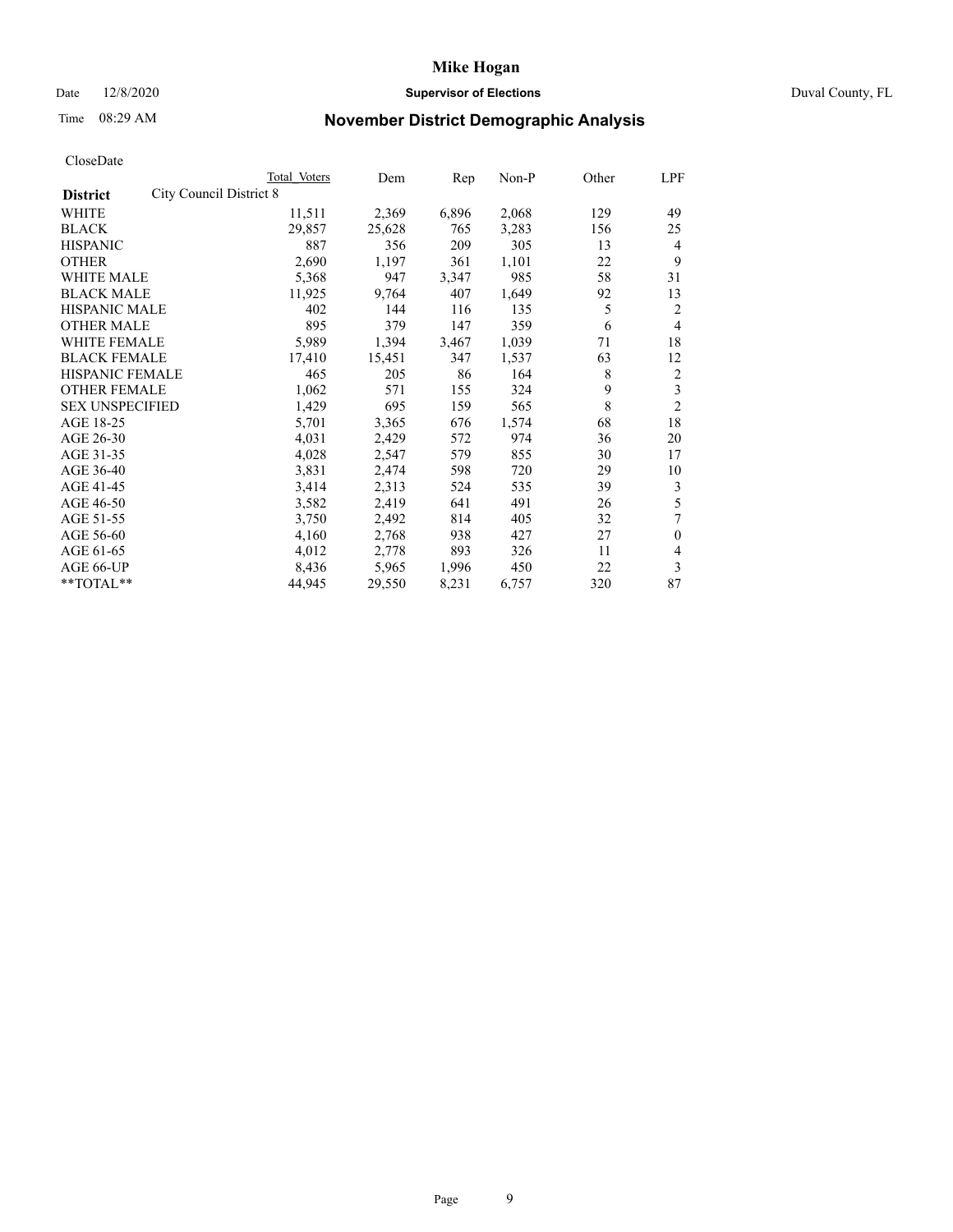**Mike Hogan**

Date 12/8/2020 **Supervisor of Elections** Duval County, FL

Time 08:29 AM **November District Demographic Analysis**

CloseDate

| **District** City Council District 8 | Total Voters | Dem | Rep | Non-P | Other | LPF |
|---|---|---|---|---|---|---|
| WHITE | 11,511 | 2,369 | 6,896 | 2,068 | 129 | 49 |
| BLACK | 29,857 | 25,628 | 765 | 3,283 | 156 | 25 |
| HISPANIC | 887 | 356 | 209 | 305 | 13 | 4 |
| OTHER | 2,690 | 1,197 | 361 | 1,101 | 22 | 9 |
| WHITE MALE | 5,368 | 947 | 3,347 | 985 | 58 | 31 |
| BLACK MALE | 11,925 | 9,764 | 407 | 1,649 | 92 | 13 |
| HISPANIC MALE | 402 | 144 | 116 | 135 | 5 | 2 |
| OTHER MALE | 895 | 379 | 147 | 359 | 6 | 4 |
| WHITE FEMALE | 5,989 | 1,394 | 3,467 | 1,039 | 71 | 18 |
| BLACK FEMALE | 17,410 | 15,451 | 347 | 1,537 | 63 | 12 |
| HISPANIC FEMALE | 465 | 205 | 86 | 164 | 8 | 2 |
| OTHER FEMALE | 1,062 | 571 | 155 | 324 | 9 | 3 |
| SEX UNSPECIFIED | 1,429 | 695 | 159 | 565 | 8 | 2 |
| AGE 18-25 | 5,701 | 3,365 | 676 | 1,574 | 68 | 18 |
| AGE 26-30 | 4,031 | 2,429 | 572 | 974 | 36 | 20 |
| AGE 31-35 | 4,028 | 2,547 | 579 | 855 | 30 | 17 |
| AGE 36-40 | 3,831 | 2,474 | 598 | 720 | 29 | 10 |
| AGE 41-45 | 3,414 | 2,313 | 524 | 535 | 39 | 3 |
| AGE 46-50 | 3,582 | 2,419 | 641 | 491 | 26 | 5 |
| AGE 51-55 | 3,750 | 2,492 | 814 | 405 | 32 | 7 |
| AGE 56-60 | 4,160 | 2,768 | 938 | 427 | 27 | 0 |
| AGE 61-65 | 4,012 | 2,778 | 893 | 326 | 11 | 4 |
| AGE 66-UP | 8,436 | 5,965 | 1,996 | 450 | 22 | 3 |
| **TOTAL** | 44,945 | 29,550 | 8,231 | 6,757 | 320 | 87 |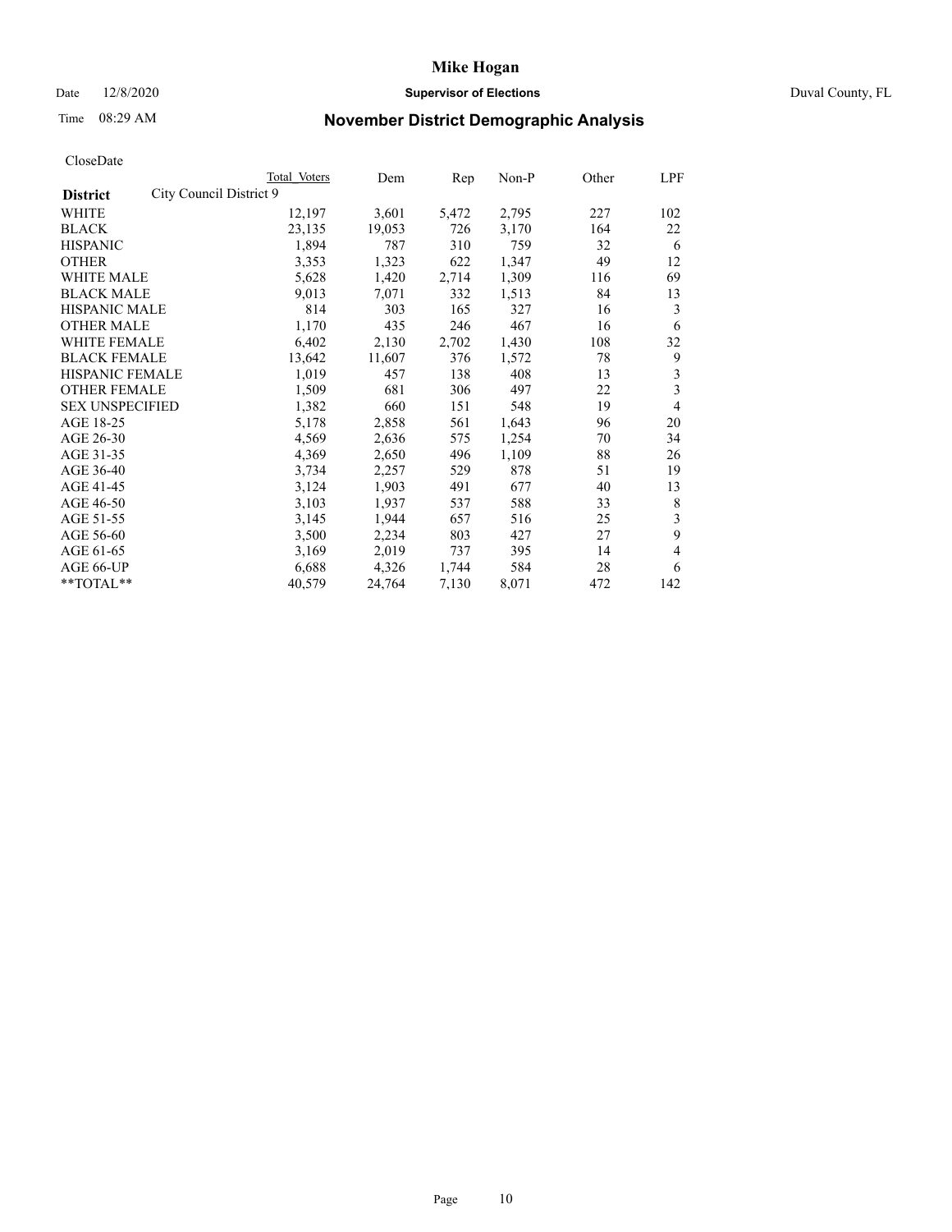# Mike Hogan

Date 12/8/2020 **Supervisor of Elections** Duval County, FL

Time 08:29 AM **November District Demographic Analysis**

CloseDate

| **District** | City Council District 9 | Total Voters | Dem | Rep | Non-P | Other | LPF |
|---|---|---|---|---|---|---|---|
| WHITE | | 12,197 | 3,601 | 5,472 | 2,795 | 227 | 102 |
| BLACK | | 23,135 | 19,053 | 726 | 3,170 | 164 | 22 |
| HISPANIC | | 1,894 | 787 | 310 | 759 | 32 | 6 |
| OTHER | | 3,353 | 1,323 | 622 | 1,347 | 49 | 12 |
| WHITE MALE | | 5,628 | 1,420 | 2,714 | 1,309 | 116 | 69 |
| BLACK MALE | | 9,013 | 7,071 | 332 | 1,513 | 84 | 13 |
| HISPANIC MALE | | 814 | 303 | 165 | 327 | 16 | 3 |
| OTHER MALE | | 1,170 | 435 | 246 | 467 | 16 | 6 |
| WHITE FEMALE | | 6,402 | 2,130 | 2,702 | 1,430 | 108 | 32 |
| BLACK FEMALE | | 13,642 | 11,607 | 376 | 1,572 | 78 | 9 |
| HISPANIC FEMALE | | 1,019 | 457 | 138 | 408 | 13 | 3 |
| OTHER FEMALE | | 1,509 | 681 | 306 | 497 | 22 | 3 |
| SEX UNSPECIFIED | | 1,382 | 660 | 151 | 548 | 19 | 4 |
| AGE 18-25 | | 5,178 | 2,858 | 561 | 1,643 | 96 | 20 |
| AGE 26-30 | | 4,569 | 2,636 | 575 | 1,254 | 70 | 34 |
| AGE 31-35 | | 4,369 | 2,650 | 496 | 1,109 | 88 | 26 |
| AGE 36-40 | | 3,734 | 2,257 | 529 | 878 | 51 | 19 |
| AGE 41-45 | | 3,124 | 1,903 | 491 | 677 | 40 | 13 |
| AGE 46-50 | | 3,103 | 1,937 | 537 | 588 | 33 | 8 |
| AGE 51-55 | | 3,145 | 1,944 | 657 | 516 | 25 | 3 |
| AGE 56-60 | | 3,500 | 2,234 | 803 | 427 | 27 | 9 |
| AGE 61-65 | | 3,169 | 2,019 | 737 | 395 | 14 | 4 |
| AGE 66-UP | | 6,688 | 4,326 | 1,744 | 584 | 28 | 6 |
| **TOTAL** | | 40,579 | 24,764 | 7,130 | 8,071 | 472 | 142 |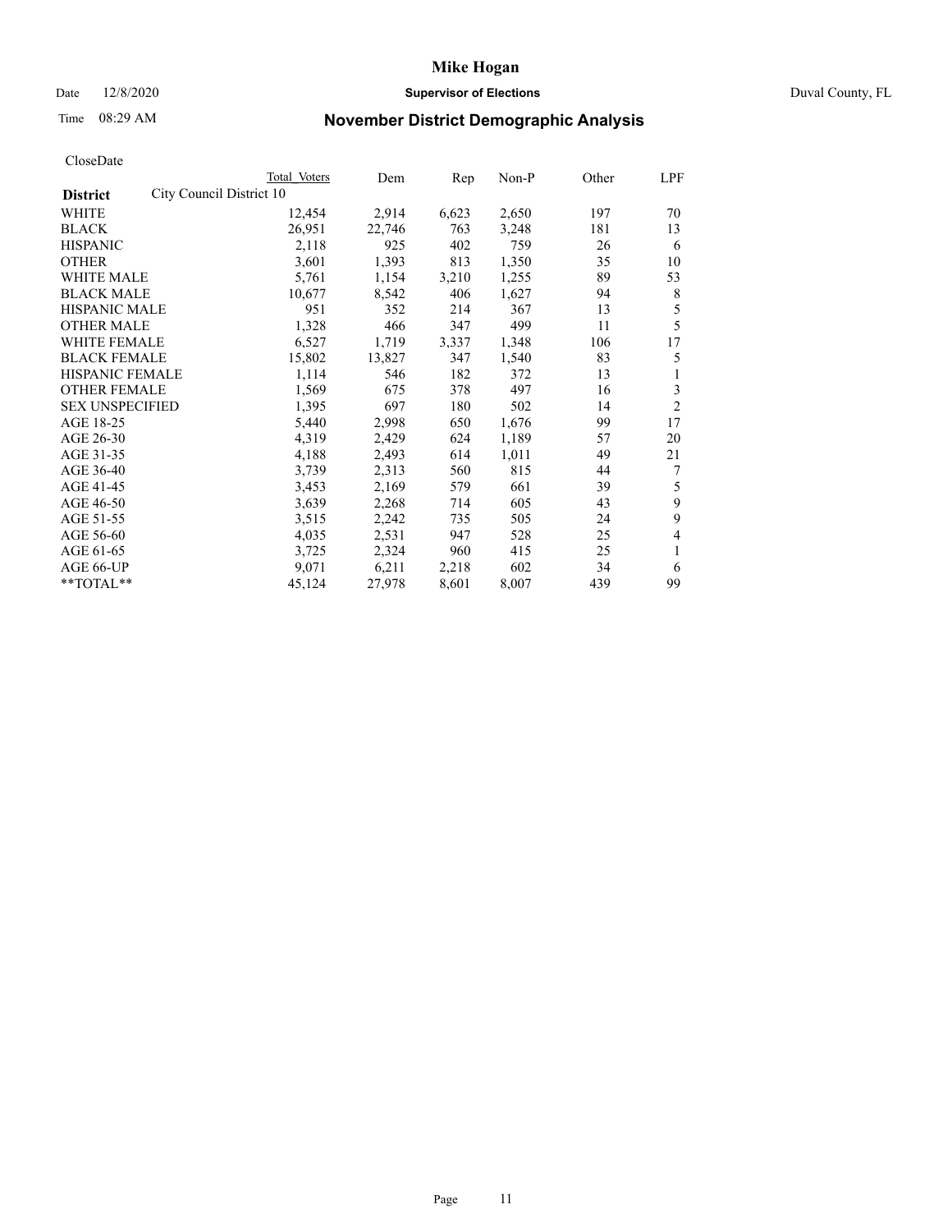# Mike Hogan

Date 12/8/2020 **Supervisor of Elections** Duval County, FL

Time 08:29 AM **November District Demographic Analysis**

CloseDate

| **District** | Total Voters | Dem | Rep | Non-P | Other | LPF |
|---|---|---|---|---|---|---|
| City Council District 10 | | | | | | |
| WHITE | 12,454 | 2,914 | 6,623 | 2,650 | 197 | 70 |
| BLACK | 26,951 | 22,746 | 763 | 3,248 | 181 | 13 |
| HISPANIC | 2,118 | 925 | 402 | 759 | 26 | 6 |
| OTHER | 3,601 | 1,393 | 813 | 1,350 | 35 | 10 |
| WHITE MALE | 5,761 | 1,154 | 3,210 | 1,255 | 89 | 53 |
| BLACK MALE | 10,677 | 8,542 | 406 | 1,627 | 94 | 8 |
| HISPANIC MALE | 951 | 352 | 214 | 367 | 13 | 5 |
| OTHER MALE | 1,328 | 466 | 347 | 499 | 11 | 5 |
| WHITE FEMALE | 6,527 | 1,719 | 3,337 | 1,348 | 106 | 17 |
| BLACK FEMALE | 15,802 | 13,827 | 347 | 1,540 | 83 | 5 |
| HISPANIC FEMALE | 1,114 | 546 | 182 | 372 | 13 | 1 |
| OTHER FEMALE | 1,569 | 675 | 378 | 497 | 16 | 3 |
| SEX UNSPECIFIED | 1,395 | 697 | 180 | 502 | 14 | 2 |
| AGE 18-25 | 5,440 | 2,998 | 650 | 1,676 | 99 | 17 |
| AGE 26-30 | 4,319 | 2,429 | 624 | 1,189 | 57 | 20 |
| AGE 31-35 | 4,188 | 2,493 | 614 | 1,011 | 49 | 21 |
| AGE 36-40 | 3,739 | 2,313 | 560 | 815 | 44 | 7 |
| AGE 41-45 | 3,453 | 2,169 | 579 | 661 | 39 | 5 |
| AGE 46-50 | 3,639 | 2,268 | 714 | 605 | 43 | 9 |
| AGE 51-55 | 3,515 | 2,242 | 735 | 505 | 24 | 9 |
| AGE 56-60 | 4,035 | 2,531 | 947 | 528 | 25 | 4 |
| AGE 61-65 | 3,725 | 2,324 | 960 | 415 | 25 | 1 |
| AGE 66-UP | 9,071 | 6,211 | 2,218 | 602 | 34 | 6 |
| **TOTAL** | 45,124 | 27,978 | 8,601 | 8,007 | 439 | 99 |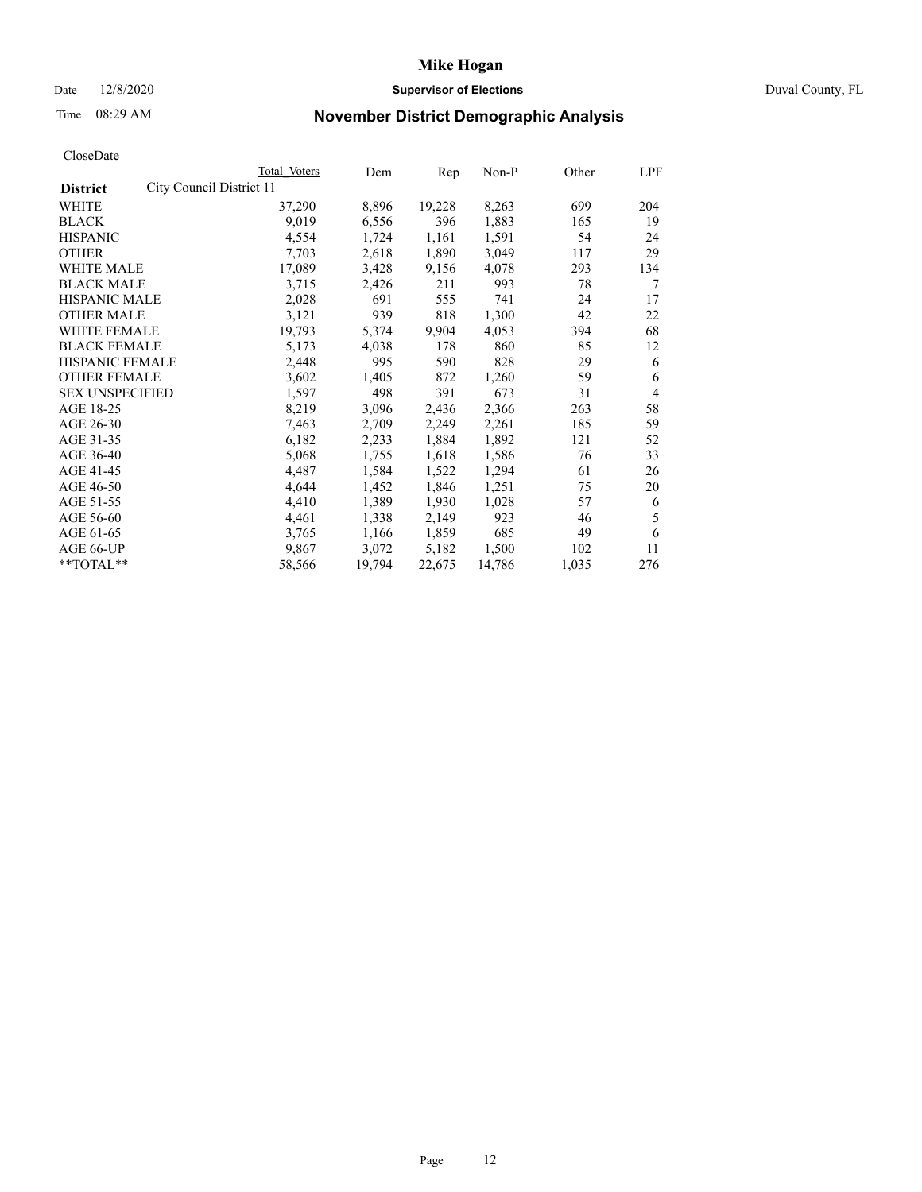# Mike Hogan

Date 12/8/2020 **Supervisor of Elections** Duval County, FL

Time 08:29 AM **November District Demographic Analysis**

CloseDate

| District | City Council District 11 | Total Voters | Dem | Rep | Non-P | Other | LPF |
|---|---|---|---|---|---|---|---|
| WHITE | | 37,290 | 8,896 | 19,228 | 8,263 | 699 | 204 |
| BLACK | | 9,019 | 6,556 | 396 | 1,883 | 165 | 19 |
| HISPANIC | | 4,554 | 1,724 | 1,161 | 1,591 | 54 | 24 |
| OTHER | | 7,703 | 2,618 | 1,890 | 3,049 | 117 | 29 |
| WHITE MALE | | 17,089 | 3,428 | 9,156 | 4,078 | 293 | 134 |
| BLACK MALE | | 3,715 | 2,426 | 211 | 993 | 78 | 7 |
| HISPANIC MALE | | 2,028 | 691 | 555 | 741 | 24 | 17 |
| OTHER MALE | | 3,121 | 939 | 818 | 1,300 | 42 | 22 |
| WHITE FEMALE | | 19,793 | 5,374 | 9,904 | 4,053 | 394 | 68 |
| BLACK FEMALE | | 5,173 | 4,038 | 178 | 860 | 85 | 12 |
| HISPANIC FEMALE | | 2,448 | 995 | 590 | 828 | 29 | 6 |
| OTHER FEMALE | | 3,602 | 1,405 | 872 | 1,260 | 59 | 6 |
| SEX UNSPECIFIED | | 1,597 | 498 | 391 | 673 | 31 | 4 |
| AGE 18-25 | | 8,219 | 3,096 | 2,436 | 2,366 | 263 | 58 |
| AGE 26-30 | | 7,463 | 2,709 | 2,249 | 2,261 | 185 | 59 |
| AGE 31-35 | | 6,182 | 2,233 | 1,884 | 1,892 | 121 | 52 |
| AGE 36-40 | | 5,068 | 1,755 | 1,618 | 1,586 | 76 | 33 |
| AGE 41-45 | | 4,487 | 1,584 | 1,522 | 1,294 | 61 | 26 |
| AGE 46-50 | | 4,644 | 1,452 | 1,846 | 1,251 | 75 | 20 |
| AGE 51-55 | | 4,410 | 1,389 | 1,930 | 1,028 | 57 | 6 |
| AGE 56-60 | | 4,461 | 1,338 | 2,149 | 923 | 46 | 5 |
| AGE 61-65 | | 3,765 | 1,166 | 1,859 | 685 | 49 | 6 |
| AGE 66-UP | | 9,867 | 3,072 | 5,182 | 1,500 | 102 | 11 |
| **TOTAL** | | 58,566 | 19,794 | 22,675 | 14,786 | 1,035 | 276 |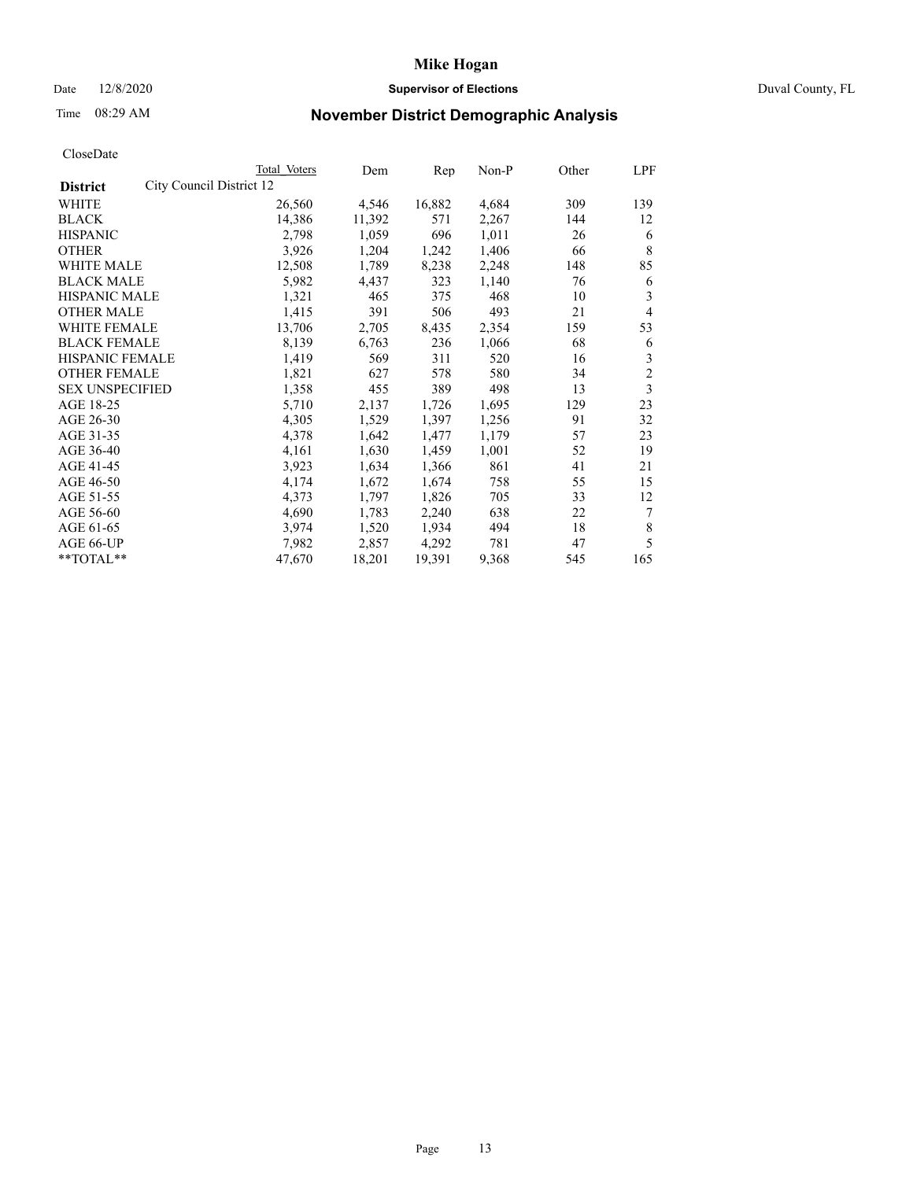# Mike Hogan

Date 12/8/2020 **Supervisor of Elections** Duval County, FL

Time 08:29 AM

## November District Demographic Analysis

CloseDate

| District | City Council District 12 | Total Voters | Dem | Rep | Non-P | Other | LPF |
|---|---|---|---|---|---|---|---|
| WHITE | | 26,560 | 4,546 | 16,882 | 4,684 | 309 | 139 |
| BLACK | | 14,386 | 11,392 | 571 | 2,267 | 144 | 12 |
| HISPANIC | | 2,798 | 1,059 | 696 | 1,011 | 26 | 6 |
| OTHER | | 3,926 | 1,204 | 1,242 | 1,406 | 66 | 8 |
| WHITE MALE | | 12,508 | 1,789 | 8,238 | 2,248 | 148 | 85 |
| BLACK MALE | | 5,982 | 4,437 | 323 | 1,140 | 76 | 6 |
| HISPANIC MALE | | 1,321 | 465 | 375 | 468 | 10 | 3 |
| OTHER MALE | | 1,415 | 391 | 506 | 493 | 21 | 4 |
| WHITE FEMALE | | 13,706 | 2,705 | 8,435 | 2,354 | 159 | 53 |
| BLACK FEMALE | | 8,139 | 6,763 | 236 | 1,066 | 68 | 6 |
| HISPANIC FEMALE | | 1,419 | 569 | 311 | 520 | 16 | 3 |
| OTHER FEMALE | | 1,821 | 627 | 578 | 580 | 34 | 2 |
| SEX UNSPECIFIED | | 1,358 | 455 | 389 | 498 | 13 | 3 |
| AGE 18-25 | | 5,710 | 2,137 | 1,726 | 1,695 | 129 | 23 |
| AGE 26-30 | | 4,305 | 1,529 | 1,397 | 1,256 | 91 | 32 |
| AGE 31-35 | | 4,378 | 1,642 | 1,477 | 1,179 | 57 | 23 |
| AGE 36-40 | | 4,161 | 1,630 | 1,459 | 1,001 | 52 | 19 |
| AGE 41-45 | | 3,923 | 1,634 | 1,366 | 861 | 41 | 21 |
| AGE 46-50 | | 4,174 | 1,672 | 1,674 | 758 | 55 | 15 |
| AGE 51-55 | | 4,373 | 1,797 | 1,826 | 705 | 33 | 12 |
| AGE 56-60 | | 4,690 | 1,783 | 2,240 | 638 | 22 | 7 |
| AGE 61-65 | | 3,974 | 1,520 | 1,934 | 494 | 18 | 8 |
| AGE 66-UP | | 7,982 | 2,857 | 4,292 | 781 | 47 | 5 |
| **TOTAL** | | 47,670 | 18,201 | 19,391 | 9,368 | 545 | 165 |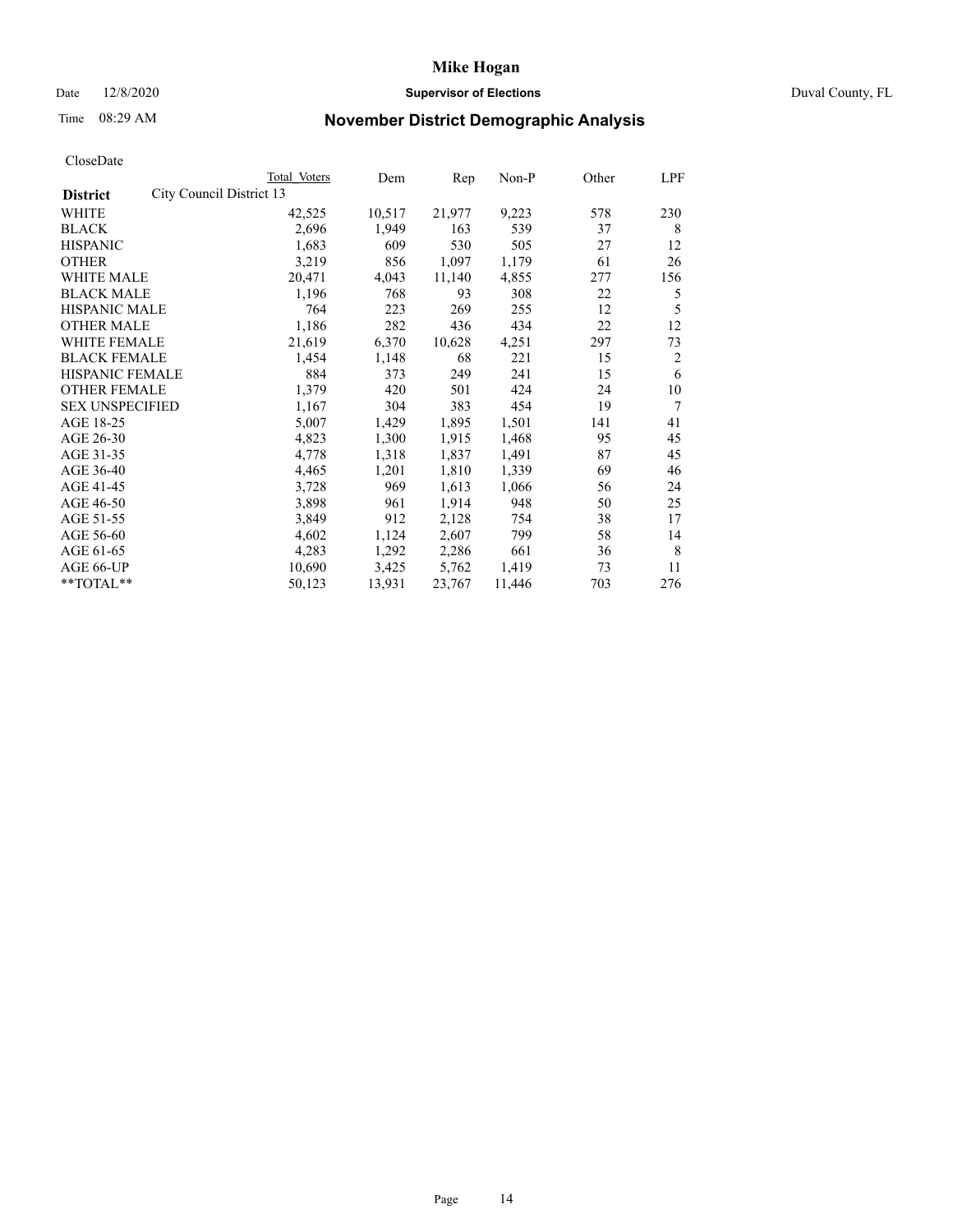# Mike Hogan

Date 12/8/2020 **Supervisor of Elections** Duval County, FL

Time 08:29 AM **November District Demographic Analysis**

CloseDate

| **District** | City Council District 13 | Total Voters | Dem | Rep | Non-P | Other | LPF |
|---|---|---|---|---|---|---|---|
| WHITE | | 42,525 | 10,517 | 21,977 | 9,223 | 578 | 230 |
| BLACK | | 2,696 | 1,949 | 163 | 539 | 37 | 8 |
| HISPANIC | | 1,683 | 609 | 530 | 505 | 27 | 12 |
| OTHER | | 3,219 | 856 | 1,097 | 1,179 | 61 | 26 |
| WHITE MALE | | 20,471 | 4,043 | 11,140 | 4,855 | 277 | 156 |
| BLACK MALE | | 1,196 | 768 | 93 | 308 | 22 | 5 |
| HISPANIC MALE | | 764 | 223 | 269 | 255 | 12 | 5 |
| OTHER MALE | | 1,186 | 282 | 436 | 434 | 22 | 12 |
| WHITE FEMALE | | 21,619 | 6,370 | 10,628 | 4,251 | 297 | 73 |
| BLACK FEMALE | | 1,454 | 1,148 | 68 | 221 | 15 | 2 |
| HISPANIC FEMALE | | 884 | 373 | 249 | 241 | 15 | 6 |
| OTHER FEMALE | | 1,379 | 420 | 501 | 424 | 24 | 10 |
| SEX UNSPECIFIED | | 1,167 | 304 | 383 | 454 | 19 | 7 |
| AGE 18-25 | | 5,007 | 1,429 | 1,895 | 1,501 | 141 | 41 |
| AGE 26-30 | | 4,823 | 1,300 | 1,915 | 1,468 | 95 | 45 |
| AGE 31-35 | | 4,778 | 1,318 | 1,837 | 1,491 | 87 | 45 |
| AGE 36-40 | | 4,465 | 1,201 | 1,810 | 1,339 | 69 | 46 |
| AGE 41-45 | | 3,728 | 969 | 1,613 | 1,066 | 56 | 24 |
| AGE 46-50 | | 3,898 | 961 | 1,914 | 948 | 50 | 25 |
| AGE 51-55 | | 3,849 | 912 | 2,128 | 754 | 38 | 17 |
| AGE 56-60 | | 4,602 | 1,124 | 2,607 | 799 | 58 | 14 |
| AGE 61-65 | | 4,283 | 1,292 | 2,286 | 661 | 36 | 8 |
| AGE 66-UP | | 10,690 | 3,425 | 5,762 | 1,419 | 73 | 11 |
| **TOTAL** | | 50,123 | 13,931 | 23,767 | 11,446 | 703 | 276 |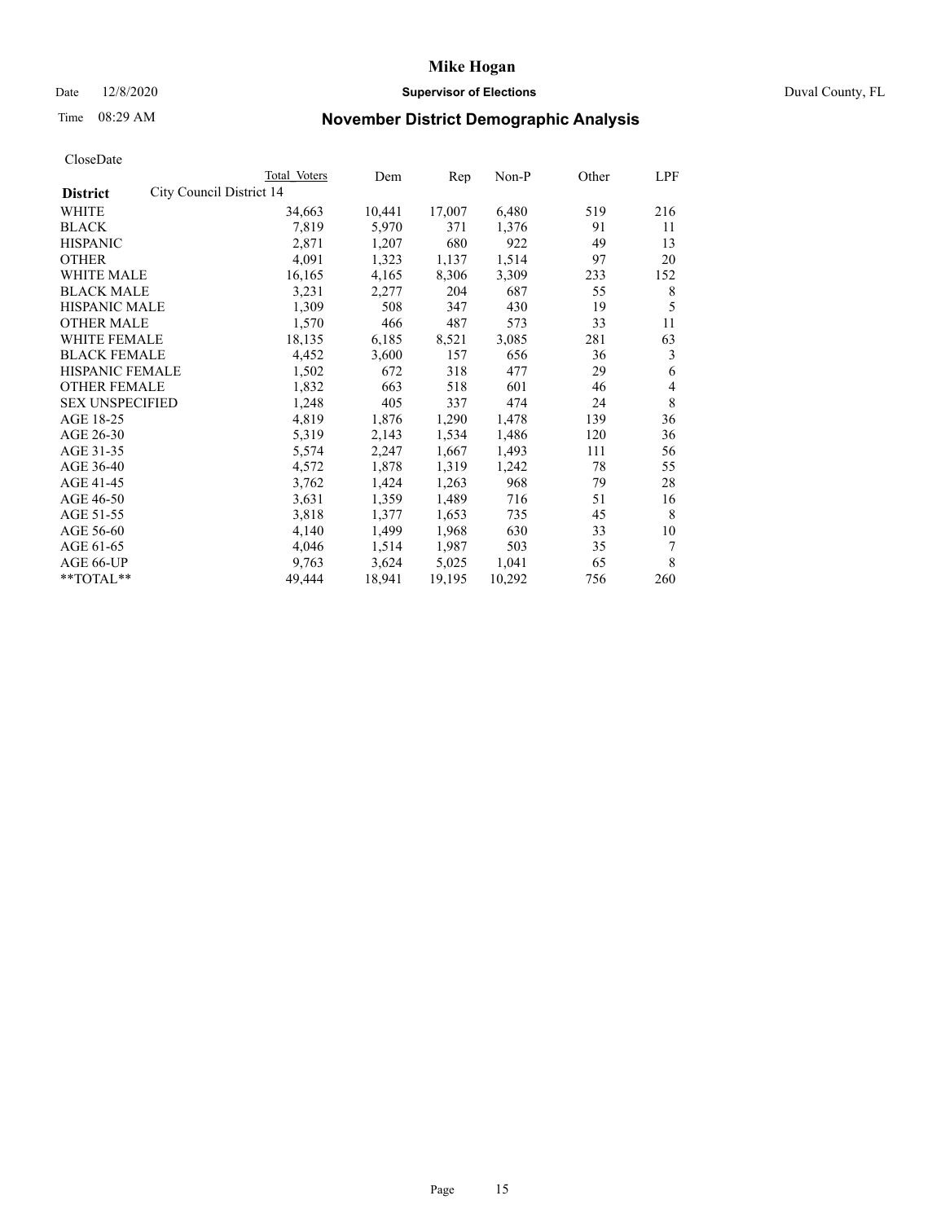# Mike Hogan

Date 12/8/2020 **Supervisor of Elections** Duval County, FL

Time 08:29 AM **November District Demographic Analysis**

CloseDate

| District | City Council District 14 | Total Voters | Dem | Rep | Non-P | Other | LPF |
|---|---|---|---|---|---|---|---|
| WHITE | | 34,663 | 10,441 | 17,007 | 6,480 | 519 | 216 |
| BLACK | | 7,819 | 5,970 | 371 | 1,376 | 91 | 11 |
| HISPANIC | | 2,871 | 1,207 | 680 | 922 | 49 | 13 |
| OTHER | | 4,091 | 1,323 | 1,137 | 1,514 | 97 | 20 |
| WHITE MALE | | 16,165 | 4,165 | 8,306 | 3,309 | 233 | 152 |
| BLACK MALE | | 3,231 | 2,277 | 204 | 687 | 55 | 8 |
| HISPANIC MALE | | 1,309 | 508 | 347 | 430 | 19 | 5 |
| OTHER MALE | | 1,570 | 466 | 487 | 573 | 33 | 11 |
| WHITE FEMALE | | 18,135 | 6,185 | 8,521 | 3,085 | 281 | 63 |
| BLACK FEMALE | | 4,452 | 3,600 | 157 | 656 | 36 | 3 |
| HISPANIC FEMALE | | 1,502 | 672 | 318 | 477 | 29 | 6 |
| OTHER FEMALE | | 1,832 | 663 | 518 | 601 | 46 | 4 |
| SEX UNSPECIFIED | | 1,248 | 405 | 337 | 474 | 24 | 8 |
| AGE 18-25 | | 4,819 | 1,876 | 1,290 | 1,478 | 139 | 36 |
| AGE 26-30 | | 5,319 | 2,143 | 1,534 | 1,486 | 120 | 36 |
| AGE 31-35 | | 5,574 | 2,247 | 1,667 | 1,493 | 111 | 56 |
| AGE 36-40 | | 4,572 | 1,878 | 1,319 | 1,242 | 78 | 55 |
| AGE 41-45 | | 3,762 | 1,424 | 1,263 | 968 | 79 | 28 |
| AGE 46-50 | | 3,631 | 1,359 | 1,489 | 716 | 51 | 16 |
| AGE 51-55 | | 3,818 | 1,377 | 1,653 | 735 | 45 | 8 |
| AGE 56-60 | | 4,140 | 1,499 | 1,968 | 630 | 33 | 10 |
| AGE 61-65 | | 4,046 | 1,514 | 1,987 | 503 | 35 | 7 |
| AGE 66-UP | | 9,763 | 3,624 | 5,025 | 1,041 | 65 | 8 |
| **TOTAL** | | 49,444 | 18,941 | 19,195 | 10,292 | 756 | 260 |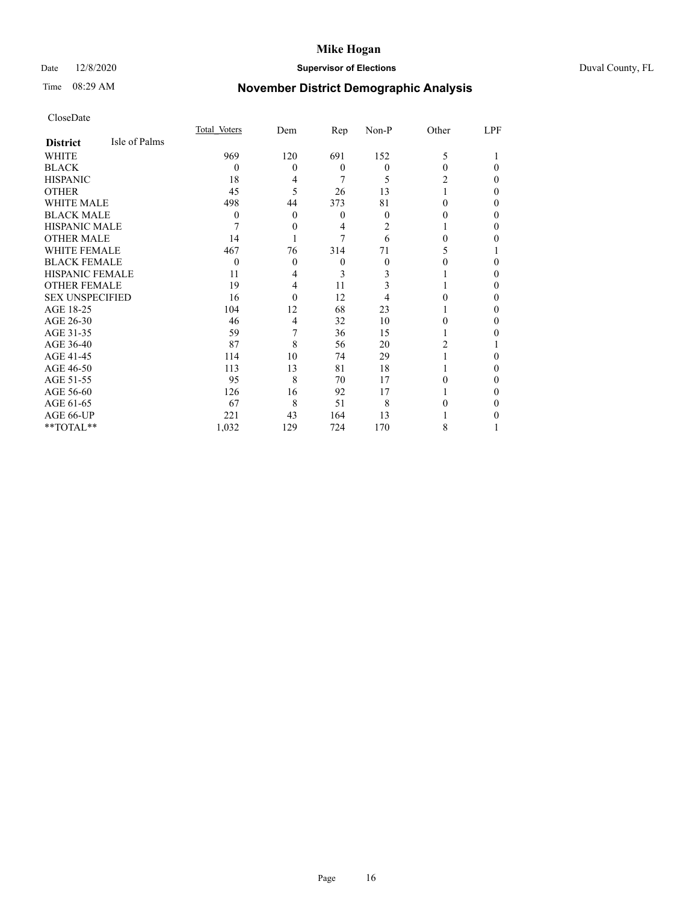# Mike Hogan

Date 12/8/2020 **Supervisor of Elections** Duval County, FL

Time 08:29 AM

## November District Demographic Analysis

CloseDate

| **District** Isle of Palms | Total Voters | Dem | Rep | Non-P | Other | LPF |
|---|---|---|---|---|---|---|
| WHITE | 969 | 120 | 691 | 152 | 5 | 1 |
| BLACK | 0 | 0 | 0 | 0 | 0 | 0 |
| HISPANIC | 18 | 4 | 7 | 5 | 2 | 0 |
| OTHER | 45 | 5 | 26 | 13 | 1 | 0 |
| WHITE MALE | 498 | 44 | 373 | 81 | 0 | 0 |
| BLACK MALE | 0 | 0 | 0 | 0 | 0 | 0 |
| HISPANIC MALE | 7 | 0 | 4 | 2 | 1 | 0 |
| OTHER MALE | 14 | 1 | 7 | 6 | 0 | 0 |
| WHITE FEMALE | 467 | 76 | 314 | 71 | 5 | 1 |
| BLACK FEMALE | 0 | 0 | 0 | 0 | 0 | 0 |
| HISPANIC FEMALE | 11 | 4 | 3 | 3 | 1 | 0 |
| OTHER FEMALE | 19 | 4 | 11 | 3 | 1 | 0 |
| SEX UNSPECIFIED | 16 | 0 | 12 | 4 | 0 | 0 |
| AGE 18-25 | 104 | 12 | 68 | 23 | 1 | 0 |
| AGE 26-30 | 46 | 4 | 32 | 10 | 0 | 0 |
| AGE 31-35 | 59 | 7 | 36 | 15 | 1 | 0 |
| AGE 36-40 | 87 | 8 | 56 | 20 | 2 | 1 |
| AGE 41-45 | 114 | 10 | 74 | 29 | 1 | 0 |
| AGE 46-50 | 113 | 13 | 81 | 18 | 1 | 0 |
| AGE 51-55 | 95 | 8 | 70 | 17 | 0 | 0 |
| AGE 56-60 | 126 | 16 | 92 | 17 | 1 | 0 |
| AGE 61-65 | 67 | 8 | 51 | 8 | 0 | 0 |
| AGE 66-UP | 221 | 43 | 164 | 13 | 1 | 0 |
| **TOTAL** | 1,032 | 129 | 724 | 170 | 8 | 1 |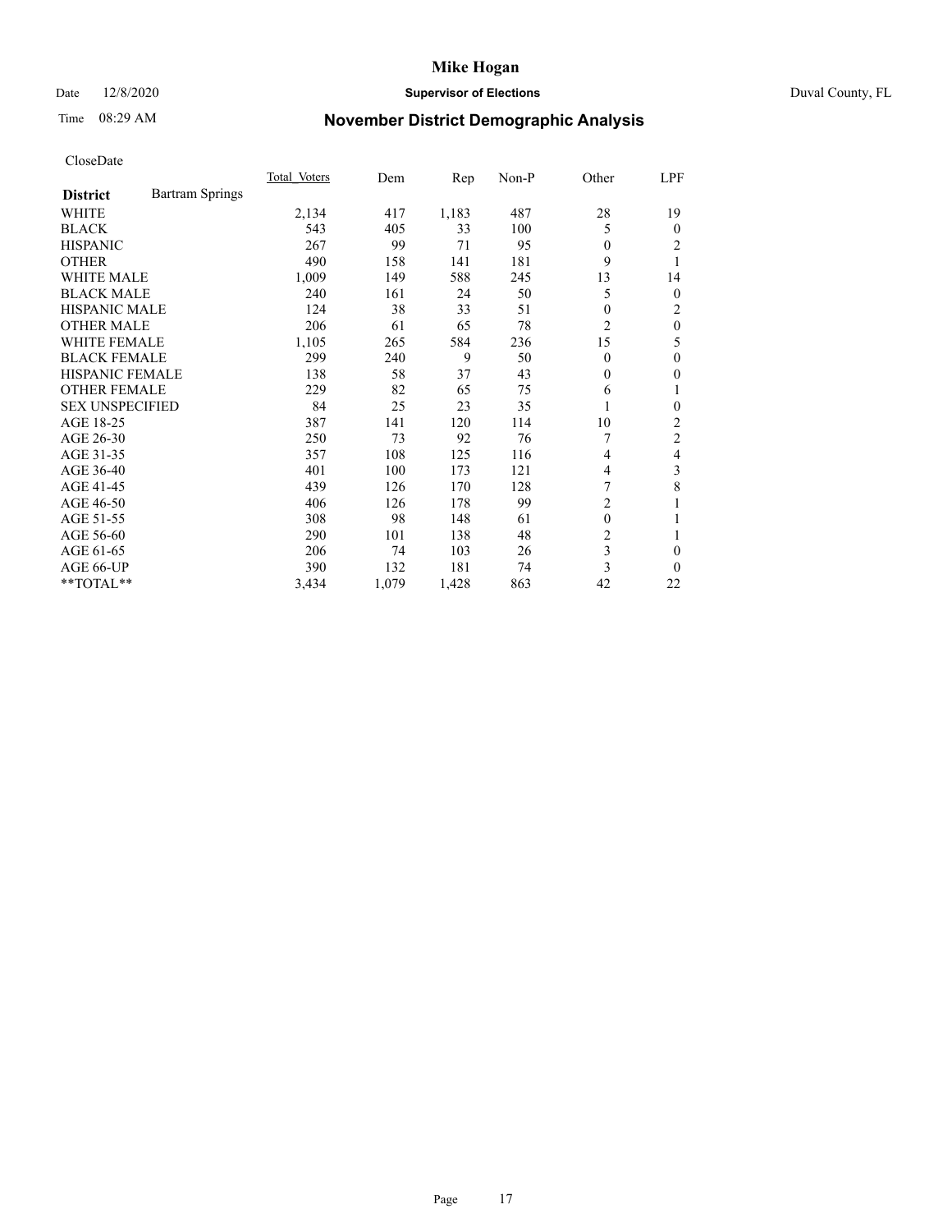# Mike Hogan

Date 12/8/2020 **Supervisor of Elections** Duval County, FL

Time 08:29 AM

## November District Demographic Analysis

CloseDate

| **District** Bartram Springs | Total Voters | Dem | Rep | Non-P | Other | LPF |
|---|---|---|---|---|---|---|
| WHITE | 2,134 | 417 | 1,183 | 487 | 28 | 19 |
| BLACK | 543 | 405 | 33 | 100 | 5 | 0 |
| HISPANIC | 267 | 99 | 71 | 95 | 0 | 2 |
| OTHER | 490 | 158 | 141 | 181 | 9 | 1 |
| WHITE MALE | 1,009 | 149 | 588 | 245 | 13 | 14 |
| BLACK MALE | 240 | 161 | 24 | 50 | 5 | 0 |
| HISPANIC MALE | 124 | 38 | 33 | 51 | 0 | 2 |
| OTHER MALE | 206 | 61 | 65 | 78 | 2 | 0 |
| WHITE FEMALE | 1,105 | 265 | 584 | 236 | 15 | 5 |
| BLACK FEMALE | 299 | 240 | 9 | 50 | 0 | 0 |
| HISPANIC FEMALE | 138 | 58 | 37 | 43 | 0 | 0 |
| OTHER FEMALE | 229 | 82 | 65 | 75 | 6 | 1 |
| SEX UNSPECIFIED | 84 | 25 | 23 | 35 | 1 | 0 |
| AGE 18-25 | 387 | 141 | 120 | 114 | 10 | 2 |
| AGE 26-30 | 250 | 73 | 92 | 76 | 7 | 2 |
| AGE 31-35 | 357 | 108 | 125 | 116 | 4 | 4 |
| AGE 36-40 | 401 | 100 | 173 | 121 | 4 | 3 |
| AGE 41-45 | 439 | 126 | 170 | 128 | 7 | 8 |
| AGE 46-50 | 406 | 126 | 178 | 99 | 2 | 1 |
| AGE 51-55 | 308 | 98 | 148 | 61 | 0 | 1 |
| AGE 56-60 | 290 | 101 | 138 | 48 | 2 | 1 |
| AGE 61-65 | 206 | 74 | 103 | 26 | 3 | 0 |
| AGE 66-UP | 390 | 132 | 181 | 74 | 3 | 0 |
| **TOTAL** | 3,434 | 1,079 | 1,428 | 863 | 42 | 22 |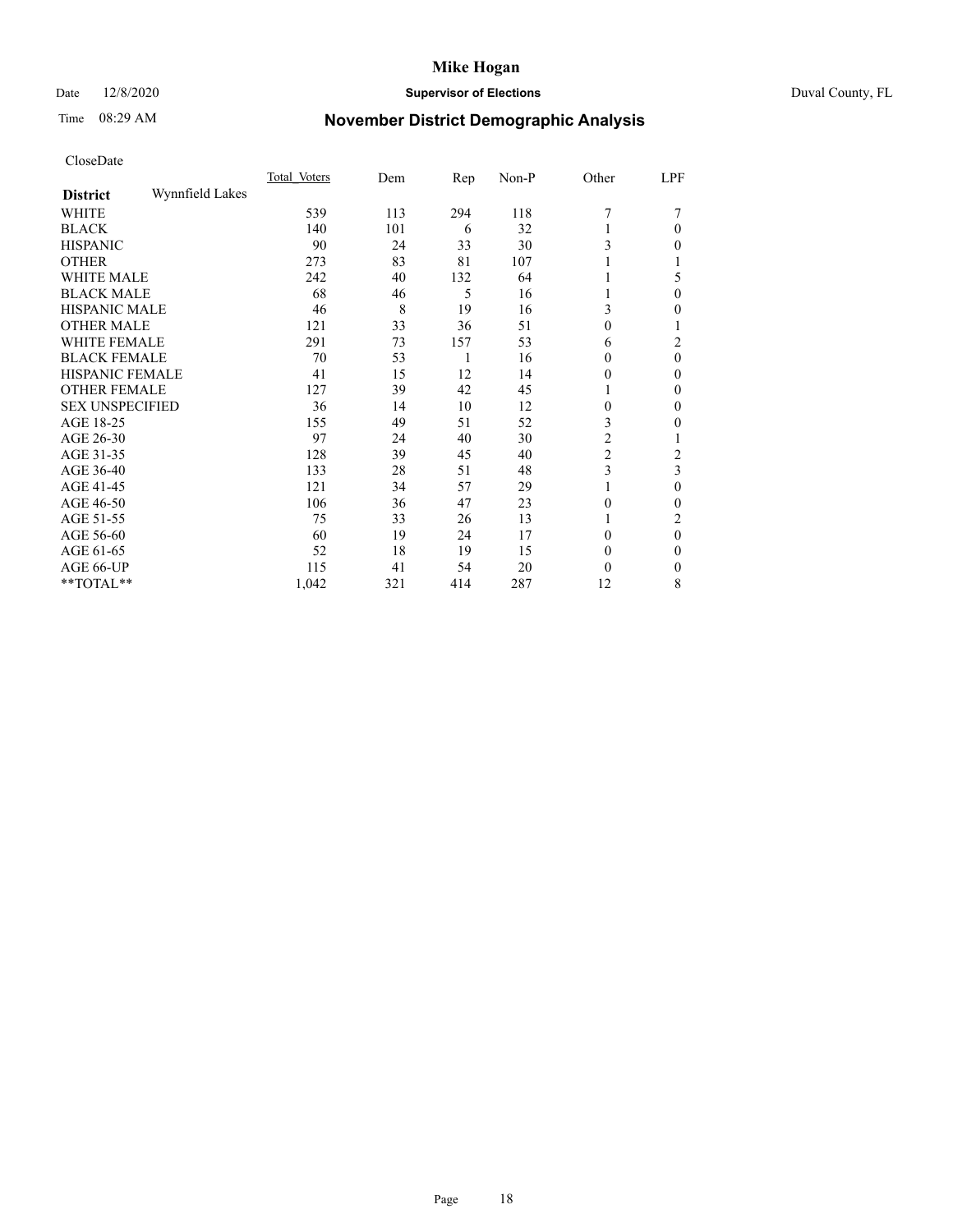CloseDate

| District | Wynnfield Lakes | Total Voters | Dem | Rep | Non-P | Other | LPF |
|---|---|---|---|---|---|---|---|
| WHITE | | 539 | 113 | 294 | 118 | 7 | 7 |
| BLACK | | 140 | 101 | 6 | 32 | 1 | 0 |
| HISPANIC | | 90 | 24 | 33 | 30 | 3 | 0 |
| OTHER | | 273 | 83 | 81 | 107 | 1 | 1 |
| WHITE MALE | | 242 | 40 | 132 | 64 | 1 | 5 |
| BLACK MALE | | 68 | 46 | 5 | 16 | 1 | 0 |
| HISPANIC MALE | | 46 | 8 | 19 | 16 | 3 | 0 |
| OTHER MALE | | 121 | 33 | 36 | 51 | 0 | 1 |
| WHITE FEMALE | | 291 | 73 | 157 | 53 | 6 | 2 |
| BLACK FEMALE | | 70 | 53 | 1 | 16 | 0 | 0 |
| HISPANIC FEMALE | | 41 | 15 | 12 | 14 | 0 | 0 |
| OTHER FEMALE | | 127 | 39 | 42 | 45 | 1 | 0 |
| SEX UNSPECIFIED | | 36 | 14 | 10 | 12 | 0 | 0 |
| AGE 18-25 | | 155 | 49 | 51 | 52 | 3 | 0 |
| AGE 26-30 | | 97 | 24 | 40 | 30 | 2 | 1 |
| AGE 31-35 | | 128 | 39 | 45 | 40 | 2 | 2 |
| AGE 36-40 | | 133 | 28 | 51 | 48 | 3 | 3 |
| AGE 41-45 | | 121 | 34 | 57 | 29 | 1 | 0 |
| AGE 46-50 | | 106 | 36 | 47 | 23 | 0 | 0 |
| AGE 51-55 | | 75 | 33 | 26 | 13 | 1 | 2 |
| AGE 56-60 | | 60 | 19 | 24 | 17 | 0 | 0 |
| AGE 61-65 | | 52 | 18 | 19 | 15 | 0 | 0 |
| AGE 66-UP | | 115 | 41 | 54 | 20 | 0 | 0 |
| **TOTAL** | | 1,042 | 321 | 414 | 287 | 12 | 8 |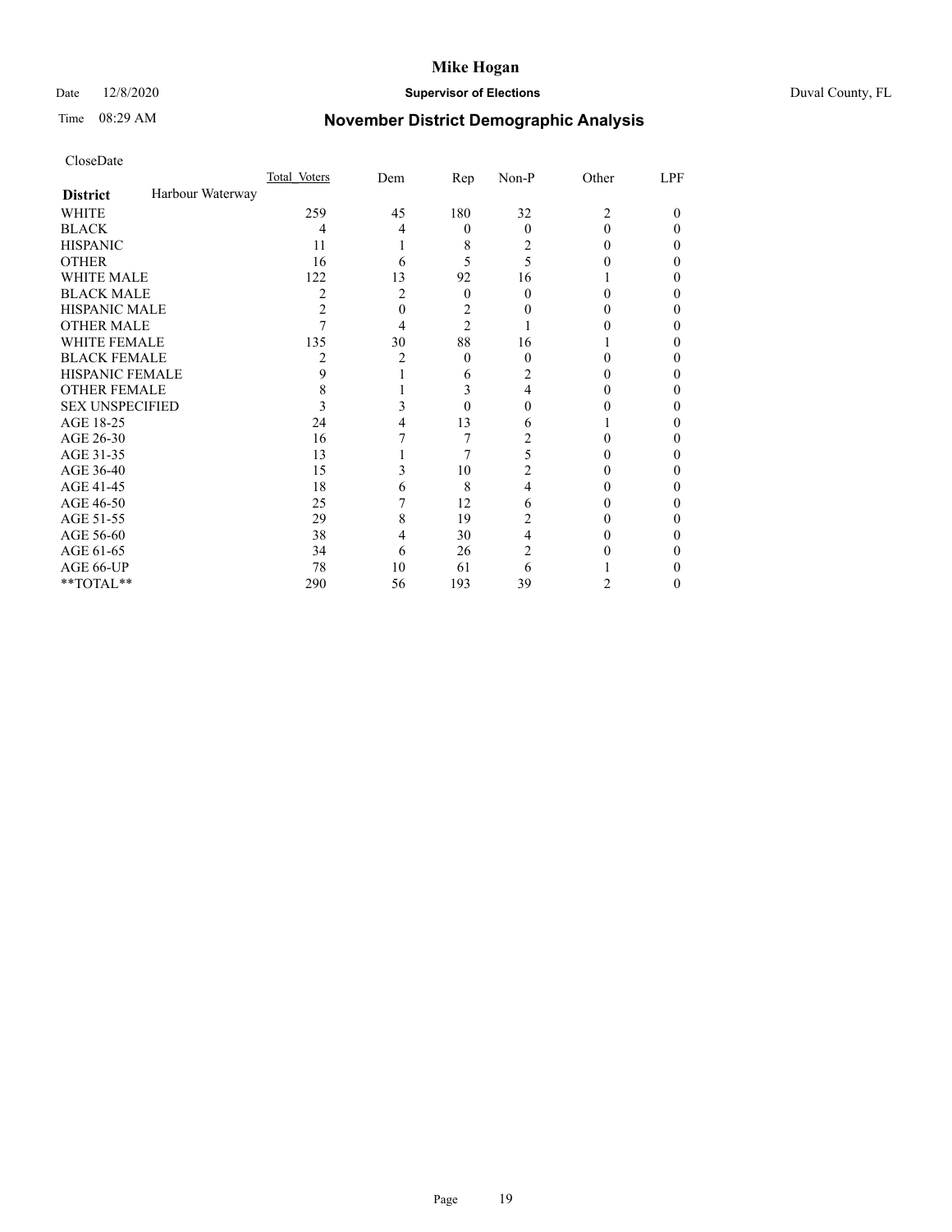# Mike Hogan

Date 12/8/2020 **Supervisor of Elections** Duval County, FL

Time 08:29 AM

## November District Demographic Analysis

CloseDate

| | Total Voters | Dem | Rep | Non-P | Other | LPF |
|---|---|---|---|---|---|---|
| **District** Harbour Waterway | | | | | | |
| WHITE | 259 | 45 | 180 | 32 | 2 | 0 |
| BLACK | 4 | 4 | 0 | 0 | 0 | 0 |
| HISPANIC | 11 | 1 | 8 | 2 | 0 | 0 |
| OTHER | 16 | 6 | 5 | 5 | 0 | 0 |
| WHITE MALE | 122 | 13 | 92 | 16 | 1 | 0 |
| BLACK MALE | 2 | 2 | 0 | 0 | 0 | 0 |
| HISPANIC MALE | 2 | 0 | 2 | 0 | 0 | 0 |
| OTHER MALE | 7 | 4 | 2 | 1 | 0 | 0 |
| WHITE FEMALE | 135 | 30 | 88 | 16 | 1 | 0 |
| BLACK FEMALE | 2 | 2 | 0 | 0 | 0 | 0 |
| HISPANIC FEMALE | 9 | 1 | 6 | 2 | 0 | 0 |
| OTHER FEMALE | 8 | 1 | 3 | 4 | 0 | 0 |
| SEX UNSPECIFIED | 3 | 3 | 0 | 0 | 0 | 0 |
| AGE 18-25 | 24 | 4 | 13 | 6 | 1 | 0 |
| AGE 26-30 | 16 | 7 | 7 | 2 | 0 | 0 |
| AGE 31-35 | 13 | 1 | 7 | 5 | 0 | 0 |
| AGE 36-40 | 15 | 3 | 10 | 2 | 0 | 0 |
| AGE 41-45 | 18 | 6 | 8 | 4 | 0 | 0 |
| AGE 46-50 | 25 | 7 | 12 | 6 | 0 | 0 |
| AGE 51-55 | 29 | 8 | 19 | 2 | 0 | 0 |
| AGE 56-60 | 38 | 4 | 30 | 4 | 0 | 0 |
| AGE 61-65 | 34 | 6 | 26 | 2 | 0 | 0 |
| AGE 66-UP | 78 | 10 | 61 | 6 | 1 | 0 |
| **TOTAL** | 290 | 56 | 193 | 39 | 2 | 0 |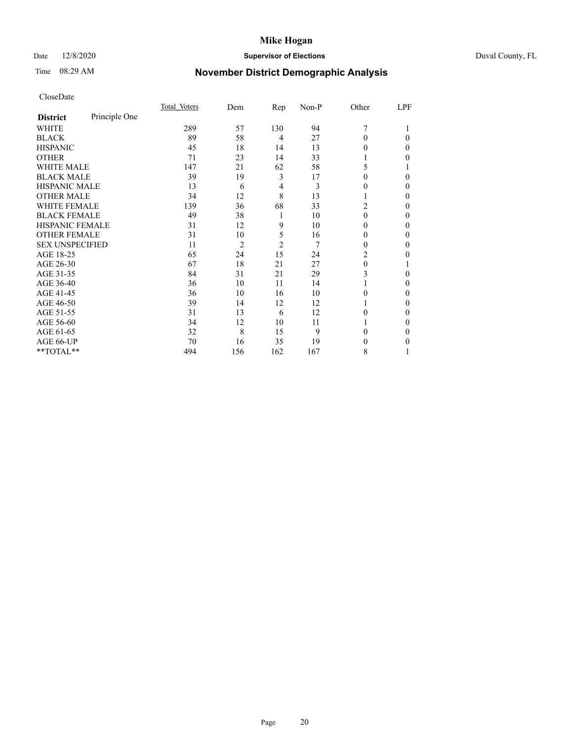# Mike Hogan

Date 12/8/2020 **Supervisor of Elections** Duval County, FL

Time 08:29 AM

## November District Demographic Analysis

CloseDate

| **District** Principle One | Total Voters | Dem | Rep | Non-P | Other | LPF |
|---|---|---|---|---|---|---|
| WHITE | 289 | 57 | 130 | 94 | 7 | 1 |
| BLACK | 89 | 58 | 4 | 27 | 0 | 0 |
| HISPANIC | 45 | 18 | 14 | 13 | 0 | 0 |
| OTHER | 71 | 23 | 14 | 33 | 1 | 0 |
| WHITE MALE | 147 | 21 | 62 | 58 | 5 | 1 |
| BLACK MALE | 39 | 19 | 3 | 17 | 0 | 0 |
| HISPANIC MALE | 13 | 6 | 4 | 3 | 0 | 0 |
| OTHER MALE | 34 | 12 | 8 | 13 | 1 | 0 |
| WHITE FEMALE | 139 | 36 | 68 | 33 | 2 | 0 |
| BLACK FEMALE | 49 | 38 | 1 | 10 | 0 | 0 |
| HISPANIC FEMALE | 31 | 12 | 9 | 10 | 0 | 0 |
| OTHER FEMALE | 31 | 10 | 5 | 16 | 0 | 0 |
| SEX UNSPECIFIED | 11 | 2 | 2 | 7 | 0 | 0 |
| AGE 18-25 | 65 | 24 | 15 | 24 | 2 | 0 |
| AGE 26-30 | 67 | 18 | 21 | 27 | 0 | 1 |
| AGE 31-35 | 84 | 31 | 21 | 29 | 3 | 0 |
| AGE 36-40 | 36 | 10 | 11 | 14 | 1 | 0 |
| AGE 41-45 | 36 | 10 | 16 | 10 | 0 | 0 |
| AGE 46-50 | 39 | 14 | 12 | 12 | 1 | 0 |
| AGE 51-55 | 31 | 13 | 6 | 12 | 0 | 0 |
| AGE 56-60 | 34 | 12 | 10 | 11 | 1 | 0 |
| AGE 61-65 | 32 | 8 | 15 | 9 | 0 | 0 |
| AGE 66-UP | 70 | 16 | 35 | 19 | 0 | 0 |
| **TOTAL** | 494 | 156 | 162 | 167 | 8 | 1 |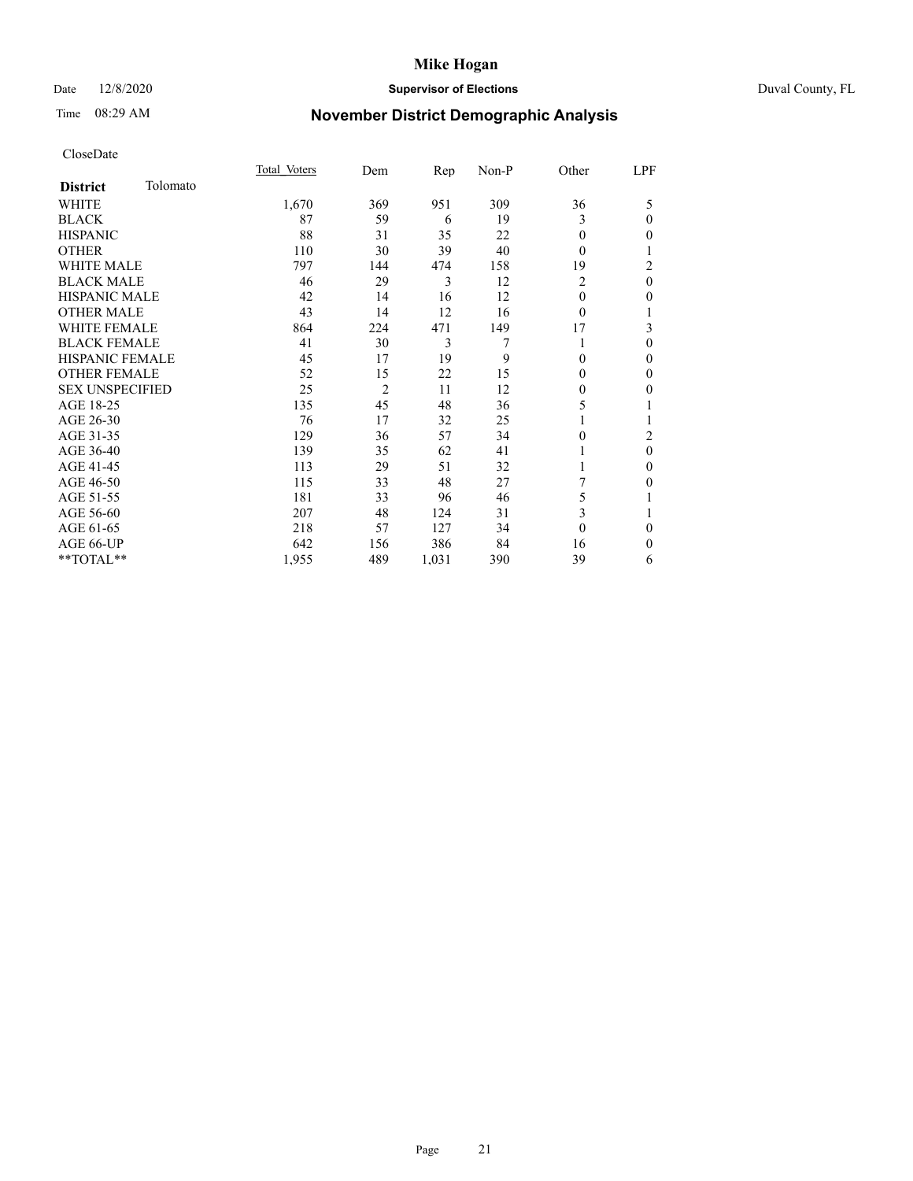# Mike Hogan

Date 12/8/2020 **Supervisor of Elections** Duval County, FL

Time 08:29 AM

## November District Demographic Analysis

CloseDate

| **District** Tolomato | Total Voters | Dem | Rep | Non-P | Other | LPF |
|---|---|---|---|---|---|---|
| WHITE | 1,670 | 369 | 951 | 309 | 36 | 5 |
| BLACK | 87 | 59 | 6 | 19 | 3 | 0 |
| HISPANIC | 88 | 31 | 35 | 22 | 0 | 0 |
| OTHER | 110 | 30 | 39 | 40 | 0 | 1 |
| WHITE MALE | 797 | 144 | 474 | 158 | 19 | 2 |
| BLACK MALE | 46 | 29 | 3 | 12 | 2 | 0 |
| HISPANIC MALE | 42 | 14 | 16 | 12 | 0 | 0 |
| OTHER MALE | 43 | 14 | 12 | 16 | 0 | 1 |
| WHITE FEMALE | 864 | 224 | 471 | 149 | 17 | 3 |
| BLACK FEMALE | 41 | 30 | 3 | 7 | 1 | 0 |
| HISPANIC FEMALE | 45 | 17 | 19 | 9 | 0 | 0 |
| OTHER FEMALE | 52 | 15 | 22 | 15 | 0 | 0 |
| SEX UNSPECIFIED | 25 | 2 | 11 | 12 | 0 | 0 |
| AGE 18-25 | 135 | 45 | 48 | 36 | 5 | 1 |
| AGE 26-30 | 76 | 17 | 32 | 25 | 1 | 1 |
| AGE 31-35 | 129 | 36 | 57 | 34 | 0 | 2 |
| AGE 36-40 | 139 | 35 | 62 | 41 | 1 | 0 |
| AGE 41-45 | 113 | 29 | 51 | 32 | 1 | 0 |
| AGE 46-50 | 115 | 33 | 48 | 27 | 7 | 0 |
| AGE 51-55 | 181 | 33 | 96 | 46 | 5 | 1 |
| AGE 56-60 | 207 | 48 | 124 | 31 | 3 | 1 |
| AGE 61-65 | 218 | 57 | 127 | 34 | 0 | 0 |
| AGE 66-UP | 642 | 156 | 386 | 84 | 16 | 0 |
| **TOTAL** | 1,955 | 489 | 1,031 | 390 | 39 | 6 |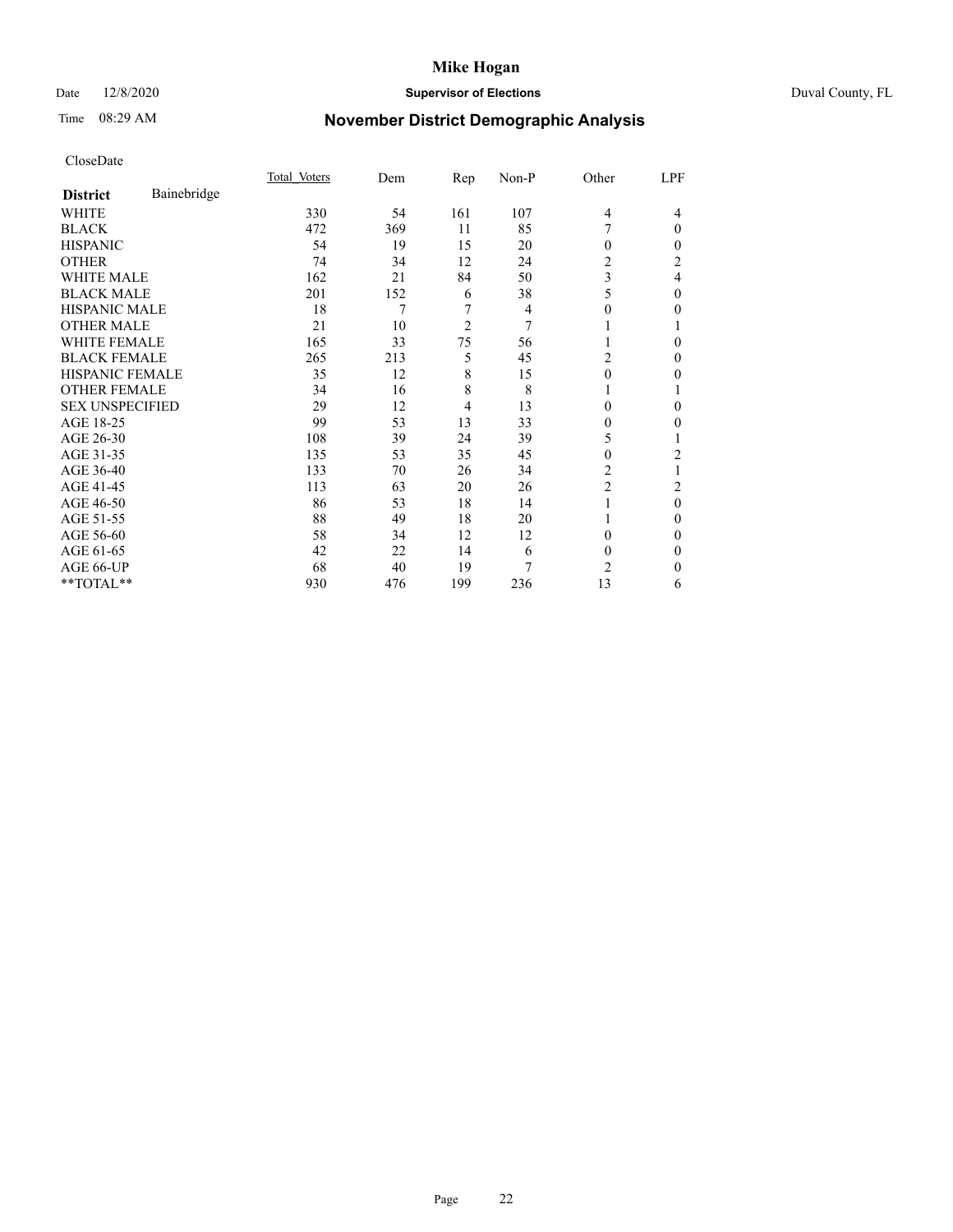# Mike Hogan

Date 12/8/2020 **Supervisor of Elections** Duval County, FL

Time 08:29 AM

## November District Demographic Analysis

CloseDate

| **District** Bainebridge | Total Voters | Dem | Rep | Non-P | Other | LPF |
|---|---|---|---|---|---|---|
| WHITE | 330 | 54 | 161 | 107 | 4 | 4 |
| BLACK | 472 | 369 | 11 | 85 | 7 | 0 |
| HISPANIC | 54 | 19 | 15 | 20 | 0 | 0 |
| OTHER | 74 | 34 | 12 | 24 | 2 | 2 |
| WHITE MALE | 162 | 21 | 84 | 50 | 3 | 4 |
| BLACK MALE | 201 | 152 | 6 | 38 | 5 | 0 |
| HISPANIC MALE | 18 | 7 | 7 | 4 | 0 | 0 |
| OTHER MALE | 21 | 10 | 2 | 7 | 1 | 1 |
| WHITE FEMALE | 165 | 33 | 75 | 56 | 1 | 0 |
| BLACK FEMALE | 265 | 213 | 5 | 45 | 2 | 0 |
| HISPANIC FEMALE | 35 | 12 | 8 | 15 | 0 | 0 |
| OTHER FEMALE | 34 | 16 | 8 | 8 | 1 | 1 |
| SEX UNSPECIFIED | 29 | 12 | 4 | 13 | 0 | 0 |
| AGE 18-25 | 99 | 53 | 13 | 33 | 0 | 0 |
| AGE 26-30 | 108 | 39 | 24 | 39 | 5 | 1 |
| AGE 31-35 | 135 | 53 | 35 | 45 | 0 | 2 |
| AGE 36-40 | 133 | 70 | 26 | 34 | 2 | 1 |
| AGE 41-45 | 113 | 63 | 20 | 26 | 2 | 2 |
| AGE 46-50 | 86 | 53 | 18 | 14 | 1 | 0 |
| AGE 51-55 | 88 | 49 | 18 | 20 | 1 | 0 |
| AGE 56-60 | 58 | 34 | 12 | 12 | 0 | 0 |
| AGE 61-65 | 42 | 22 | 14 | 6 | 0 | 0 |
| AGE 66-UP | 68 | 40 | 19 | 7 | 2 | 0 |
| **TOTAL** | 930 | 476 | 199 | 236 | 13 | 6 |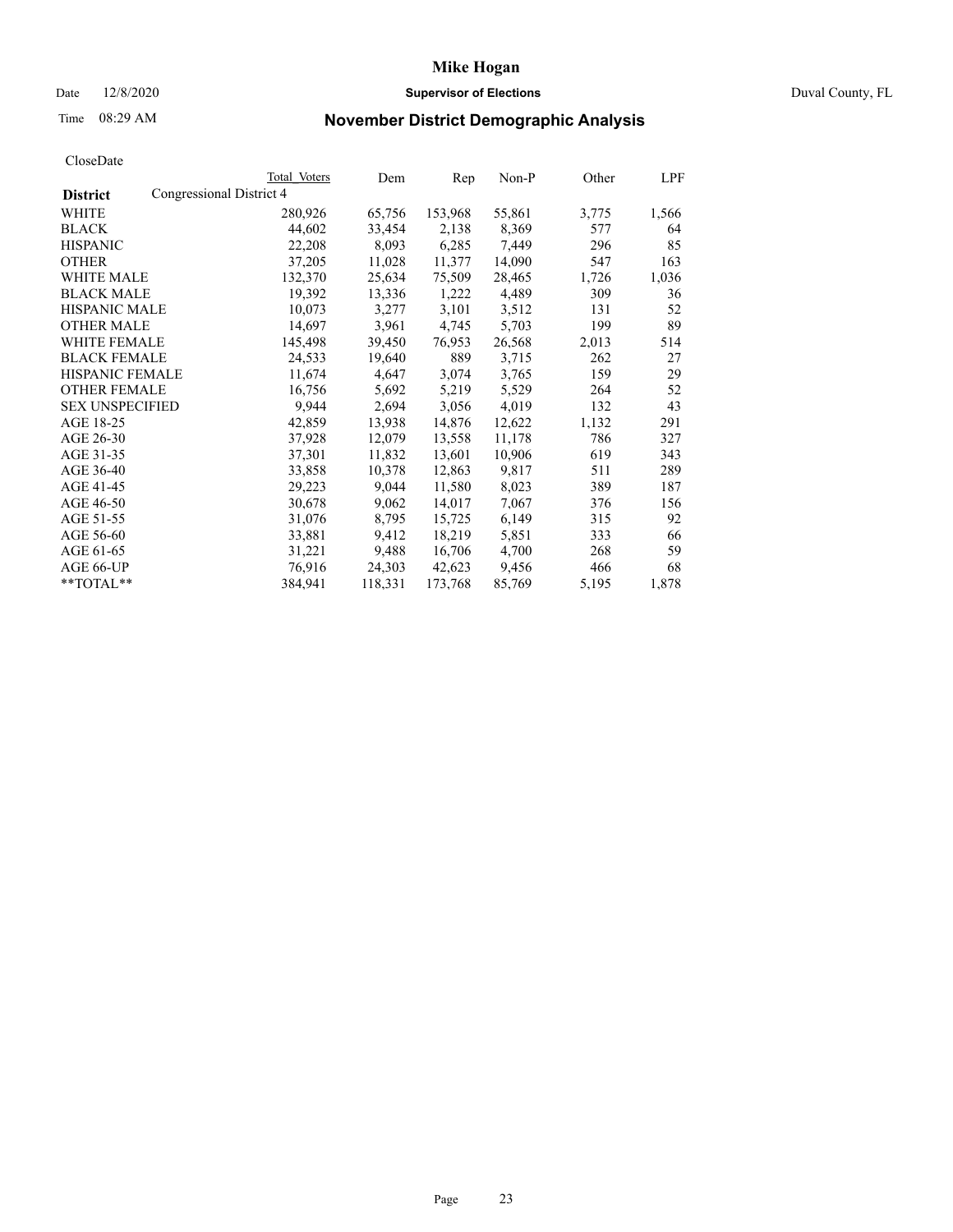# Mike Hogan

Date 12/8/2020 **Supervisor of Elections** Duval County, FL

Time 08:29 AM

## November District Demographic Analysis

CloseDate

| District | Total Voters | Dem | Rep | Non-P | Other | LPF |
|---|---|---|---|---|---|---|
| Congressional District 4 | | | | | | |
| WHITE | 280,926 | 65,756 | 153,968 | 55,861 | 3,775 | 1,566 |
| BLACK | 44,602 | 33,454 | 2,138 | 8,369 | 577 | 64 |
| HISPANIC | 22,208 | 8,093 | 6,285 | 7,449 | 296 | 85 |
| OTHER | 37,205 | 11,028 | 11,377 | 14,090 | 547 | 163 |
| WHITE MALE | 132,370 | 25,634 | 75,509 | 28,465 | 1,726 | 1,036 |
| BLACK MALE | 19,392 | 13,336 | 1,222 | 4,489 | 309 | 36 |
| HISPANIC MALE | 10,073 | 3,277 | 3,101 | 3,512 | 131 | 52 |
| OTHER MALE | 14,697 | 3,961 | 4,745 | 5,703 | 199 | 89 |
| WHITE FEMALE | 145,498 | 39,450 | 76,953 | 26,568 | 2,013 | 514 |
| BLACK FEMALE | 24,533 | 19,640 | 889 | 3,715 | 262 | 27 |
| HISPANIC FEMALE | 11,674 | 4,647 | 3,074 | 3,765 | 159 | 29 |
| OTHER FEMALE | 16,756 | 5,692 | 5,219 | 5,529 | 264 | 52 |
| SEX UNSPECIFIED | 9,944 | 2,694 | 3,056 | 4,019 | 132 | 43 |
| AGE 18-25 | 42,859 | 13,938 | 14,876 | 12,622 | 1,132 | 291 |
| AGE 26-30 | 37,928 | 12,079 | 13,558 | 11,178 | 786 | 327 |
| AGE 31-35 | 37,301 | 11,832 | 13,601 | 10,906 | 619 | 343 |
| AGE 36-40 | 33,858 | 10,378 | 12,863 | 9,817 | 511 | 289 |
| AGE 41-45 | 29,223 | 9,044 | 11,580 | 8,023 | 389 | 187 |
| AGE 46-50 | 30,678 | 9,062 | 14,017 | 7,067 | 376 | 156 |
| AGE 51-55 | 31,076 | 8,795 | 15,725 | 6,149 | 315 | 92 |
| AGE 56-60 | 33,881 | 9,412 | 18,219 | 5,851 | 333 | 66 |
| AGE 61-65 | 31,221 | 9,488 | 16,706 | 4,700 | 268 | 59 |
| AGE 66-UP | 76,916 | 24,303 | 42,623 | 9,456 | 466 | 68 |
| **TOTAL** | 384,941 | 118,331 | 173,768 | 85,769 | 5,195 | 1,878 |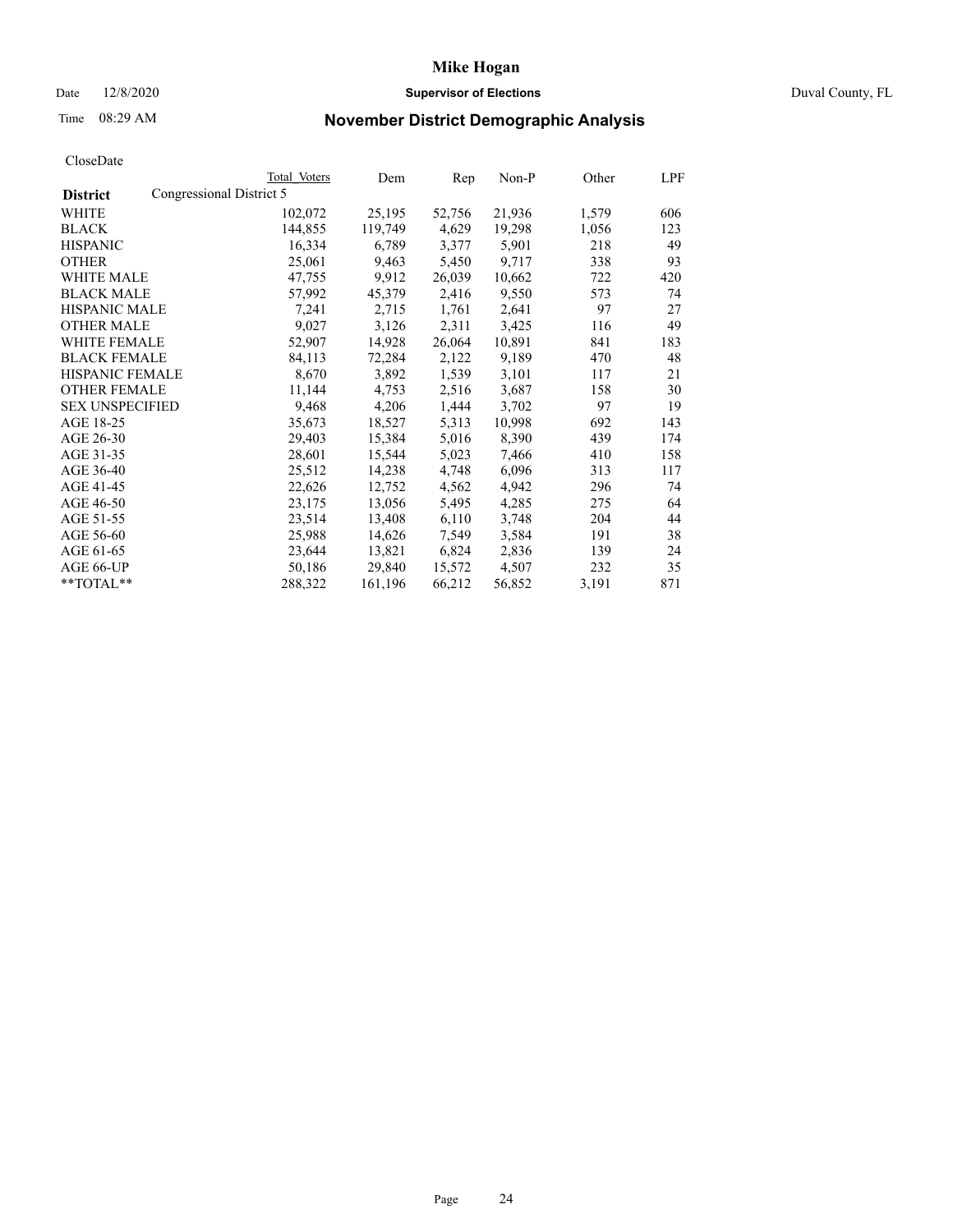# Mike Hogan

Date 12/8/2020 **Supervisor of Elections** Duval County, FL

Time 08:29 AM **November District Demographic Analysis**

CloseDate

| **District** | Total Voters | Dem | Rep | Non-P | Other | LPF |
|---|---|---|---|---|---|---|
| Congressional District 5 | | | | | | |
| WHITE | 102,072 | 25,195 | 52,756 | 21,936 | 1,579 | 606 |
| BLACK | 144,855 | 119,749 | 4,629 | 19,298 | 1,056 | 123 |
| HISPANIC | 16,334 | 6,789 | 3,377 | 5,901 | 218 | 49 |
| OTHER | 25,061 | 9,463 | 5,450 | 9,717 | 338 | 93 |
| WHITE MALE | 47,755 | 9,912 | 26,039 | 10,662 | 722 | 420 |
| BLACK MALE | 57,992 | 45,379 | 2,416 | 9,550 | 573 | 74 |
| HISPANIC MALE | 7,241 | 2,715 | 1,761 | 2,641 | 97 | 27 |
| OTHER MALE | 9,027 | 3,126 | 2,311 | 3,425 | 116 | 49 |
| WHITE FEMALE | 52,907 | 14,928 | 26,064 | 10,891 | 841 | 183 |
| BLACK FEMALE | 84,113 | 72,284 | 2,122 | 9,189 | 470 | 48 |
| HISPANIC FEMALE | 8,670 | 3,892 | 1,539 | 3,101 | 117 | 21 |
| OTHER FEMALE | 11,144 | 4,753 | 2,516 | 3,687 | 158 | 30 |
| SEX UNSPECIFIED | 9,468 | 4,206 | 1,444 | 3,702 | 97 | 19 |
| AGE 18-25 | 35,673 | 18,527 | 5,313 | 10,998 | 692 | 143 |
| AGE 26-30 | 29,403 | 15,384 | 5,016 | 8,390 | 439 | 174 |
| AGE 31-35 | 28,601 | 15,544 | 5,023 | 7,466 | 410 | 158 |
| AGE 36-40 | 25,512 | 14,238 | 4,748 | 6,096 | 313 | 117 |
| AGE 41-45 | 22,626 | 12,752 | 4,562 | 4,942 | 296 | 74 |
| AGE 46-50 | 23,175 | 13,056 | 5,495 | 4,285 | 275 | 64 |
| AGE 51-55 | 23,514 | 13,408 | 6,110 | 3,748 | 204 | 44 |
| AGE 56-60 | 25,988 | 14,626 | 7,549 | 3,584 | 191 | 38 |
| AGE 61-65 | 23,644 | 13,821 | 6,824 | 2,836 | 139 | 24 |
| AGE 66-UP | 50,186 | 29,840 | 15,572 | 4,507 | 232 | 35 |
| **TOTAL** | 288,322 | 161,196 | 66,212 | 56,852 | 3,191 | 871 |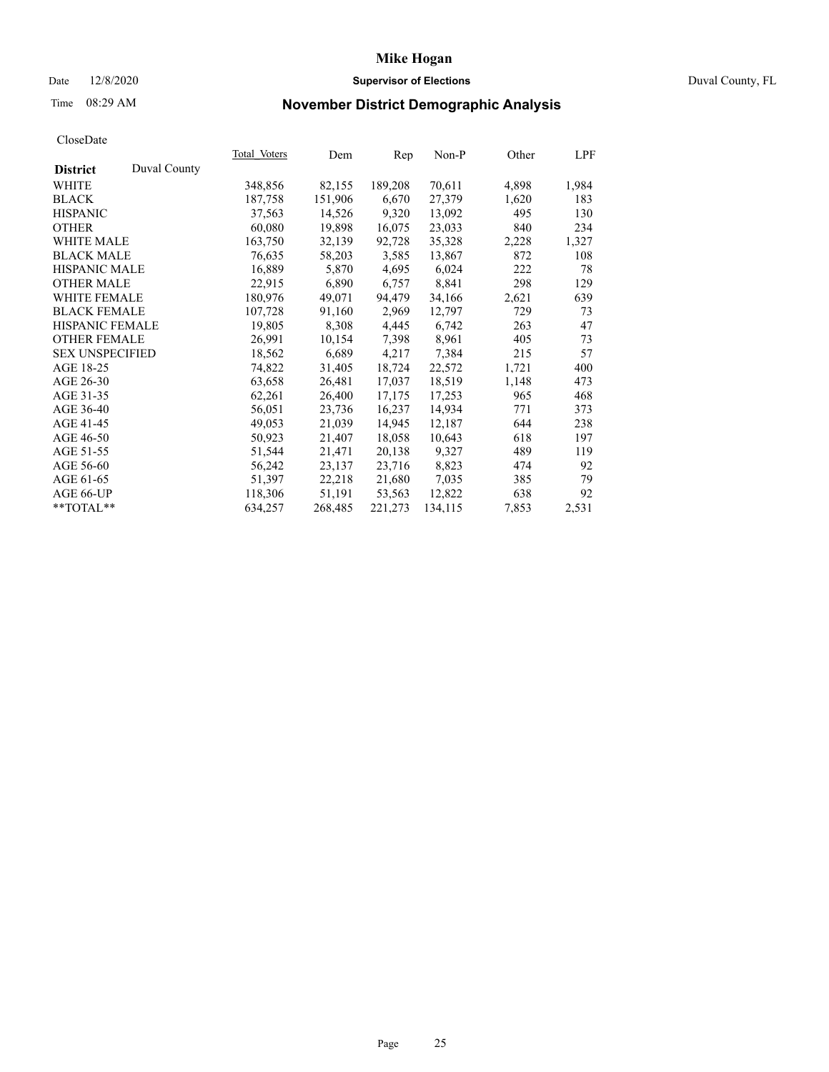# Mike Hogan

Date 12/8/2020 | **Supervisor of Elections** | Duval County, FL

Time 08:29 AM

## November District Demographic Analysis

CloseDate

| **District** Duval County | Total Voters | Dem | Rep | Non-P | Other | LPF |
|---|---|---|---|---|---|---|
| WHITE | 348,856 | 82,155 | 189,208 | 70,611 | 4,898 | 1,984 |
| BLACK | 187,758 | 151,906 | 6,670 | 27,379 | 1,620 | 183 |
| HISPANIC | 37,563 | 14,526 | 9,320 | 13,092 | 495 | 130 |
| OTHER | 60,080 | 19,898 | 16,075 | 23,033 | 840 | 234 |
| WHITE MALE | 163,750 | 32,139 | 92,728 | 35,328 | 2,228 | 1,327 |
| BLACK MALE | 76,635 | 58,203 | 3,585 | 13,867 | 872 | 108 |
| HISPANIC MALE | 16,889 | 5,870 | 4,695 | 6,024 | 222 | 78 |
| OTHER MALE | 22,915 | 6,890 | 6,757 | 8,841 | 298 | 129 |
| WHITE FEMALE | 180,976 | 49,071 | 94,479 | 34,166 | 2,621 | 639 |
| BLACK FEMALE | 107,728 | 91,160 | 2,969 | 12,797 | 729 | 73 |
| HISPANIC FEMALE | 19,805 | 8,308 | 4,445 | 6,742 | 263 | 47 |
| OTHER FEMALE | 26,991 | 10,154 | 7,398 | 8,961 | 405 | 73 |
| SEX UNSPECIFIED | 18,562 | 6,689 | 4,217 | 7,384 | 215 | 57 |
| AGE 18-25 | 74,822 | 31,405 | 18,724 | 22,572 | 1,721 | 400 |
| AGE 26-30 | 63,658 | 26,481 | 17,037 | 18,519 | 1,148 | 473 |
| AGE 31-35 | 62,261 | 26,400 | 17,175 | 17,253 | 965 | 468 |
| AGE 36-40 | 56,051 | 23,736 | 16,237 | 14,934 | 771 | 373 |
| AGE 41-45 | 49,053 | 21,039 | 14,945 | 12,187 | 644 | 238 |
| AGE 46-50 | 50,923 | 21,407 | 18,058 | 10,643 | 618 | 197 |
| AGE 51-55 | 51,544 | 21,471 | 20,138 | 9,327 | 489 | 119 |
| AGE 56-60 | 56,242 | 23,137 | 23,716 | 8,823 | 474 | 92 |
| AGE 61-65 | 51,397 | 22,218 | 21,680 | 7,035 | 385 | 79 |
| AGE 66-UP | 118,306 | 51,191 | 53,563 | 12,822 | 638 | 92 |
| **TOTAL** | 634,257 | 268,485 | 221,273 | 134,115 | 7,853 | 2,531 |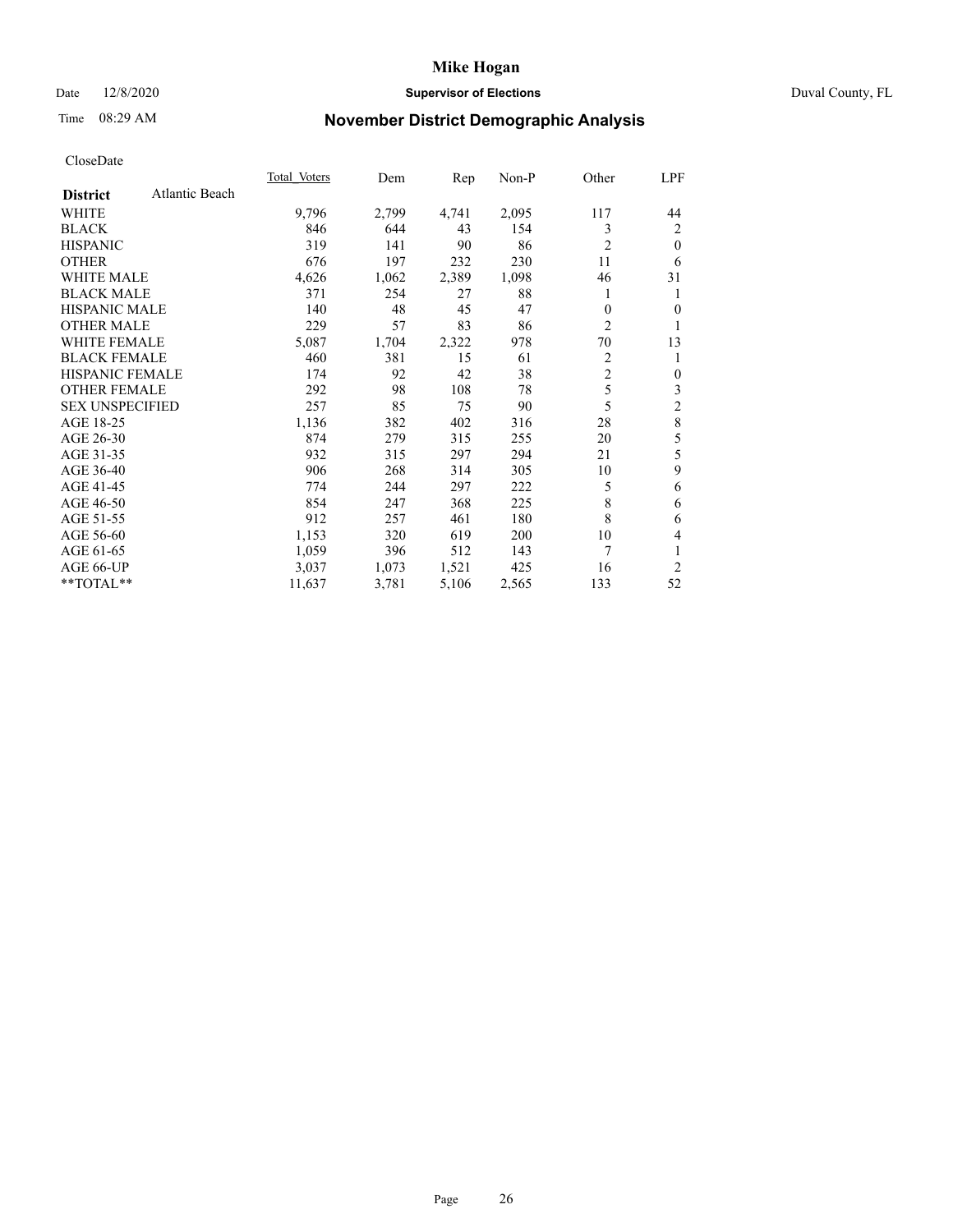# Mike Hogan

Date 12/8/2020 **Supervisor of Elections** Duval County, FL

Time 08:29 AM

## November District Demographic Analysis

CloseDate

| **District** Atlantic Beach | Total Voters | Dem | Rep | Non-P | Other | LPF |
|---|---|---|---|---|---|---|
| WHITE | 9,796 | 2,799 | 4,741 | 2,095 | 117 | 44 |
| BLACK | 846 | 644 | 43 | 154 | 3 | 2 |
| HISPANIC | 319 | 141 | 90 | 86 | 2 | 0 |
| OTHER | 676 | 197 | 232 | 230 | 11 | 6 |
| WHITE MALE | 4,626 | 1,062 | 2,389 | 1,098 | 46 | 31 |
| BLACK MALE | 371 | 254 | 27 | 88 | 1 | 1 |
| HISPANIC MALE | 140 | 48 | 45 | 47 | 0 | 0 |
| OTHER MALE | 229 | 57 | 83 | 86 | 2 | 1 |
| WHITE FEMALE | 5,087 | 1,704 | 2,322 | 978 | 70 | 13 |
| BLACK FEMALE | 460 | 381 | 15 | 61 | 2 | 1 |
| HISPANIC FEMALE | 174 | 92 | 42 | 38 | 2 | 0 |
| OTHER FEMALE | 292 | 98 | 108 | 78 | 5 | 3 |
| SEX UNSPECIFIED | 257 | 85 | 75 | 90 | 5 | 2 |
| AGE 18-25 | 1,136 | 382 | 402 | 316 | 28 | 8 |
| AGE 26-30 | 874 | 279 | 315 | 255 | 20 | 5 |
| AGE 31-35 | 932 | 315 | 297 | 294 | 21 | 5 |
| AGE 36-40 | 906 | 268 | 314 | 305 | 10 | 9 |
| AGE 41-45 | 774 | 244 | 297 | 222 | 5 | 6 |
| AGE 46-50 | 854 | 247 | 368 | 225 | 8 | 6 |
| AGE 51-55 | 912 | 257 | 461 | 180 | 8 | 6 |
| AGE 56-60 | 1,153 | 320 | 619 | 200 | 10 | 4 |
| AGE 61-65 | 1,059 | 396 | 512 | 143 | 7 | 1 |
| AGE 66-UP | 3,037 | 1,073 | 1,521 | 425 | 16 | 2 |
| **TOTAL** | 11,637 | 3,781 | 5,106 | 2,565 | 133 | 52 |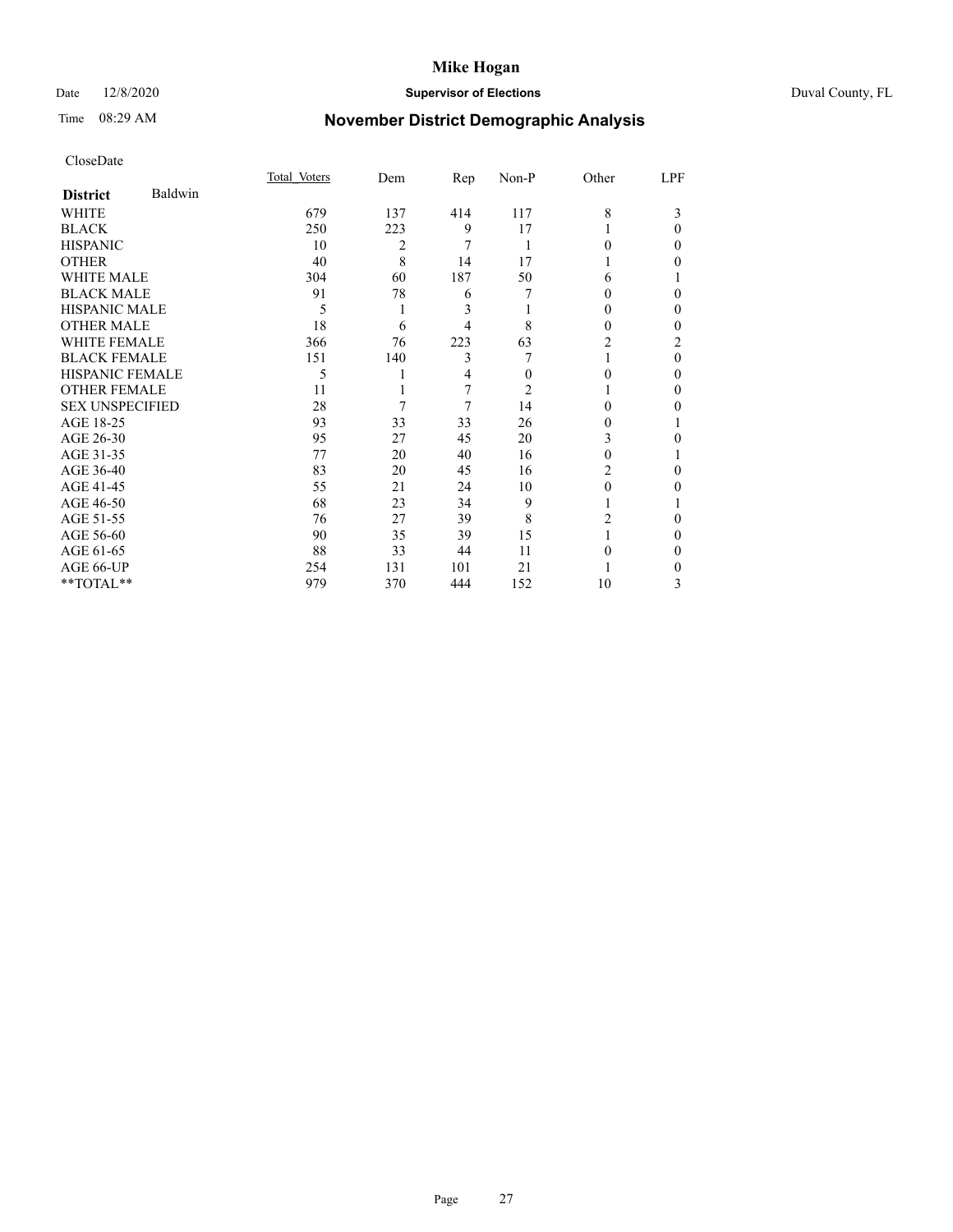# Mike Hogan

Date 12/8/2020 **Supervisor of Elections** Duval County, FL

Time 08:29 AM

## November District Demographic Analysis

CloseDate

| **District** Baldwin | Total Voters | Dem | Rep | Non-P | Other | LPF |
|---|---|---|---|---|---|---|
| WHITE | 679 | 137 | 414 | 117 | 8 | 3 |
| BLACK | 250 | 223 | 9 | 17 | 1 | 0 |
| HISPANIC | 10 | 2 | 7 | 1 | 0 | 0 |
| OTHER | 40 | 8 | 14 | 17 | 1 | 0 |
| WHITE MALE | 304 | 60 | 187 | 50 | 6 | 1 |
| BLACK MALE | 91 | 78 | 6 | 7 | 0 | 0 |
| HISPANIC MALE | 5 | 1 | 3 | 1 | 0 | 0 |
| OTHER MALE | 18 | 6 | 4 | 8 | 0 | 0 |
| WHITE FEMALE | 366 | 76 | 223 | 63 | 2 | 2 |
| BLACK FEMALE | 151 | 140 | 3 | 7 | 1 | 0 |
| HISPANIC FEMALE | 5 | 1 | 4 | 0 | 0 | 0 |
| OTHER FEMALE | 11 | 1 | 7 | 2 | 1 | 0 |
| SEX UNSPECIFIED | 28 | 7 | 7 | 14 | 0 | 0 |
| AGE 18-25 | 93 | 33 | 33 | 26 | 0 | 1 |
| AGE 26-30 | 95 | 27 | 45 | 20 | 3 | 0 |
| AGE 31-35 | 77 | 20 | 40 | 16 | 0 | 1 |
| AGE 36-40 | 83 | 20 | 45 | 16 | 2 | 0 |
| AGE 41-45 | 55 | 21 | 24 | 10 | 0 | 0 |
| AGE 46-50 | 68 | 23 | 34 | 9 | 1 | 1 |
| AGE 51-55 | 76 | 27 | 39 | 8 | 2 | 0 |
| AGE 56-60 | 90 | 35 | 39 | 15 | 1 | 0 |
| AGE 61-65 | 88 | 33 | 44 | 11 | 0 | 0 |
| AGE 66-UP | 254 | 131 | 101 | 21 | 1 | 0 |
| **TOTAL** | 979 | 370 | 444 | 152 | 10 | 3 |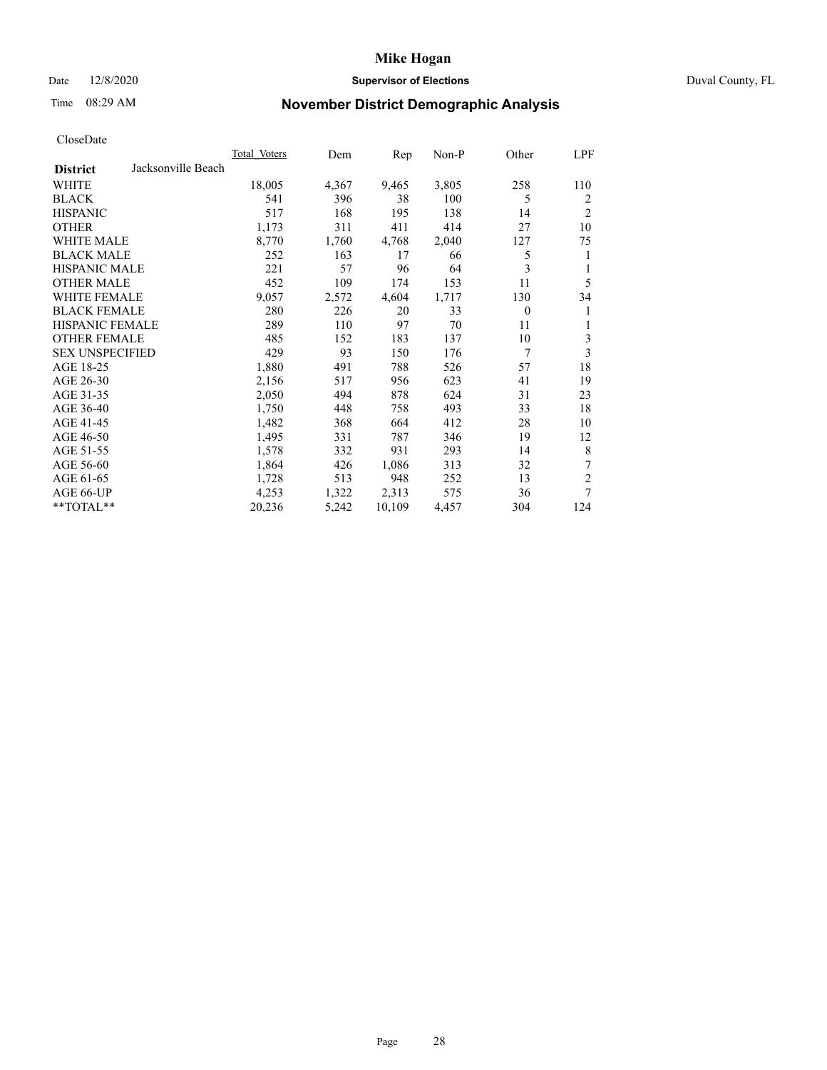# Mike Hogan

Date 12/8/2020 **Supervisor of Elections** Duval County, FL

Time 08:29 AM

## November District Demographic Analysis

CloseDate

| | Total Voters | Dem | Rep | Non-P | Other | LPF |
|---|---|---|---|---|---|---|
| **District** Jacksonville Beach | | | | | | |
| WHITE | 18,005 | 4,367 | 9,465 | 3,805 | 258 | 110 |
| BLACK | 541 | 396 | 38 | 100 | 5 | 2 |
| HISPANIC | 517 | 168 | 195 | 138 | 14 | 2 |
| OTHER | 1,173 | 311 | 411 | 414 | 27 | 10 |
| WHITE MALE | 8,770 | 1,760 | 4,768 | 2,040 | 127 | 75 |
| BLACK MALE | 252 | 163 | 17 | 66 | 5 | 1 |
| HISPANIC MALE | 221 | 57 | 96 | 64 | 3 | 1 |
| OTHER MALE | 452 | 109 | 174 | 153 | 11 | 5 |
| WHITE FEMALE | 9,057 | 2,572 | 4,604 | 1,717 | 130 | 34 |
| BLACK FEMALE | 280 | 226 | 20 | 33 | 0 | 1 |
| HISPANIC FEMALE | 289 | 110 | 97 | 70 | 11 | 1 |
| OTHER FEMALE | 485 | 152 | 183 | 137 | 10 | 3 |
| SEX UNSPECIFIED | 429 | 93 | 150 | 176 | 7 | 3 |
| AGE 18-25 | 1,880 | 491 | 788 | 526 | 57 | 18 |
| AGE 26-30 | 2,156 | 517 | 956 | 623 | 41 | 19 |
| AGE 31-35 | 2,050 | 494 | 878 | 624 | 31 | 23 |
| AGE 36-40 | 1,750 | 448 | 758 | 493 | 33 | 18 |
| AGE 41-45 | 1,482 | 368 | 664 | 412 | 28 | 10 |
| AGE 46-50 | 1,495 | 331 | 787 | 346 | 19 | 12 |
| AGE 51-55 | 1,578 | 332 | 931 | 293 | 14 | 8 |
| AGE 56-60 | 1,864 | 426 | 1,086 | 313 | 32 | 7 |
| AGE 61-65 | 1,728 | 513 | 948 | 252 | 13 | 2 |
| AGE 66-UP | 4,253 | 1,322 | 2,313 | 575 | 36 | 7 |
| **TOTAL** | 20,236 | 5,242 | 10,109 | 4,457 | 304 | 124 |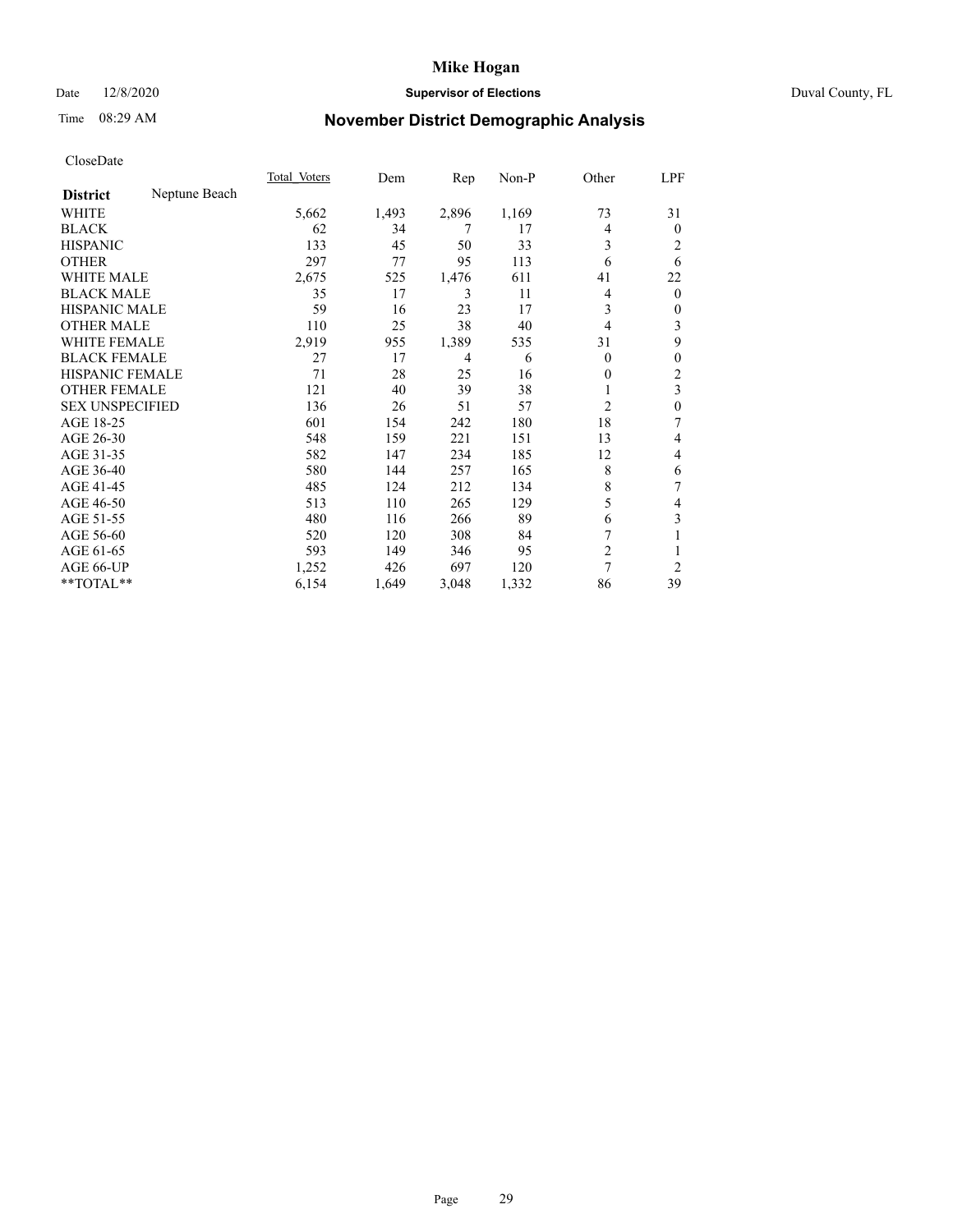# Mike Hogan

Date 12/8/2020 **Supervisor of Elections** Duval County, FL

Time 08:29 AM **November District Demographic Analysis**

CloseDate

| **District** Neptune Beach | Total_Voters | Dem | Rep | Non-P | Other | LPF |
|---|---|---|---|---|---|---|
| WHITE | 5,662 | 1,493 | 2,896 | 1,169 | 73 | 31 |
| BLACK | 62 | 34 | 7 | 17 | 4 | 0 |
| HISPANIC | 133 | 45 | 50 | 33 | 3 | 2 |
| OTHER | 297 | 77 | 95 | 113 | 6 | 6 |
| WHITE MALE | 2,675 | 525 | 1,476 | 611 | 41 | 22 |
| BLACK MALE | 35 | 17 | 3 | 11 | 4 | 0 |
| HISPANIC MALE | 59 | 16 | 23 | 17 | 3 | 0 |
| OTHER MALE | 110 | 25 | 38 | 40 | 4 | 3 |
| WHITE FEMALE | 2,919 | 955 | 1,389 | 535 | 31 | 9 |
| BLACK FEMALE | 27 | 17 | 4 | 6 | 0 | 0 |
| HISPANIC FEMALE | 71 | 28 | 25 | 16 | 0 | 2 |
| OTHER FEMALE | 121 | 40 | 39 | 38 | 1 | 3 |
| SEX UNSPECIFIED | 136 | 26 | 51 | 57 | 2 | 0 |
| AGE 18-25 | 601 | 154 | 242 | 180 | 18 | 7 |
| AGE 26-30 | 548 | 159 | 221 | 151 | 13 | 4 |
| AGE 31-35 | 582 | 147 | 234 | 185 | 12 | 4 |
| AGE 36-40 | 580 | 144 | 257 | 165 | 8 | 6 |
| AGE 41-45 | 485 | 124 | 212 | 134 | 8 | 7 |
| AGE 46-50 | 513 | 110 | 265 | 129 | 5 | 4 |
| AGE 51-55 | 480 | 116 | 266 | 89 | 6 | 3 |
| AGE 56-60 | 520 | 120 | 308 | 84 | 7 | 1 |
| AGE 61-65 | 593 | 149 | 346 | 95 | 2 | 1 |
| AGE 66-UP | 1,252 | 426 | 697 | 120 | 7 | 2 |
| **TOTAL** | 6,154 | 1,649 | 3,048 | 1,332 | 86 | 39 |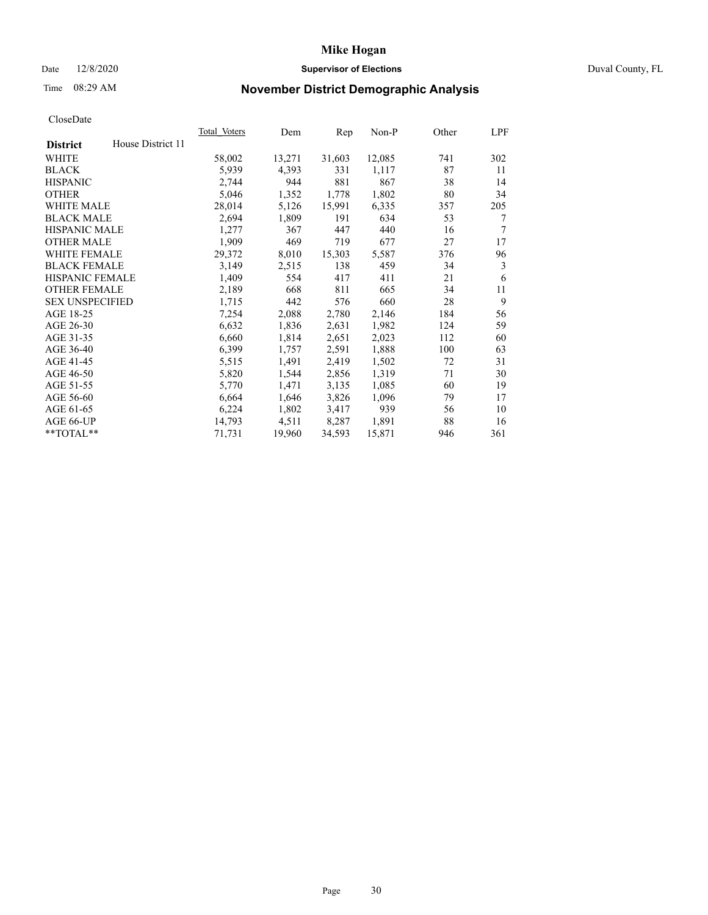# Mike Hogan

Date 12/8/2020 **Supervisor of Elections** Duval County, FL

Time 08:29 AM **November District Demographic Analysis**

CloseDate

| **District** House District 11 | Total Voters | Dem | Rep | Non-P | Other | LPF |
|---|---|---|---|---|---|---|
| WHITE | 58,002 | 13,271 | 31,603 | 12,085 | 741 | 302 |
| BLACK | 5,939 | 4,393 | 331 | 1,117 | 87 | 11 |
| HISPANIC | 2,744 | 944 | 881 | 867 | 38 | 14 |
| OTHER | 5,046 | 1,352 | 1,778 | 1,802 | 80 | 34 |
| WHITE MALE | 28,014 | 5,126 | 15,991 | 6,335 | 357 | 205 |
| BLACK MALE | 2,694 | 1,809 | 191 | 634 | 53 | 7 |
| HISPANIC MALE | 1,277 | 367 | 447 | 440 | 16 | 7 |
| OTHER MALE | 1,909 | 469 | 719 | 677 | 27 | 17 |
| WHITE FEMALE | 29,372 | 8,010 | 15,303 | 5,587 | 376 | 96 |
| BLACK FEMALE | 3,149 | 2,515 | 138 | 459 | 34 | 3 |
| HISPANIC FEMALE | 1,409 | 554 | 417 | 411 | 21 | 6 |
| OTHER FEMALE | 2,189 | 668 | 811 | 665 | 34 | 11 |
| SEX UNSPECIFIED | 1,715 | 442 | 576 | 660 | 28 | 9 |
| AGE 18-25 | 7,254 | 2,088 | 2,780 | 2,146 | 184 | 56 |
| AGE 26-30 | 6,632 | 1,836 | 2,631 | 1,982 | 124 | 59 |
| AGE 31-35 | 6,660 | 1,814 | 2,651 | 2,023 | 112 | 60 |
| AGE 36-40 | 6,399 | 1,757 | 2,591 | 1,888 | 100 | 63 |
| AGE 41-45 | 5,515 | 1,491 | 2,419 | 1,502 | 72 | 31 |
| AGE 46-50 | 5,820 | 1,544 | 2,856 | 1,319 | 71 | 30 |
| AGE 51-55 | 5,770 | 1,471 | 3,135 | 1,085 | 60 | 19 |
| AGE 56-60 | 6,664 | 1,646 | 3,826 | 1,096 | 79 | 17 |
| AGE 61-65 | 6,224 | 1,802 | 3,417 | 939 | 56 | 10 |
| AGE 66-UP | 14,793 | 4,511 | 8,287 | 1,891 | 88 | 16 |
| **TOTAL** | 71,731 | 19,960 | 34,593 | 15,871 | 946 | 361 |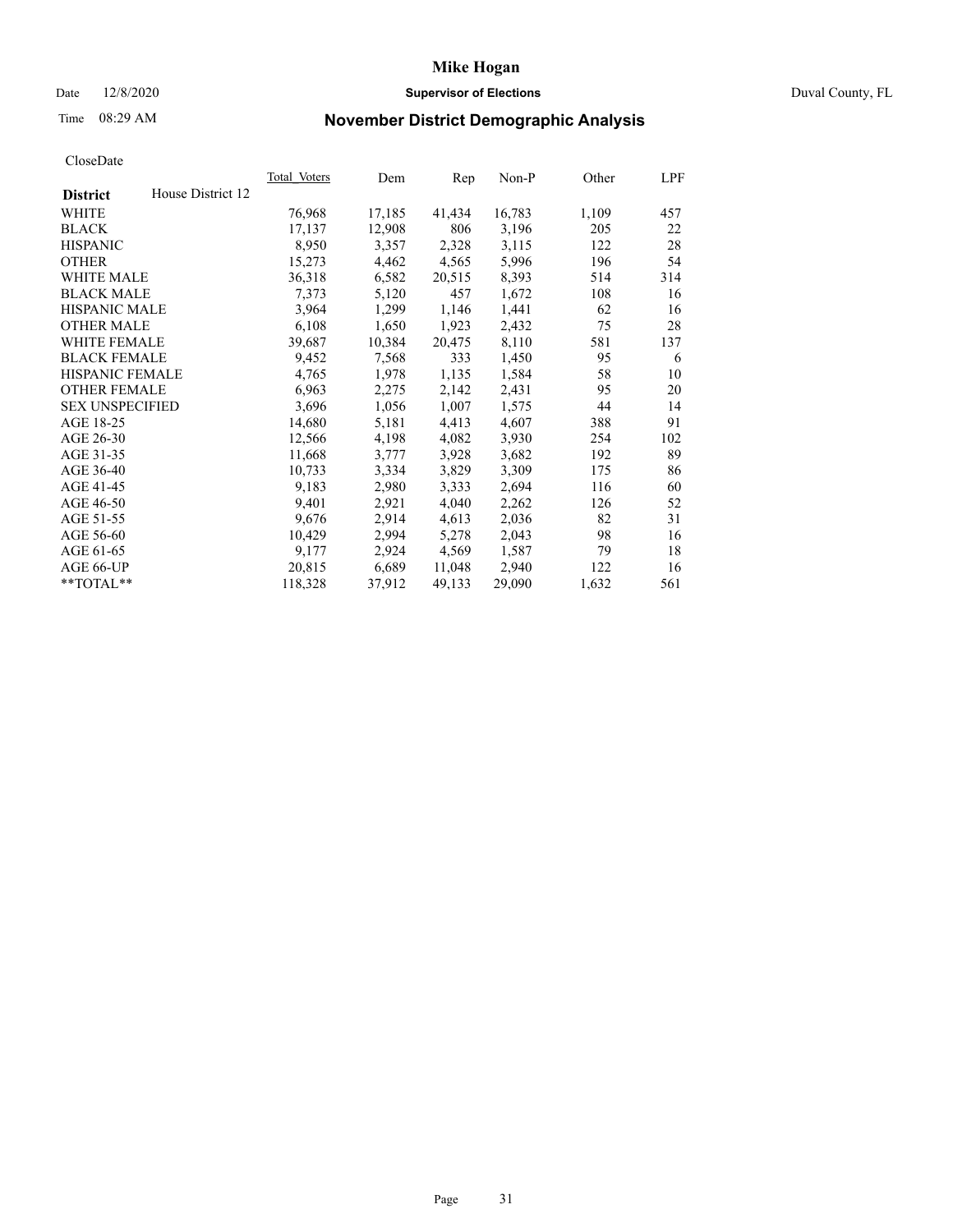# Mike Hogan

Date 12/8/2020 **Supervisor of Elections** Duval County, FL

Time 08:29 AM **November District Demographic Analysis**

CloseDate

| **District** | House District 12 | Total_Voters | Dem | Rep | Non-P | Other | LPF |
|---|---|---|---|---|---|---|---|
| WHITE | | 76,968 | 17,185 | 41,434 | 16,783 | 1,109 | 457 |
| BLACK | | 17,137 | 12,908 | 806 | 3,196 | 205 | 22 |
| HISPANIC | | 8,950 | 3,357 | 2,328 | 3,115 | 122 | 28 |
| OTHER | | 15,273 | 4,462 | 4,565 | 5,996 | 196 | 54 |
| WHITE MALE | | 36,318 | 6,582 | 20,515 | 8,393 | 514 | 314 |
| BLACK MALE | | 7,373 | 5,120 | 457 | 1,672 | 108 | 16 |
| HISPANIC MALE | | 3,964 | 1,299 | 1,146 | 1,441 | 62 | 16 |
| OTHER MALE | | 6,108 | 1,650 | 1,923 | 2,432 | 75 | 28 |
| WHITE FEMALE | | 39,687 | 10,384 | 20,475 | 8,110 | 581 | 137 |
| BLACK FEMALE | | 9,452 | 7,568 | 333 | 1,450 | 95 | 6 |
| HISPANIC FEMALE | | 4,765 | 1,978 | 1,135 | 1,584 | 58 | 10 |
| OTHER FEMALE | | 6,963 | 2,275 | 2,142 | 2,431 | 95 | 20 |
| SEX UNSPECIFIED | | 3,696 | 1,056 | 1,007 | 1,575 | 44 | 14 |
| AGE 18-25 | | 14,680 | 5,181 | 4,413 | 4,607 | 388 | 91 |
| AGE 26-30 | | 12,566 | 4,198 | 4,082 | 3,930 | 254 | 102 |
| AGE 31-35 | | 11,668 | 3,777 | 3,928 | 3,682 | 192 | 89 |
| AGE 36-40 | | 10,733 | 3,334 | 3,829 | 3,309 | 175 | 86 |
| AGE 41-45 | | 9,183 | 2,980 | 3,333 | 2,694 | 116 | 60 |
| AGE 46-50 | | 9,401 | 2,921 | 4,040 | 2,262 | 126 | 52 |
| AGE 51-55 | | 9,676 | 2,914 | 4,613 | 2,036 | 82 | 31 |
| AGE 56-60 | | 10,429 | 2,994 | 5,278 | 2,043 | 98 | 16 |
| AGE 61-65 | | 9,177 | 2,924 | 4,569 | 1,587 | 79 | 18 |
| AGE 66-UP | | 20,815 | 6,689 | 11,048 | 2,940 | 122 | 16 |
| **TOTAL** | | 118,328 | 37,912 | 49,133 | 29,090 | 1,632 | 561 |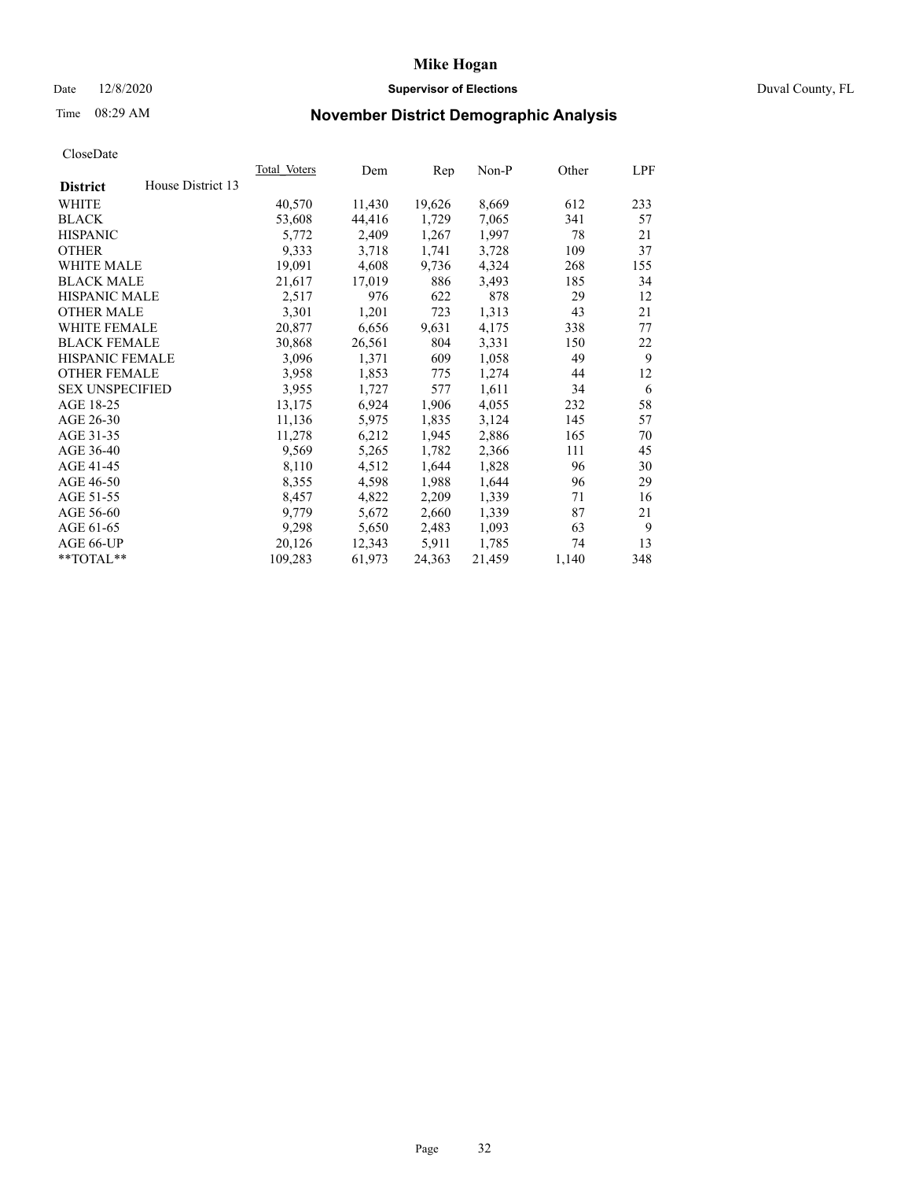# Mike Hogan

Date 12/8/2020 **Supervisor of Elections** Duval County, FL

Time 08:29 AM **November District Demographic Analysis**

CloseDate

| **District** House District 13 | Total Voters | Dem | Rep | Non-P | Other | LPF |
|---|---|---|---|---|---|---|
| WHITE | 40,570 | 11,430 | 19,626 | 8,669 | 612 | 233 |
| BLACK | 53,608 | 44,416 | 1,729 | 7,065 | 341 | 57 |
| HISPANIC | 5,772 | 2,409 | 1,267 | 1,997 | 78 | 21 |
| OTHER | 9,333 | 3,718 | 1,741 | 3,728 | 109 | 37 |
| WHITE MALE | 19,091 | 4,608 | 9,736 | 4,324 | 268 | 155 |
| BLACK MALE | 21,617 | 17,019 | 886 | 3,493 | 185 | 34 |
| HISPANIC MALE | 2,517 | 976 | 622 | 878 | 29 | 12 |
| OTHER MALE | 3,301 | 1,201 | 723 | 1,313 | 43 | 21 |
| WHITE FEMALE | 20,877 | 6,656 | 9,631 | 4,175 | 338 | 77 |
| BLACK FEMALE | 30,868 | 26,561 | 804 | 3,331 | 150 | 22 |
| HISPANIC FEMALE | 3,096 | 1,371 | 609 | 1,058 | 49 | 9 |
| OTHER FEMALE | 3,958 | 1,853 | 775 | 1,274 | 44 | 12 |
| SEX UNSPECIFIED | 3,955 | 1,727 | 577 | 1,611 | 34 | 6 |
| AGE 18-25 | 13,175 | 6,924 | 1,906 | 4,055 | 232 | 58 |
| AGE 26-30 | 11,136 | 5,975 | 1,835 | 3,124 | 145 | 57 |
| AGE 31-35 | 11,278 | 6,212 | 1,945 | 2,886 | 165 | 70 |
| AGE 36-40 | 9,569 | 5,265 | 1,782 | 2,366 | 111 | 45 |
| AGE 41-45 | 8,110 | 4,512 | 1,644 | 1,828 | 96 | 30 |
| AGE 46-50 | 8,355 | 4,598 | 1,988 | 1,644 | 96 | 29 |
| AGE 51-55 | 8,457 | 4,822 | 2,209 | 1,339 | 71 | 16 |
| AGE 56-60 | 9,779 | 5,672 | 2,660 | 1,339 | 87 | 21 |
| AGE 61-65 | 9,298 | 5,650 | 2,483 | 1,093 | 63 | 9 |
| AGE 66-UP | 20,126 | 12,343 | 5,911 | 1,785 | 74 | 13 |
| **TOTAL** | 109,283 | 61,973 | 24,363 | 21,459 | 1,140 | 348 |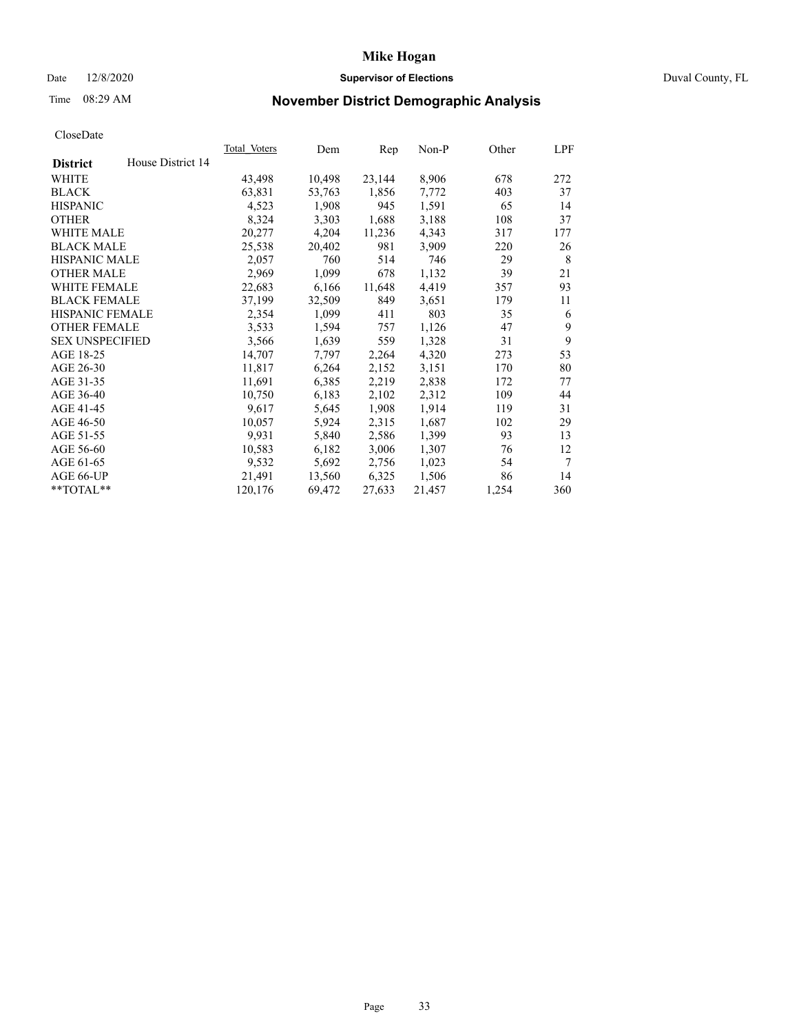# Mike Hogan

Date 12/8/2020 **Supervisor of Elections** Duval County, FL

Time 08:29 AM **November District Demographic Analysis**

CloseDate

| District | House District 14 | Total_Voters | Dem | Rep | Non-P | Other | LPF |
|---|---|---|---|---|---|---|---|
| WHITE | | 43,498 | 10,498 | 23,144 | 8,906 | 678 | 272 |
| BLACK | | 63,831 | 53,763 | 1,856 | 7,772 | 403 | 37 |
| HISPANIC | | 4,523 | 1,908 | 945 | 1,591 | 65 | 14 |
| OTHER | | 8,324 | 3,303 | 1,688 | 3,188 | 108 | 37 |
| WHITE MALE | | 20,277 | 4,204 | 11,236 | 4,343 | 317 | 177 |
| BLACK MALE | | 25,538 | 20,402 | 981 | 3,909 | 220 | 26 |
| HISPANIC MALE | | 2,057 | 760 | 514 | 746 | 29 | 8 |
| OTHER MALE | | 2,969 | 1,099 | 678 | 1,132 | 39 | 21 |
| WHITE FEMALE | | 22,683 | 6,166 | 11,648 | 4,419 | 357 | 93 |
| BLACK FEMALE | | 37,199 | 32,509 | 849 | 3,651 | 179 | 11 |
| HISPANIC FEMALE | | 2,354 | 1,099 | 411 | 803 | 35 | 6 |
| OTHER FEMALE | | 3,533 | 1,594 | 757 | 1,126 | 47 | 9 |
| SEX UNSPECIFIED | | 3,566 | 1,639 | 559 | 1,328 | 31 | 9 |
| AGE 18-25 | | 14,707 | 7,797 | 2,264 | 4,320 | 273 | 53 |
| AGE 26-30 | | 11,817 | 6,264 | 2,152 | 3,151 | 170 | 80 |
| AGE 31-35 | | 11,691 | 6,385 | 2,219 | 2,838 | 172 | 77 |
| AGE 36-40 | | 10,750 | 6,183 | 2,102 | 2,312 | 109 | 44 |
| AGE 41-45 | | 9,617 | 5,645 | 1,908 | 1,914 | 119 | 31 |
| AGE 46-50 | | 10,057 | 5,924 | 2,315 | 1,687 | 102 | 29 |
| AGE 51-55 | | 9,931 | 5,840 | 2,586 | 1,399 | 93 | 13 |
| AGE 56-60 | | 10,583 | 6,182 | 3,006 | 1,307 | 76 | 12 |
| AGE 61-65 | | 9,532 | 5,692 | 2,756 | 1,023 | 54 | 7 |
| AGE 66-UP | | 21,491 | 13,560 | 6,325 | 1,506 | 86 | 14 |
| **TOTAL** | | 120,176 | 69,472 | 27,633 | 21,457 | 1,254 | 360 |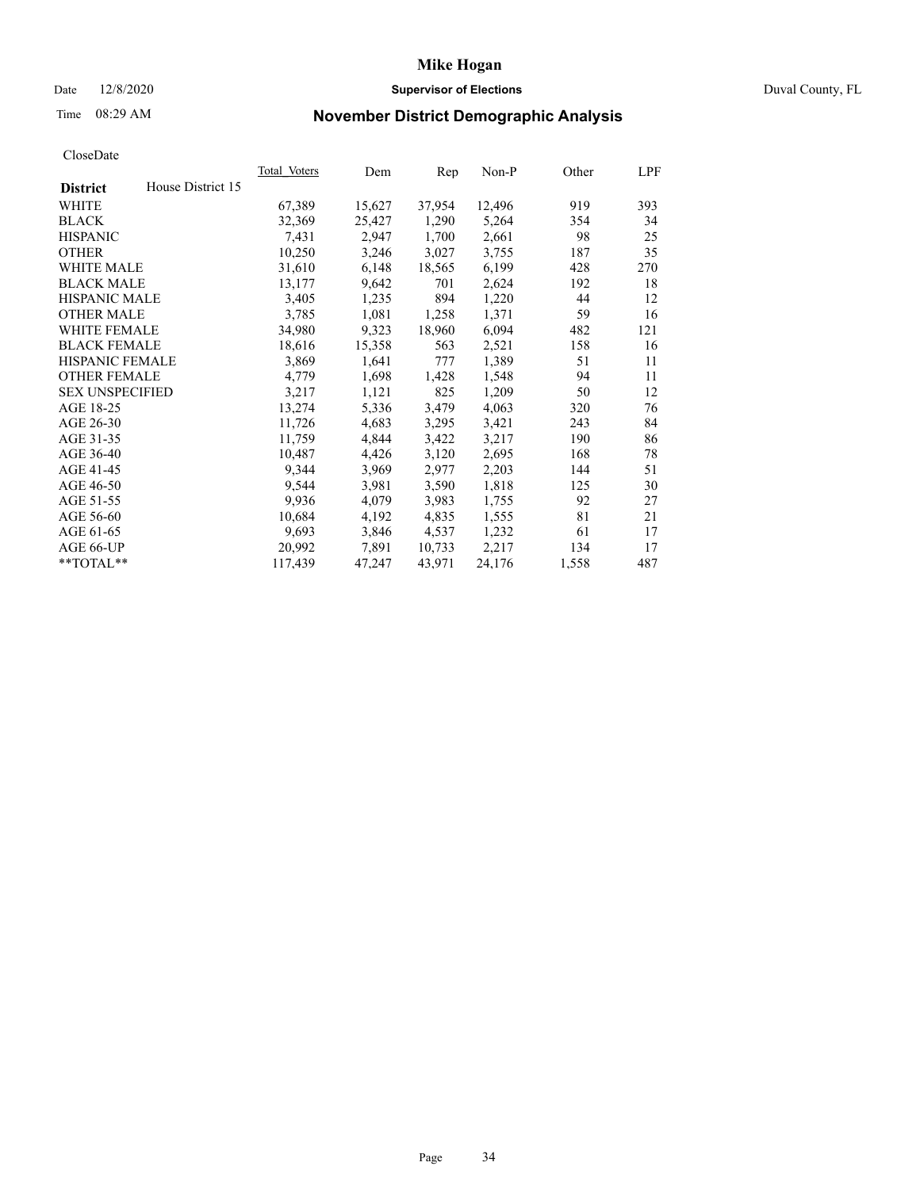**Mike Hogan**

Date 12/8/2020 **Supervisor of Elections** Duval County, FL

Time 08:29 AM

## November District Demographic Analysis

CloseDate

| **District** House District 15 | Total Voters | Dem | Rep | Non-P | Other | LPF |
|---|---|---|---|---|---|---|
| WHITE | 67,389 | 15,627 | 37,954 | 12,496 | 919 | 393 |
| BLACK | 32,369 | 25,427 | 1,290 | 5,264 | 354 | 34 |
| HISPANIC | 7,431 | 2,947 | 1,700 | 2,661 | 98 | 25 |
| OTHER | 10,250 | 3,246 | 3,027 | 3,755 | 187 | 35 |
| WHITE MALE | 31,610 | 6,148 | 18,565 | 6,199 | 428 | 270 |
| BLACK MALE | 13,177 | 9,642 | 701 | 2,624 | 192 | 18 |
| HISPANIC MALE | 3,405 | 1,235 | 894 | 1,220 | 44 | 12 |
| OTHER MALE | 3,785 | 1,081 | 1,258 | 1,371 | 59 | 16 |
| WHITE FEMALE | 34,980 | 9,323 | 18,960 | 6,094 | 482 | 121 |
| BLACK FEMALE | 18,616 | 15,358 | 563 | 2,521 | 158 | 16 |
| HISPANIC FEMALE | 3,869 | 1,641 | 777 | 1,389 | 51 | 11 |
| OTHER FEMALE | 4,779 | 1,698 | 1,428 | 1,548 | 94 | 11 |
| SEX UNSPECIFIED | 3,217 | 1,121 | 825 | 1,209 | 50 | 12 |
| AGE 18-25 | 13,274 | 5,336 | 3,479 | 4,063 | 320 | 76 |
| AGE 26-30 | 11,726 | 4,683 | 3,295 | 3,421 | 243 | 84 |
| AGE 31-35 | 11,759 | 4,844 | 3,422 | 3,217 | 190 | 86 |
| AGE 36-40 | 10,487 | 4,426 | 3,120 | 2,695 | 168 | 78 |
| AGE 41-45 | 9,344 | 3,969 | 2,977 | 2,203 | 144 | 51 |
| AGE 46-50 | 9,544 | 3,981 | 3,590 | 1,818 | 125 | 30 |
| AGE 51-55 | 9,936 | 4,079 | 3,983 | 1,755 | 92 | 27 |
| AGE 56-60 | 10,684 | 4,192 | 4,835 | 1,555 | 81 | 21 |
| AGE 61-65 | 9,693 | 3,846 | 4,537 | 1,232 | 61 | 17 |
| AGE 66-UP | 20,992 | 7,891 | 10,733 | 2,217 | 134 | 17 |
| **TOTAL** | 117,439 | 47,247 | 43,971 | 24,176 | 1,558 | 487 |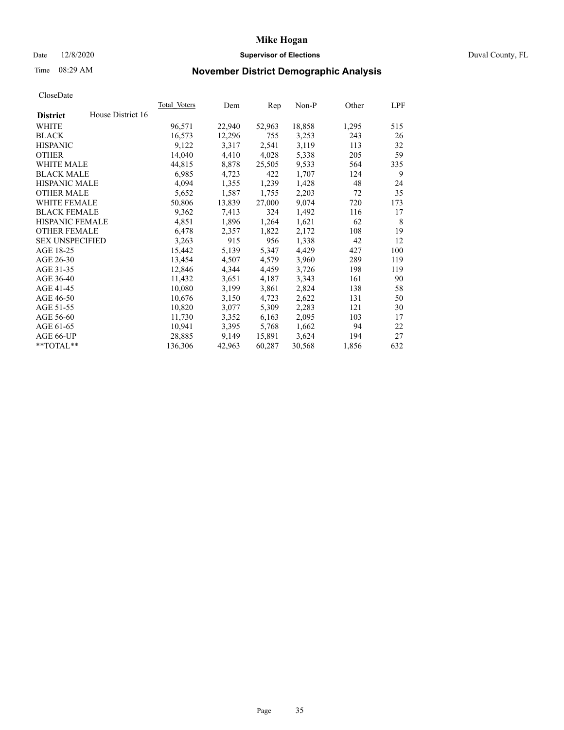# Mike Hogan

Date 12/8/2020 **Supervisor of Elections** Duval County, FL

Time 08:29 AM

## November District Demographic Analysis

CloseDate

| **District** House District 16 | Total Voters | Dem | Rep | Non-P | Other | LPF |
|---|---|---|---|---|---|---|
| WHITE | 96,571 | 22,940 | 52,963 | 18,858 | 1,295 | 515 |
| BLACK | 16,573 | 12,296 | 755 | 3,253 | 243 | 26 |
| HISPANIC | 9,122 | 3,317 | 2,541 | 3,119 | 113 | 32 |
| OTHER | 14,040 | 4,410 | 4,028 | 5,338 | 205 | 59 |
| WHITE MALE | 44,815 | 8,878 | 25,505 | 9,533 | 564 | 335 |
| BLACK MALE | 6,985 | 4,723 | 422 | 1,707 | 124 | 9 |
| HISPANIC MALE | 4,094 | 1,355 | 1,239 | 1,428 | 48 | 24 |
| OTHER MALE | 5,652 | 1,587 | 1,755 | 2,203 | 72 | 35 |
| WHITE FEMALE | 50,806 | 13,839 | 27,000 | 9,074 | 720 | 173 |
| BLACK FEMALE | 9,362 | 7,413 | 324 | 1,492 | 116 | 17 |
| HISPANIC FEMALE | 4,851 | 1,896 | 1,264 | 1,621 | 62 | 8 |
| OTHER FEMALE | 6,478 | 2,357 | 1,822 | 2,172 | 108 | 19 |
| SEX UNSPECIFIED | 3,263 | 915 | 956 | 1,338 | 42 | 12 |
| AGE 18-25 | 15,442 | 5,139 | 5,347 | 4,429 | 427 | 100 |
| AGE 26-30 | 13,454 | 4,507 | 4,579 | 3,960 | 289 | 119 |
| AGE 31-35 | 12,846 | 4,344 | 4,459 | 3,726 | 198 | 119 |
| AGE 36-40 | 11,432 | 3,651 | 4,187 | 3,343 | 161 | 90 |
| AGE 41-45 | 10,080 | 3,199 | 3,861 | 2,824 | 138 | 58 |
| AGE 46-50 | 10,676 | 3,150 | 4,723 | 2,622 | 131 | 50 |
| AGE 51-55 | 10,820 | 3,077 | 5,309 | 2,283 | 121 | 30 |
| AGE 56-60 | 11,730 | 3,352 | 6,163 | 2,095 | 103 | 17 |
| AGE 61-65 | 10,941 | 3,395 | 5,768 | 1,662 | 94 | 22 |
| AGE 66-UP | 28,885 | 9,149 | 15,891 | 3,624 | 194 | 27 |
| **TOTAL** | 136,306 | 42,963 | 60,287 | 30,568 | 1,856 | 632 |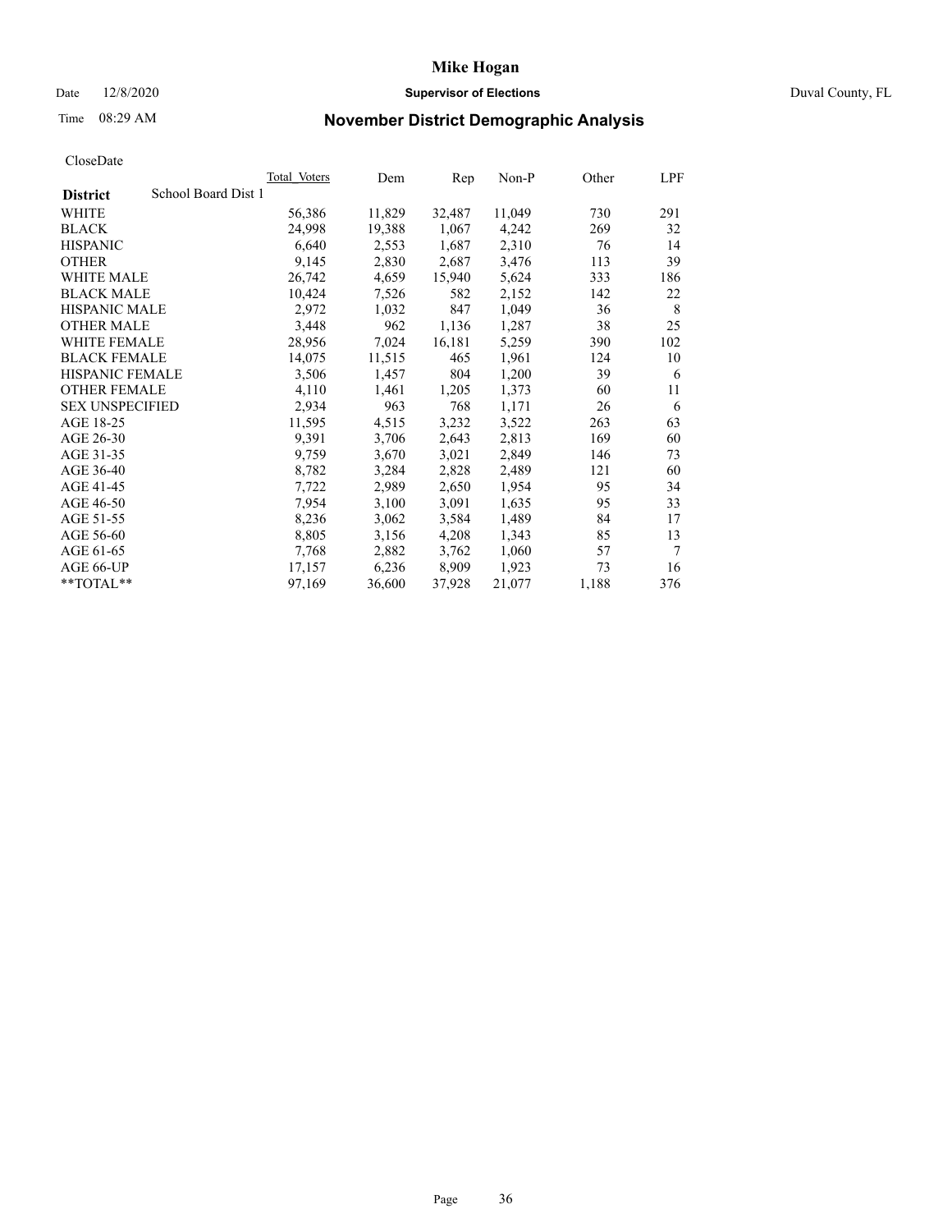# Mike Hogan

Date 12/8/2020 **Supervisor of Elections** Duval County, FL

Time 08:29 AM **November District Demographic Analysis**

CloseDate

| **District** School Board Dist 1 | Total Voters | Dem | Rep | Non-P | Other | LPF |
|---|---|---|---|---|---|---|
| WHITE | 56,386 | 11,829 | 32,487 | 11,049 | 730 | 291 |
| BLACK | 24,998 | 19,388 | 1,067 | 4,242 | 269 | 32 |
| HISPANIC | 6,640 | 2,553 | 1,687 | 2,310 | 76 | 14 |
| OTHER | 9,145 | 2,830 | 2,687 | 3,476 | 113 | 39 |
| WHITE MALE | 26,742 | 4,659 | 15,940 | 5,624 | 333 | 186 |
| BLACK MALE | 10,424 | 7,526 | 582 | 2,152 | 142 | 22 |
| HISPANIC MALE | 2,972 | 1,032 | 847 | 1,049 | 36 | 8 |
| OTHER MALE | 3,448 | 962 | 1,136 | 1,287 | 38 | 25 |
| WHITE FEMALE | 28,956 | 7,024 | 16,181 | 5,259 | 390 | 102 |
| BLACK FEMALE | 14,075 | 11,515 | 465 | 1,961 | 124 | 10 |
| HISPANIC FEMALE | 3,506 | 1,457 | 804 | 1,200 | 39 | 6 |
| OTHER FEMALE | 4,110 | 1,461 | 1,205 | 1,373 | 60 | 11 |
| SEX UNSPECIFIED | 2,934 | 963 | 768 | 1,171 | 26 | 6 |
| AGE 18-25 | 11,595 | 4,515 | 3,232 | 3,522 | 263 | 63 |
| AGE 26-30 | 9,391 | 3,706 | 2,643 | 2,813 | 169 | 60 |
| AGE 31-35 | 9,759 | 3,670 | 3,021 | 2,849 | 146 | 73 |
| AGE 36-40 | 8,782 | 3,284 | 2,828 | 2,489 | 121 | 60 |
| AGE 41-45 | 7,722 | 2,989 | 2,650 | 1,954 | 95 | 34 |
| AGE 46-50 | 7,954 | 3,100 | 3,091 | 1,635 | 95 | 33 |
| AGE 51-55 | 8,236 | 3,062 | 3,584 | 1,489 | 84 | 17 |
| AGE 56-60 | 8,805 | 3,156 | 4,208 | 1,343 | 85 | 13 |
| AGE 61-65 | 7,768 | 2,882 | 3,762 | 1,060 | 57 | 7 |
| AGE 66-UP | 17,157 | 6,236 | 8,909 | 1,923 | 73 | 16 |
| **TOTAL** | 97,169 | 36,600 | 37,928 | 21,077 | 1,188 | 376 |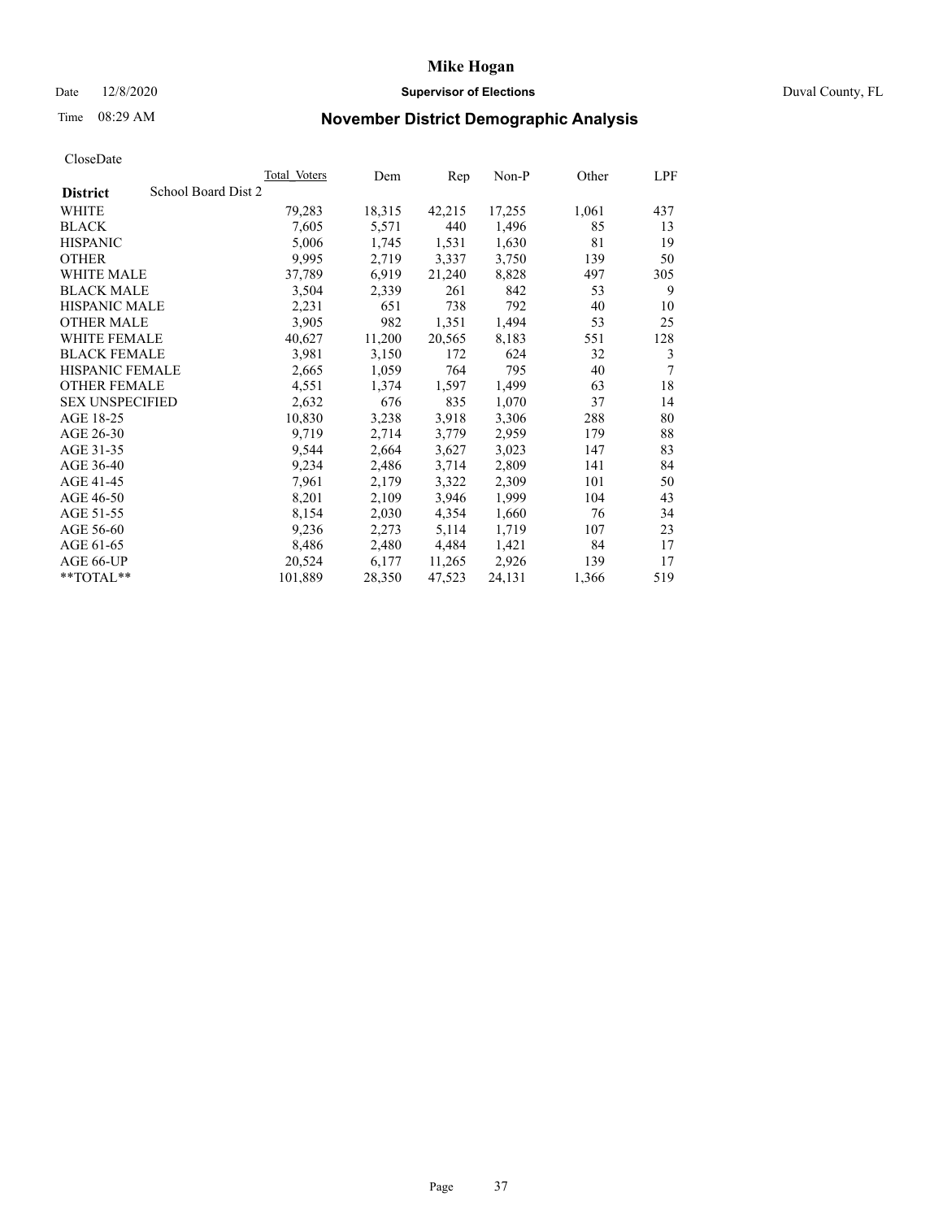# Mike Hogan

Date 12/8/2020 **Supervisor of Elections** Duval County, FL

Time 08:29 AM **November District Demographic Analysis**

CloseDate

| District | Total Voters | Dem | Rep | Non-P | Other | LPF |
|---|---|---|---|---|---|---|
| School Board Dist 2 | | | | | | |
| WHITE | 79,283 | 18,315 | 42,215 | 17,255 | 1,061 | 437 |
| BLACK | 7,605 | 5,571 | 440 | 1,496 | 85 | 13 |
| HISPANIC | 5,006 | 1,745 | 1,531 | 1,630 | 81 | 19 |
| OTHER | 9,995 | 2,719 | 3,337 | 3,750 | 139 | 50 |
| WHITE MALE | 37,789 | 6,919 | 21,240 | 8,828 | 497 | 305 |
| BLACK MALE | 3,504 | 2,339 | 261 | 842 | 53 | 9 |
| HISPANIC MALE | 2,231 | 651 | 738 | 792 | 40 | 10 |
| OTHER MALE | 3,905 | 982 | 1,351 | 1,494 | 53 | 25 |
| WHITE FEMALE | 40,627 | 11,200 | 20,565 | 8,183 | 551 | 128 |
| BLACK FEMALE | 3,981 | 3,150 | 172 | 624 | 32 | 3 |
| HISPANIC FEMALE | 2,665 | 1,059 | 764 | 795 | 40 | 7 |
| OTHER FEMALE | 4,551 | 1,374 | 1,597 | 1,499 | 63 | 18 |
| SEX UNSPECIFIED | 2,632 | 676 | 835 | 1,070 | 37 | 14 |
| AGE 18-25 | 10,830 | 3,238 | 3,918 | 3,306 | 288 | 80 |
| AGE 26-30 | 9,719 | 2,714 | 3,779 | 2,959 | 179 | 88 |
| AGE 31-35 | 9,544 | 2,664 | 3,627 | 3,023 | 147 | 83 |
| AGE 36-40 | 9,234 | 2,486 | 3,714 | 2,809 | 141 | 84 |
| AGE 41-45 | 7,961 | 2,179 | 3,322 | 2,309 | 101 | 50 |
| AGE 46-50 | 8,201 | 2,109 | 3,946 | 1,999 | 104 | 43 |
| AGE 51-55 | 8,154 | 2,030 | 4,354 | 1,660 | 76 | 34 |
| AGE 56-60 | 9,236 | 2,273 | 5,114 | 1,719 | 107 | 23 |
| AGE 61-65 | 8,486 | 2,480 | 4,484 | 1,421 | 84 | 17 |
| AGE 66-UP | 20,524 | 6,177 | 11,265 | 2,926 | 139 | 17 |
| **TOTAL** | 101,889 | 28,350 | 47,523 | 24,131 | 1,366 | 519 |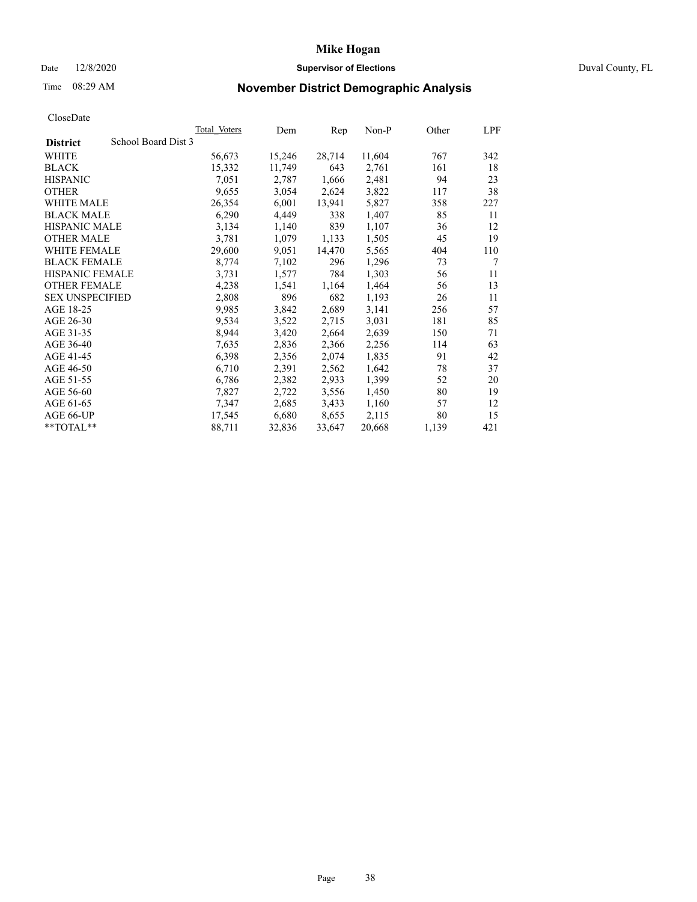# Mike Hogan

Date 12/8/2020 **Supervisor of Elections** Duval County, FL

Time 08:29 AM **November District Demographic Analysis**

CloseDate

| **District** School Board Dist 3 | Total Voters | Dem | Rep | Non-P | Other | LPF |
|---|---|---|---|---|---|---|
| WHITE | 56,673 | 15,246 | 28,714 | 11,604 | 767 | 342 |
| BLACK | 15,332 | 11,749 | 643 | 2,761 | 161 | 18 |
| HISPANIC | 7,051 | 2,787 | 1,666 | 2,481 | 94 | 23 |
| OTHER | 9,655 | 3,054 | 2,624 | 3,822 | 117 | 38 |
| WHITE MALE | 26,354 | 6,001 | 13,941 | 5,827 | 358 | 227 |
| BLACK MALE | 6,290 | 4,449 | 338 | 1,407 | 85 | 11 |
| HISPANIC MALE | 3,134 | 1,140 | 839 | 1,107 | 36 | 12 |
| OTHER MALE | 3,781 | 1,079 | 1,133 | 1,505 | 45 | 19 |
| WHITE FEMALE | 29,600 | 9,051 | 14,470 | 5,565 | 404 | 110 |
| BLACK FEMALE | 8,774 | 7,102 | 296 | 1,296 | 73 | 7 |
| HISPANIC FEMALE | 3,731 | 1,577 | 784 | 1,303 | 56 | 11 |
| OTHER FEMALE | 4,238 | 1,541 | 1,164 | 1,464 | 56 | 13 |
| SEX UNSPECIFIED | 2,808 | 896 | 682 | 1,193 | 26 | 11 |
| AGE 18-25 | 9,985 | 3,842 | 2,689 | 3,141 | 256 | 57 |
| AGE 26-30 | 9,534 | 3,522 | 2,715 | 3,031 | 181 | 85 |
| AGE 31-35 | 8,944 | 3,420 | 2,664 | 2,639 | 150 | 71 |
| AGE 36-40 | 7,635 | 2,836 | 2,366 | 2,256 | 114 | 63 |
| AGE 41-45 | 6,398 | 2,356 | 2,074 | 1,835 | 91 | 42 |
| AGE 46-50 | 6,710 | 2,391 | 2,562 | 1,642 | 78 | 37 |
| AGE 51-55 | 6,786 | 2,382 | 2,933 | 1,399 | 52 | 20 |
| AGE 56-60 | 7,827 | 2,722 | 3,556 | 1,450 | 80 | 19 |
| AGE 61-65 | 7,347 | 2,685 | 3,433 | 1,160 | 57 | 12 |
| AGE 66-UP | 17,545 | 6,680 | 8,655 | 2,115 | 80 | 15 |
| **TOTAL** | 88,711 | 32,836 | 33,647 | 20,668 | 1,139 | 421 |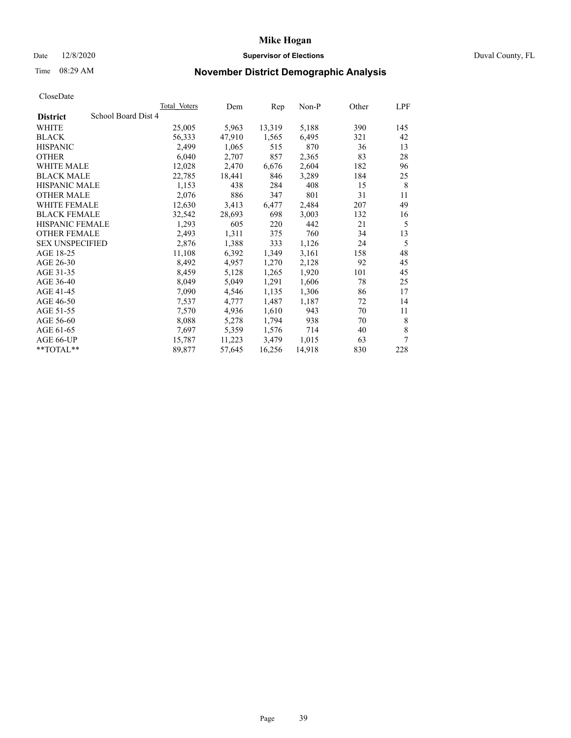# Mike Hogan

Date 12/8/2020 **Supervisor of Elections** Duval County, FL

Time 08:29 AM **November District Demographic Analysis**

CloseDate

| **District** School Board Dist 4 | Total Voters | Dem | Rep | Non-P | Other | LPF |
|---|---|---|---|---|---|---|
| WHITE | 25,005 | 5,963 | 13,319 | 5,188 | 390 | 145 |
| BLACK | 56,333 | 47,910 | 1,565 | 6,495 | 321 | 42 |
| HISPANIC | 2,499 | 1,065 | 515 | 870 | 36 | 13 |
| OTHER | 6,040 | 2,707 | 857 | 2,365 | 83 | 28 |
| WHITE MALE | 12,028 | 2,470 | 6,676 | 2,604 | 182 | 96 |
| BLACK MALE | 22,785 | 18,441 | 846 | 3,289 | 184 | 25 |
| HISPANIC MALE | 1,153 | 438 | 284 | 408 | 15 | 8 |
| OTHER MALE | 2,076 | 886 | 347 | 801 | 31 | 11 |
| WHITE FEMALE | 12,630 | 3,413 | 6,477 | 2,484 | 207 | 49 |
| BLACK FEMALE | 32,542 | 28,693 | 698 | 3,003 | 132 | 16 |
| HISPANIC FEMALE | 1,293 | 605 | 220 | 442 | 21 | 5 |
| OTHER FEMALE | 2,493 | 1,311 | 375 | 760 | 34 | 13 |
| SEX UNSPECIFIED | 2,876 | 1,388 | 333 | 1,126 | 24 | 5 |
| AGE 18-25 | 11,108 | 6,392 | 1,349 | 3,161 | 158 | 48 |
| AGE 26-30 | 8,492 | 4,957 | 1,270 | 2,128 | 92 | 45 |
| AGE 31-35 | 8,459 | 5,128 | 1,265 | 1,920 | 101 | 45 |
| AGE 36-40 | 8,049 | 5,049 | 1,291 | 1,606 | 78 | 25 |
| AGE 41-45 | 7,090 | 4,546 | 1,135 | 1,306 | 86 | 17 |
| AGE 46-50 | 7,537 | 4,777 | 1,487 | 1,187 | 72 | 14 |
| AGE 51-55 | 7,570 | 4,936 | 1,610 | 943 | 70 | 11 |
| AGE 56-60 | 8,088 | 5,278 | 1,794 | 938 | 70 | 8 |
| AGE 61-65 | 7,697 | 5,359 | 1,576 | 714 | 40 | 8 |
| AGE 66-UP | 15,787 | 11,223 | 3,479 | 1,015 | 63 | 7 |
| **TOTAL** | 89,877 | 57,645 | 16,256 | 14,918 | 830 | 228 |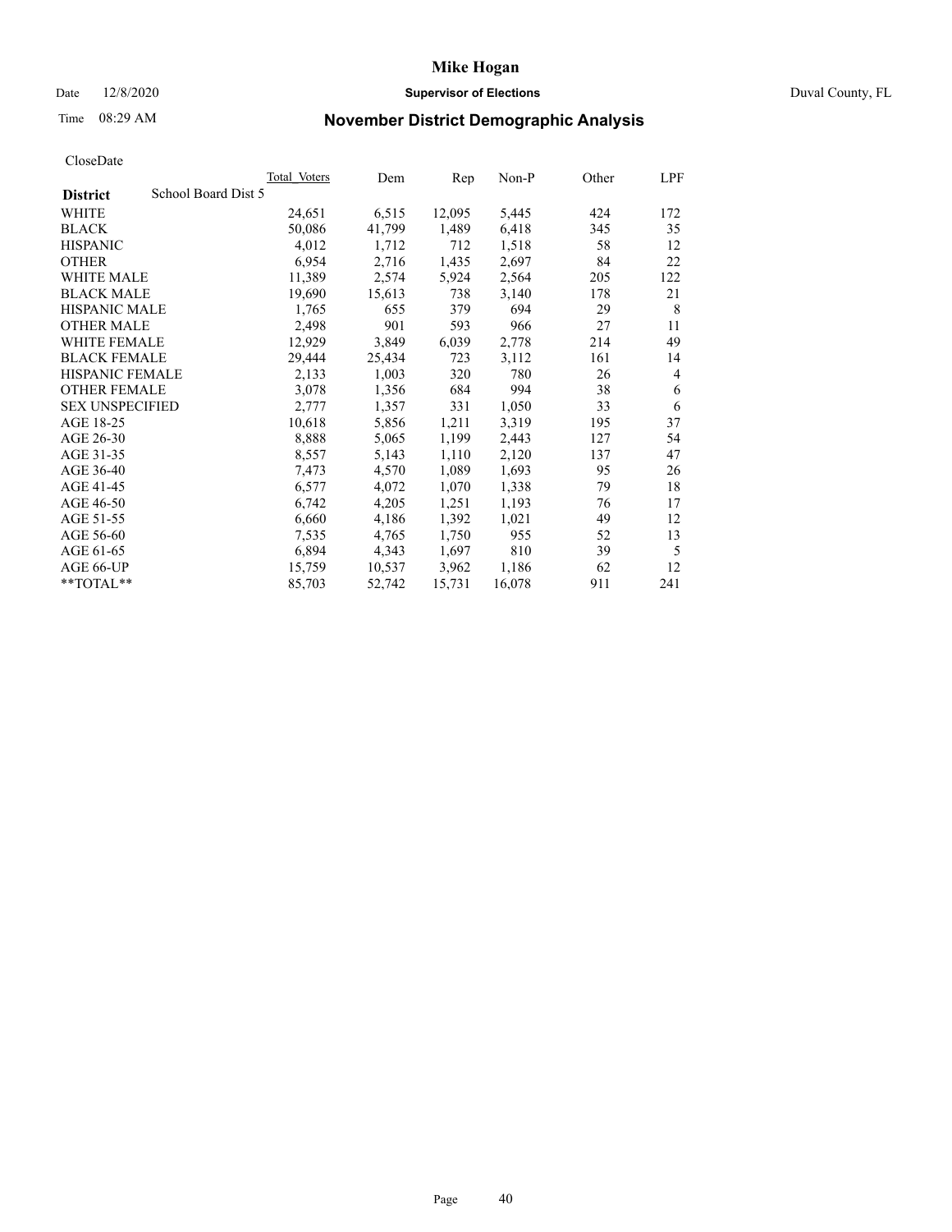# Mike Hogan

Date 12/8/2020 **Supervisor of Elections** Duval County, FL

Time 08:29 AM **November District Demographic Analysis**

CloseDate

| **District** School Board Dist 5 | Total Voters | Dem | Rep | Non-P | Other | LPF |
|---|---|---|---|---|---|---|
| WHITE | 24,651 | 6,515 | 12,095 | 5,445 | 424 | 172 |
| BLACK | 50,086 | 41,799 | 1,489 | 6,418 | 345 | 35 |
| HISPANIC | 4,012 | 1,712 | 712 | 1,518 | 58 | 12 |
| OTHER | 6,954 | 2,716 | 1,435 | 2,697 | 84 | 22 |
| WHITE MALE | 11,389 | 2,574 | 5,924 | 2,564 | 205 | 122 |
| BLACK MALE | 19,690 | 15,613 | 738 | 3,140 | 178 | 21 |
| HISPANIC MALE | 1,765 | 655 | 379 | 694 | 29 | 8 |
| OTHER MALE | 2,498 | 901 | 593 | 966 | 27 | 11 |
| WHITE FEMALE | 12,929 | 3,849 | 6,039 | 2,778 | 214 | 49 |
| BLACK FEMALE | 29,444 | 25,434 | 723 | 3,112 | 161 | 14 |
| HISPANIC FEMALE | 2,133 | 1,003 | 320 | 780 | 26 | 4 |
| OTHER FEMALE | 3,078 | 1,356 | 684 | 994 | 38 | 6 |
| SEX UNSPECIFIED | 2,777 | 1,357 | 331 | 1,050 | 33 | 6 |
| AGE 18-25 | 10,618 | 5,856 | 1,211 | 3,319 | 195 | 37 |
| AGE 26-30 | 8,888 | 5,065 | 1,199 | 2,443 | 127 | 54 |
| AGE 31-35 | 8,557 | 5,143 | 1,110 | 2,120 | 137 | 47 |
| AGE 36-40 | 7,473 | 4,570 | 1,089 | 1,693 | 95 | 26 |
| AGE 41-45 | 6,577 | 4,072 | 1,070 | 1,338 | 79 | 18 |
| AGE 46-50 | 6,742 | 4,205 | 1,251 | 1,193 | 76 | 17 |
| AGE 51-55 | 6,660 | 4,186 | 1,392 | 1,021 | 49 | 12 |
| AGE 56-60 | 7,535 | 4,765 | 1,750 | 955 | 52 | 13 |
| AGE 61-65 | 6,894 | 4,343 | 1,697 | 810 | 39 | 5 |
| AGE 66-UP | 15,759 | 10,537 | 3,962 | 1,186 | 62 | 12 |
| **TOTAL** | 85,703 | 52,742 | 15,731 | 16,078 | 911 | 241 |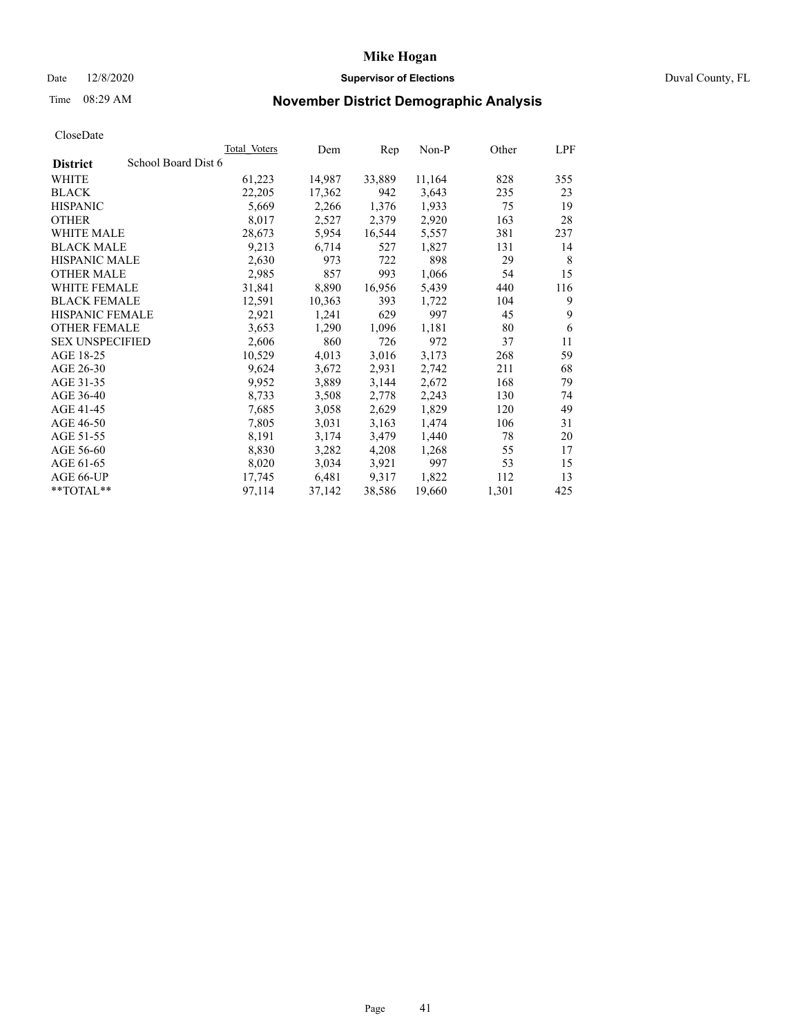# Mike Hogan

Date 12/8/2020 **Supervisor of Elections** Duval County, FL

Time 08:29 AM

## November District Demographic Analysis

CloseDate

| **District** School Board Dist 6 | Total Voters | Dem | Rep | Non-P | Other | LPF |
|---|---|---|---|---|---|---|
| WHITE | 61,223 | 14,987 | 33,889 | 11,164 | 828 | 355 |
| BLACK | 22,205 | 17,362 | 942 | 3,643 | 235 | 23 |
| HISPANIC | 5,669 | 2,266 | 1,376 | 1,933 | 75 | 19 |
| OTHER | 8,017 | 2,527 | 2,379 | 2,920 | 163 | 28 |
| WHITE MALE | 28,673 | 5,954 | 16,544 | 5,557 | 381 | 237 |
| BLACK MALE | 9,213 | 6,714 | 527 | 1,827 | 131 | 14 |
| HISPANIC MALE | 2,630 | 973 | 722 | 898 | 29 | 8 |
| OTHER MALE | 2,985 | 857 | 993 | 1,066 | 54 | 15 |
| WHITE FEMALE | 31,841 | 8,890 | 16,956 | 5,439 | 440 | 116 |
| BLACK FEMALE | 12,591 | 10,363 | 393 | 1,722 | 104 | 9 |
| HISPANIC FEMALE | 2,921 | 1,241 | 629 | 997 | 45 | 9 |
| OTHER FEMALE | 3,653 | 1,290 | 1,096 | 1,181 | 80 | 6 |
| SEX UNSPECIFIED | 2,606 | 860 | 726 | 972 | 37 | 11 |
| AGE 18-25 | 10,529 | 4,013 | 3,016 | 3,173 | 268 | 59 |
| AGE 26-30 | 9,624 | 3,672 | 2,931 | 2,742 | 211 | 68 |
| AGE 31-35 | 9,952 | 3,889 | 3,144 | 2,672 | 168 | 79 |
| AGE 36-40 | 8,733 | 3,508 | 2,778 | 2,243 | 130 | 74 |
| AGE 41-45 | 7,685 | 3,058 | 2,629 | 1,829 | 120 | 49 |
| AGE 46-50 | 7,805 | 3,031 | 3,163 | 1,474 | 106 | 31 |
| AGE 51-55 | 8,191 | 3,174 | 3,479 | 1,440 | 78 | 20 |
| AGE 56-60 | 8,830 | 3,282 | 4,208 | 1,268 | 55 | 17 |
| AGE 61-65 | 8,020 | 3,034 | 3,921 | 997 | 53 | 15 |
| AGE 66-UP | 17,745 | 6,481 | 9,317 | 1,822 | 112 | 13 |
| **TOTAL** | 97,114 | 37,142 | 38,586 | 19,660 | 1,301 | 425 |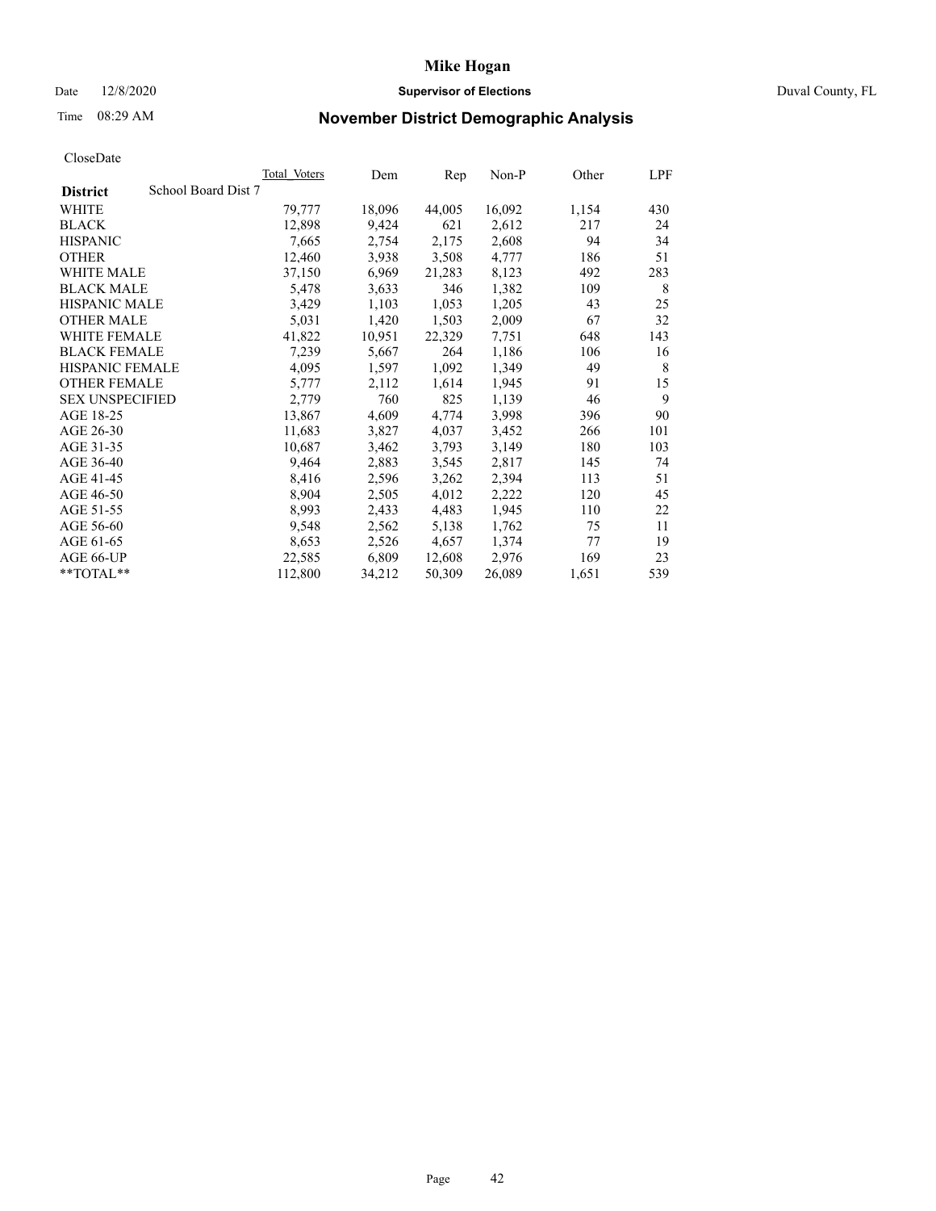# Mike Hogan

Date 12/8/2020 **Supervisor of Elections** Duval County, FL

Time 08:29 AM **November District Demographic Analysis**

CloseDate

| **District** School Board Dist 7 | Total Voters | Dem | Rep | Non-P | Other | LPF |
|---|---|---|---|---|---|---|
| WHITE | 79,777 | 18,096 | 44,005 | 16,092 | 1,154 | 430 |
| BLACK | 12,898 | 9,424 | 621 | 2,612 | 217 | 24 |
| HISPANIC | 7,665 | 2,754 | 2,175 | 2,608 | 94 | 34 |
| OTHER | 12,460 | 3,938 | 3,508 | 4,777 | 186 | 51 |
| WHITE MALE | 37,150 | 6,969 | 21,283 | 8,123 | 492 | 283 |
| BLACK MALE | 5,478 | 3,633 | 346 | 1,382 | 109 | 8 |
| HISPANIC MALE | 3,429 | 1,103 | 1,053 | 1,205 | 43 | 25 |
| OTHER MALE | 5,031 | 1,420 | 1,503 | 2,009 | 67 | 32 |
| WHITE FEMALE | 41,822 | 10,951 | 22,329 | 7,751 | 648 | 143 |
| BLACK FEMALE | 7,239 | 5,667 | 264 | 1,186 | 106 | 16 |
| HISPANIC FEMALE | 4,095 | 1,597 | 1,092 | 1,349 | 49 | 8 |
| OTHER FEMALE | 5,777 | 2,112 | 1,614 | 1,945 | 91 | 15 |
| SEX UNSPECIFIED | 2,779 | 760 | 825 | 1,139 | 46 | 9 |
| AGE 18-25 | 13,867 | 4,609 | 4,774 | 3,998 | 396 | 90 |
| AGE 26-30 | 11,683 | 3,827 | 4,037 | 3,452 | 266 | 101 |
| AGE 31-35 | 10,687 | 3,462 | 3,793 | 3,149 | 180 | 103 |
| AGE 36-40 | 9,464 | 2,883 | 3,545 | 2,817 | 145 | 74 |
| AGE 41-45 | 8,416 | 2,596 | 3,262 | 2,394 | 113 | 51 |
| AGE 46-50 | 8,904 | 2,505 | 4,012 | 2,222 | 120 | 45 |
| AGE 51-55 | 8,993 | 2,433 | 4,483 | 1,945 | 110 | 22 |
| AGE 56-60 | 9,548 | 2,562 | 5,138 | 1,762 | 75 | 11 |
| AGE 61-65 | 8,653 | 2,526 | 4,657 | 1,374 | 77 | 19 |
| AGE 66-UP | 22,585 | 6,809 | 12,608 | 2,976 | 169 | 23 |
| **TOTAL** | 112,800 | 34,212 | 50,309 | 26,089 | 1,651 | 539 |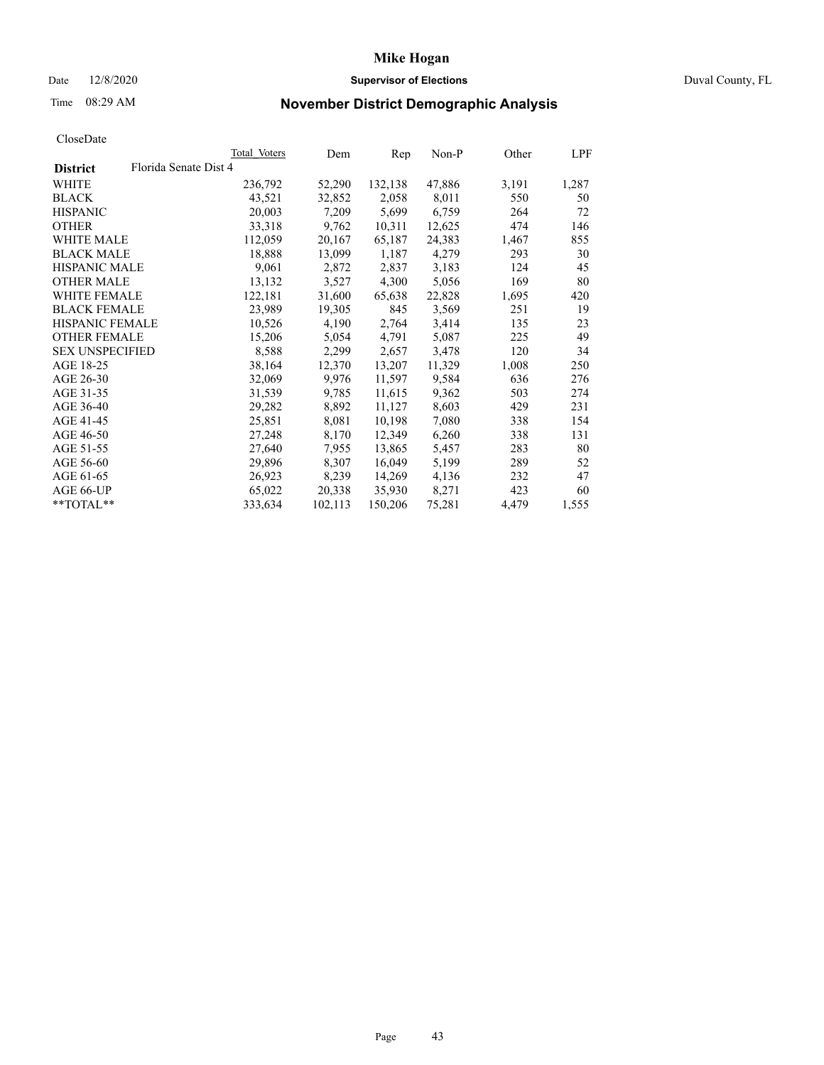# Mike Hogan

Date 12/8/2020 **Supervisor of Elections** Duval County, FL

Time 08:29 AM **November District Demographic Analysis**

CloseDate

| **District** Florida Senate Dist 4 | Total Voters | Dem | Rep | Non-P | Other | LPF |
|---|---|---|---|---|---|---|
| WHITE | 236,792 | 52,290 | 132,138 | 47,886 | 3,191 | 1,287 |
| BLACK | 43,521 | 32,852 | 2,058 | 8,011 | 550 | 50 |
| HISPANIC | 20,003 | 7,209 | 5,699 | 6,759 | 264 | 72 |
| OTHER | 33,318 | 9,762 | 10,311 | 12,625 | 474 | 146 |
| WHITE MALE | 112,059 | 20,167 | 65,187 | 24,383 | 1,467 | 855 |
| BLACK MALE | 18,888 | 13,099 | 1,187 | 4,279 | 293 | 30 |
| HISPANIC MALE | 9,061 | 2,872 | 2,837 | 3,183 | 124 | 45 |
| OTHER MALE | 13,132 | 3,527 | 4,300 | 5,056 | 169 | 80 |
| WHITE FEMALE | 122,181 | 31,600 | 65,638 | 22,828 | 1,695 | 420 |
| BLACK FEMALE | 23,989 | 19,305 | 845 | 3,569 | 251 | 19 |
| HISPANIC FEMALE | 10,526 | 4,190 | 2,764 | 3,414 | 135 | 23 |
| OTHER FEMALE | 15,206 | 5,054 | 4,791 | 5,087 | 225 | 49 |
| SEX UNSPECIFIED | 8,588 | 2,299 | 2,657 | 3,478 | 120 | 34 |
| AGE 18-25 | 38,164 | 12,370 | 13,207 | 11,329 | 1,008 | 250 |
| AGE 26-30 | 32,069 | 9,976 | 11,597 | 9,584 | 636 | 276 |
| AGE 31-35 | 31,539 | 9,785 | 11,615 | 9,362 | 503 | 274 |
| AGE 36-40 | 29,282 | 8,892 | 11,127 | 8,603 | 429 | 231 |
| AGE 41-45 | 25,851 | 8,081 | 10,198 | 7,080 | 338 | 154 |
| AGE 46-50 | 27,248 | 8,170 | 12,349 | 6,260 | 338 | 131 |
| AGE 51-55 | 27,640 | 7,955 | 13,865 | 5,457 | 283 | 80 |
| AGE 56-60 | 29,896 | 8,307 | 16,049 | 5,199 | 289 | 52 |
| AGE 61-65 | 26,923 | 8,239 | 14,269 | 4,136 | 232 | 47 |
| AGE 66-UP | 65,022 | 20,338 | 35,930 | 8,271 | 423 | 60 |
| **TOTAL** | 333,634 | 102,113 | 150,206 | 75,281 | 4,479 | 1,555 |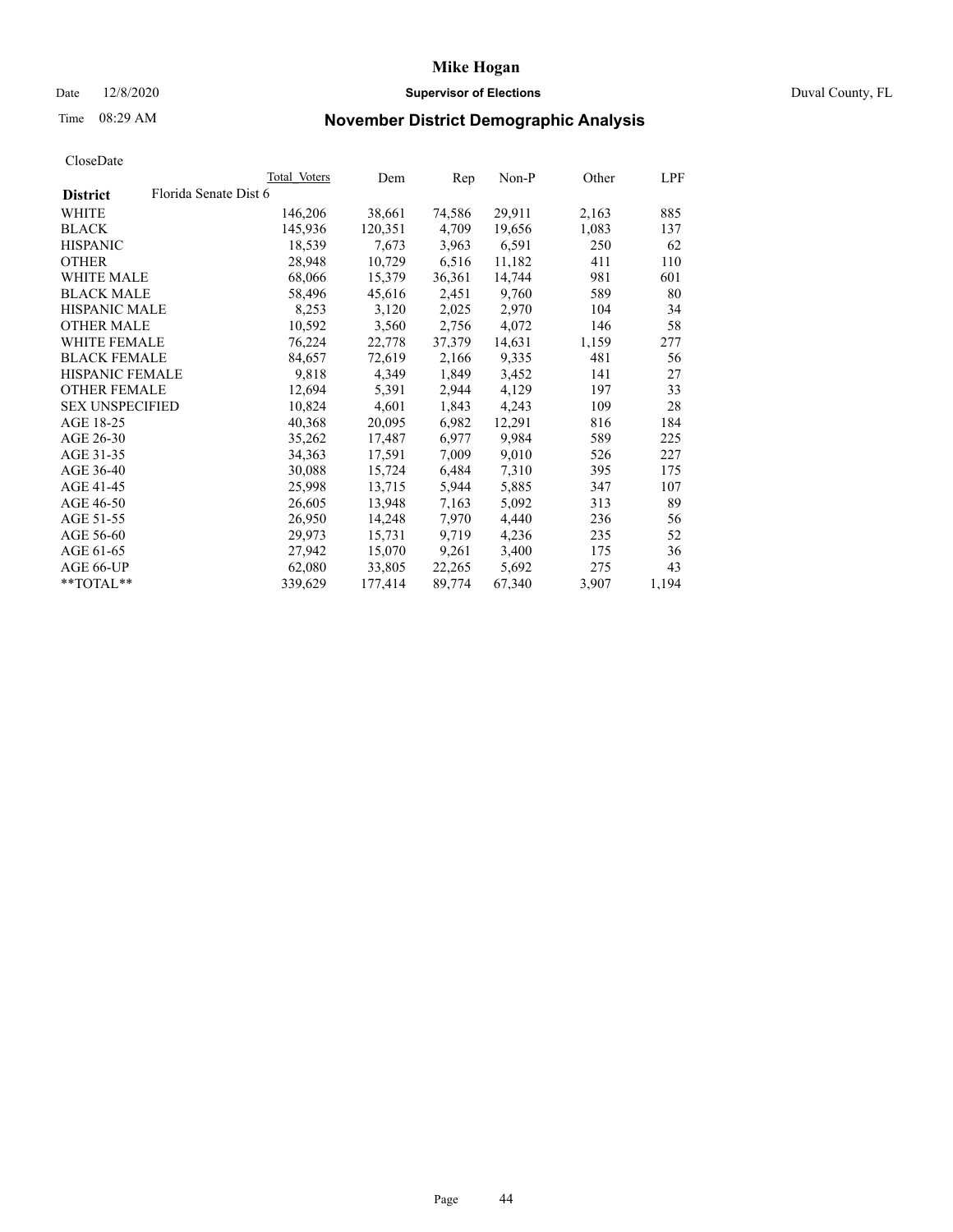# Mike Hogan

Date 12/8/2020 **Supervisor of Elections** Duval County, FL

Time 08:29 AM **November District Demographic Analysis**

CloseDate

| **District** Florida Senate Dist 6 | Total Voters | Dem | Rep | Non-P | Other | LPF |
|---|---|---|---|---|---|---|
| WHITE | 146,206 | 38,661 | 74,586 | 29,911 | 2,163 | 885 |
| BLACK | 145,936 | 120,351 | 4,709 | 19,656 | 1,083 | 137 |
| HISPANIC | 18,539 | 7,673 | 3,963 | 6,591 | 250 | 62 |
| OTHER | 28,948 | 10,729 | 6,516 | 11,182 | 411 | 110 |
| WHITE MALE | 68,066 | 15,379 | 36,361 | 14,744 | 981 | 601 |
| BLACK MALE | 58,496 | 45,616 | 2,451 | 9,760 | 589 | 80 |
| HISPANIC MALE | 8,253 | 3,120 | 2,025 | 2,970 | 104 | 34 |
| OTHER MALE | 10,592 | 3,560 | 2,756 | 4,072 | 146 | 58 |
| WHITE FEMALE | 76,224 | 22,778 | 37,379 | 14,631 | 1,159 | 277 |
| BLACK FEMALE | 84,657 | 72,619 | 2,166 | 9,335 | 481 | 56 |
| HISPANIC FEMALE | 9,818 | 4,349 | 1,849 | 3,452 | 141 | 27 |
| OTHER FEMALE | 12,694 | 5,391 | 2,944 | 4,129 | 197 | 33 |
| SEX UNSPECIFIED | 10,824 | 4,601 | 1,843 | 4,243 | 109 | 28 |
| AGE 18-25 | 40,368 | 20,095 | 6,982 | 12,291 | 816 | 184 |
| AGE 26-30 | 35,262 | 17,487 | 6,977 | 9,984 | 589 | 225 |
| AGE 31-35 | 34,363 | 17,591 | 7,009 | 9,010 | 526 | 227 |
| AGE 36-40 | 30,088 | 15,724 | 6,484 | 7,310 | 395 | 175 |
| AGE 41-45 | 25,998 | 13,715 | 5,944 | 5,885 | 347 | 107 |
| AGE 46-50 | 26,605 | 13,948 | 7,163 | 5,092 | 313 | 89 |
| AGE 51-55 | 26,950 | 14,248 | 7,970 | 4,440 | 236 | 56 |
| AGE 56-60 | 29,973 | 15,731 | 9,719 | 4,236 | 235 | 52 |
| AGE 61-65 | 27,942 | 15,070 | 9,261 | 3,400 | 175 | 36 |
| AGE 66-UP | 62,080 | 33,805 | 22,265 | 5,692 | 275 | 43 |
| **TOTAL** | 339,629 | 177,414 | 89,774 | 67,340 | 3,907 | 1,194 |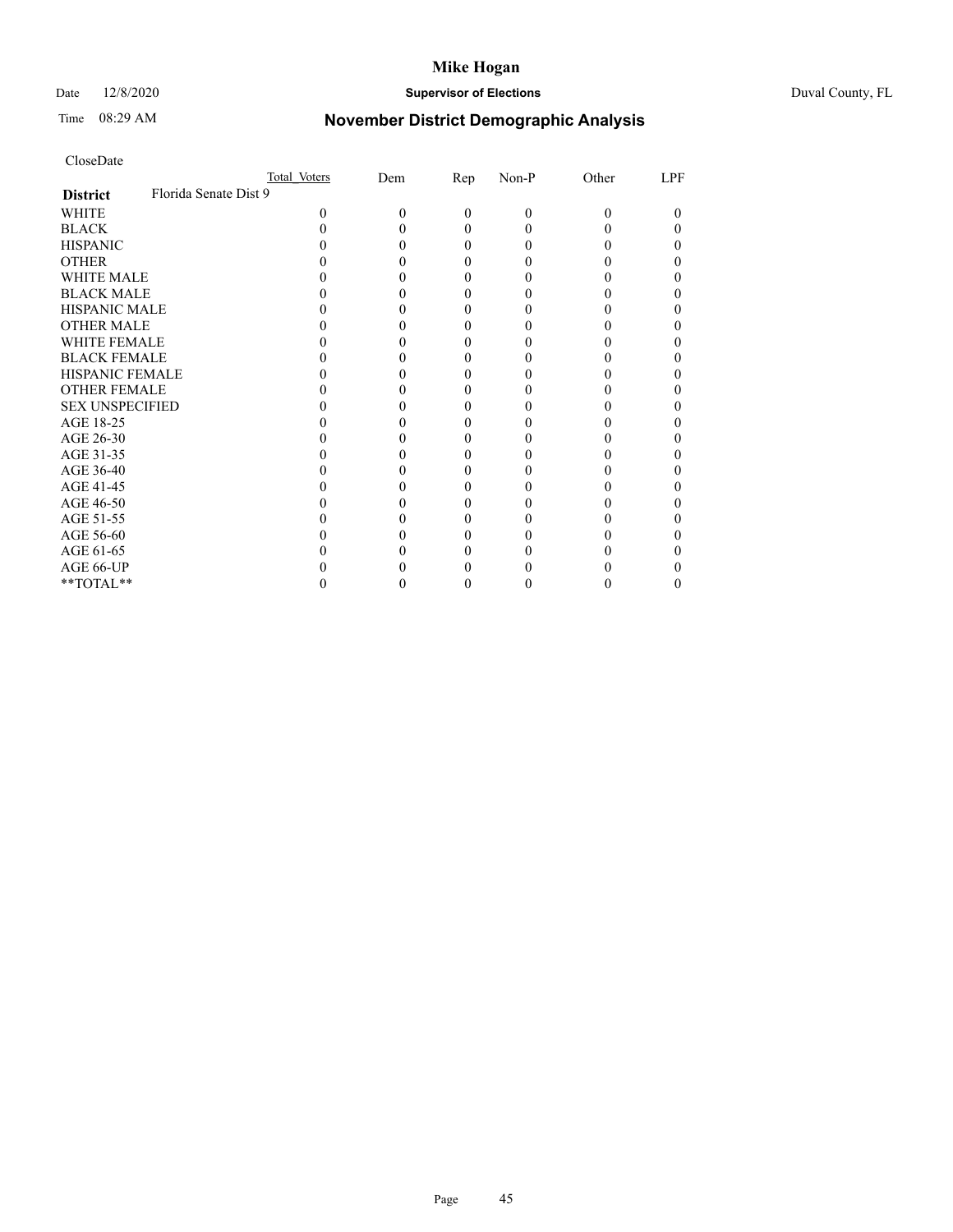# Mike Hogan

Date 12/8/2020 **Supervisor of Elections** Duval County, FL

Time 08:29 AM

## November District Demographic Analysis

CloseDate

| **District** | Total Voters | Dem | Rep | Non-P | Other | LPF |
|---|---|---|---|---|---|---|
| Florida Senate Dist 9 | | | | | | |
| WHITE | 0 | 0 | 0 | 0 | 0 | 0 |
| BLACK | 0 | 0 | 0 | 0 | 0 | 0 |
| HISPANIC | 0 | 0 | 0 | 0 | 0 | 0 |
| OTHER | 0 | 0 | 0 | 0 | 0 | 0 |
| WHITE MALE | 0 | 0 | 0 | 0 | 0 | 0 |
| BLACK MALE | 0 | 0 | 0 | 0 | 0 | 0 |
| HISPANIC MALE | 0 | 0 | 0 | 0 | 0 | 0 |
| OTHER MALE | 0 | 0 | 0 | 0 | 0 | 0 |
| WHITE FEMALE | 0 | 0 | 0 | 0 | 0 | 0 |
| BLACK FEMALE | 0 | 0 | 0 | 0 | 0 | 0 |
| HISPANIC FEMALE | 0 | 0 | 0 | 0 | 0 | 0 |
| OTHER FEMALE | 0 | 0 | 0 | 0 | 0 | 0 |
| SEX UNSPECIFIED | 0 | 0 | 0 | 0 | 0 | 0 |
| AGE 18-25 | 0 | 0 | 0 | 0 | 0 | 0 |
| AGE 26-30 | 0 | 0 | 0 | 0 | 0 | 0 |
| AGE 31-35 | 0 | 0 | 0 | 0 | 0 | 0 |
| AGE 36-40 | 0 | 0 | 0 | 0 | 0 | 0 |
| AGE 41-45 | 0 | 0 | 0 | 0 | 0 | 0 |
| AGE 46-50 | 0 | 0 | 0 | 0 | 0 | 0 |
| AGE 51-55 | 0 | 0 | 0 | 0 | 0 | 0 |
| AGE 56-60 | 0 | 0 | 0 | 0 | 0 | 0 |
| AGE 61-65 | 0 | 0 | 0 | 0 | 0 | 0 |
| AGE 66-UP | 0 | 0 | 0 | 0 | 0 | 0 |
| **TOTAL** | 0 | 0 | 0 | 0 | 0 | 0 |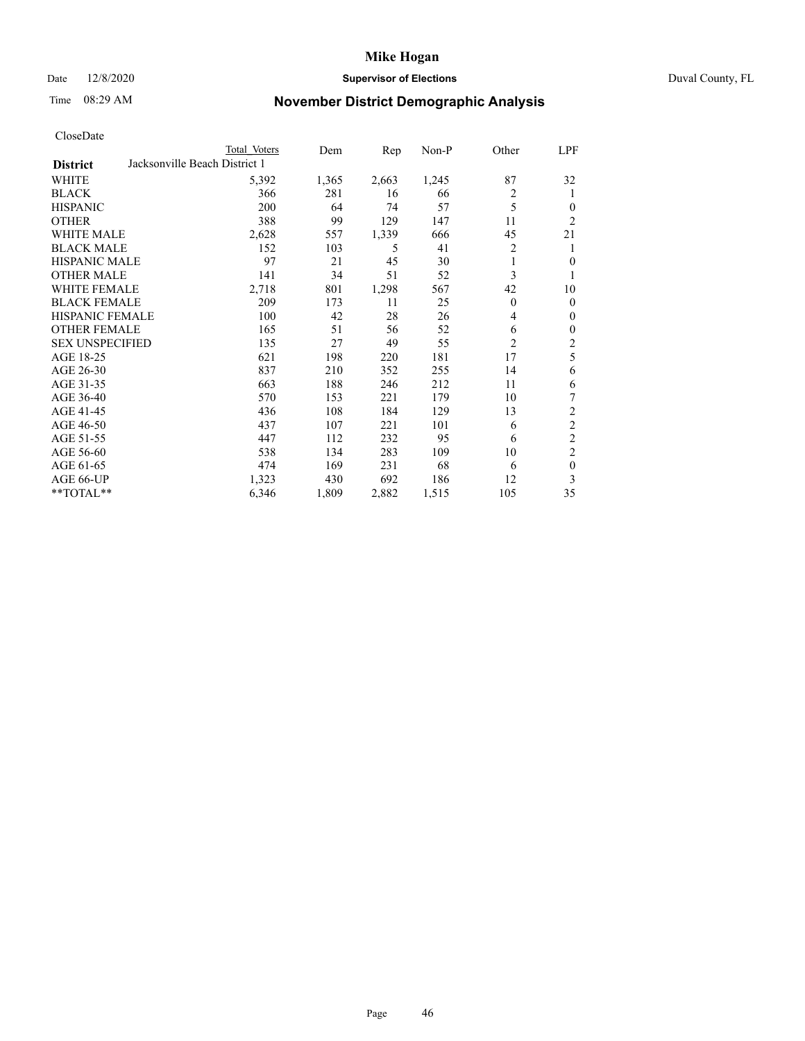# Mike Hogan

Date 12/8/2020 **Supervisor of Elections** Duval County, FL

Time 08:29 AM **November District Demographic Analysis**

CloseDate

| | Total Voters | Dem | Rep | Non-P | Other | LPF |
|---|---|---|---|---|---|---|
| **District** Jacksonville Beach District 1 | | | | | | |
| WHITE | 5,392 | 1,365 | 2,663 | 1,245 | 87 | 32 |
| BLACK | 366 | 281 | 16 | 66 | 2 | 1 |
| HISPANIC | 200 | 64 | 74 | 57 | 5 | 0 |
| OTHER | 388 | 99 | 129 | 147 | 11 | 2 |
| WHITE MALE | 2,628 | 557 | 1,339 | 666 | 45 | 21 |
| BLACK MALE | 152 | 103 | 5 | 41 | 2 | 1 |
| HISPANIC MALE | 97 | 21 | 45 | 30 | 1 | 0 |
| OTHER MALE | 141 | 34 | 51 | 52 | 3 | 1 |
| WHITE FEMALE | 2,718 | 801 | 1,298 | 567 | 42 | 10 |
| BLACK FEMALE | 209 | 173 | 11 | 25 | 0 | 0 |
| HISPANIC FEMALE | 100 | 42 | 28 | 26 | 4 | 0 |
| OTHER FEMALE | 165 | 51 | 56 | 52 | 6 | 0 |
| SEX UNSPECIFIED | 135 | 27 | 49 | 55 | 2 | 2 |
| AGE 18-25 | 621 | 198 | 220 | 181 | 17 | 5 |
| AGE 26-30 | 837 | 210 | 352 | 255 | 14 | 6 |
| AGE 31-35 | 663 | 188 | 246 | 212 | 11 | 6 |
| AGE 36-40 | 570 | 153 | 221 | 179 | 10 | 7 |
| AGE 41-45 | 436 | 108 | 184 | 129 | 13 | 2 |
| AGE 46-50 | 437 | 107 | 221 | 101 | 6 | 2 |
| AGE 51-55 | 447 | 112 | 232 | 95 | 6 | 2 |
| AGE 56-60 | 538 | 134 | 283 | 109 | 10 | 2 |
| AGE 61-65 | 474 | 169 | 231 | 68 | 6 | 0 |
| AGE 66-UP | 1,323 | 430 | 692 | 186 | 12 | 3 |
| **TOTAL** | 6,346 | 1,809 | 2,882 | 1,515 | 105 | 35 |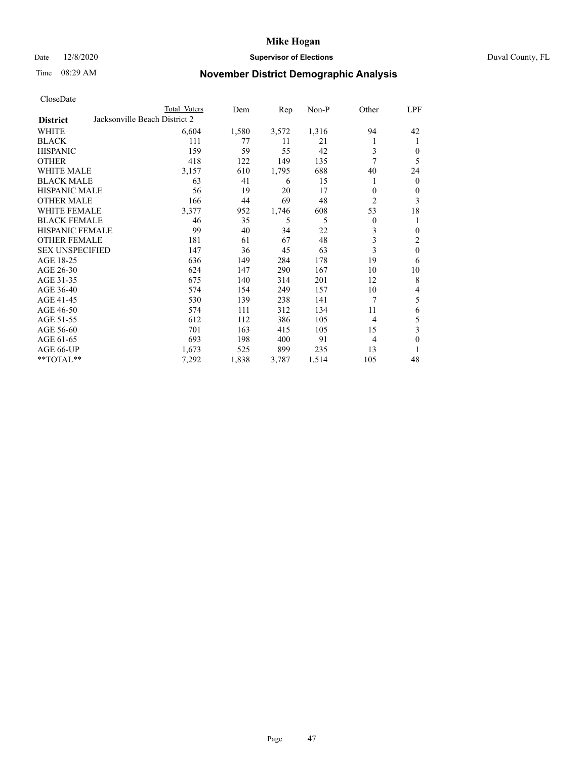# Mike Hogan

Date 12/8/2020 **Supervisor of Elections** Duval County, FL

Time 08:29 AM **November District Demographic Analysis**

CloseDate

| District | Total Voters | Dem | Rep | Non-P | Other | LPF |
|---|---|---|---|---|---|---|
| Jacksonville Beach District 2 | | | | | | |
| WHITE | 6,604 | 1,580 | 3,572 | 1,316 | 94 | 42 |
| BLACK | 111 | 77 | 11 | 21 | 1 | 1 |
| HISPANIC | 159 | 59 | 55 | 42 | 3 | 0 |
| OTHER | 418 | 122 | 149 | 135 | 7 | 5 |
| WHITE MALE | 3,157 | 610 | 1,795 | 688 | 40 | 24 |
| BLACK MALE | 63 | 41 | 6 | 15 | 1 | 0 |
| HISPANIC MALE | 56 | 19 | 20 | 17 | 0 | 0 |
| OTHER MALE | 166 | 44 | 69 | 48 | 2 | 3 |
| WHITE FEMALE | 3,377 | 952 | 1,746 | 608 | 53 | 18 |
| BLACK FEMALE | 46 | 35 | 5 | 5 | 0 | 1 |
| HISPANIC FEMALE | 99 | 40 | 34 | 22 | 3 | 0 |
| OTHER FEMALE | 181 | 61 | 67 | 48 | 3 | 2 |
| SEX UNSPECIFIED | 147 | 36 | 45 | 63 | 3 | 0 |
| AGE 18-25 | 636 | 149 | 284 | 178 | 19 | 6 |
| AGE 26-30 | 624 | 147 | 290 | 167 | 10 | 10 |
| AGE 31-35 | 675 | 140 | 314 | 201 | 12 | 8 |
| AGE 36-40 | 574 | 154 | 249 | 157 | 10 | 4 |
| AGE 41-45 | 530 | 139 | 238 | 141 | 7 | 5 |
| AGE 46-50 | 574 | 111 | 312 | 134 | 11 | 6 |
| AGE 51-55 | 612 | 112 | 386 | 105 | 4 | 5 |
| AGE 56-60 | 701 | 163 | 415 | 105 | 15 | 3 |
| AGE 61-65 | 693 | 198 | 400 | 91 | 4 | 0 |
| AGE 66-UP | 1,673 | 525 | 899 | 235 | 13 | 1 |
| **TOTAL** | 7,292 | 1,838 | 3,787 | 1,514 | 105 | 48 |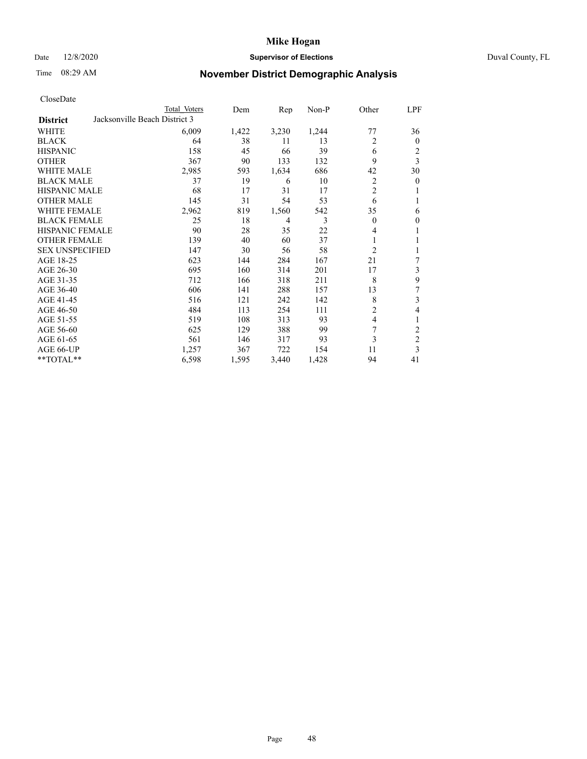# Mike Hogan

Date 12/8/2020 **Supervisor of Elections** Duval County, FL

Time 08:29 AM

## November District Demographic Analysis

CloseDate

| District | Total Voters | Dem | Rep | Non-P | Other | LPF |
|---|---|---|---|---|---|---|
| Jacksonville Beach District 3 | | | | | | |
| WHITE | 6,009 | 1,422 | 3,230 | 1,244 | 77 | 36 |
| BLACK | 64 | 38 | 11 | 13 | 2 | 0 |
| HISPANIC | 158 | 45 | 66 | 39 | 6 | 2 |
| OTHER | 367 | 90 | 133 | 132 | 9 | 3 |
| WHITE MALE | 2,985 | 593 | 1,634 | 686 | 42 | 30 |
| BLACK MALE | 37 | 19 | 6 | 10 | 2 | 0 |
| HISPANIC MALE | 68 | 17 | 31 | 17 | 2 | 1 |
| OTHER MALE | 145 | 31 | 54 | 53 | 6 | 1 |
| WHITE FEMALE | 2,962 | 819 | 1,560 | 542 | 35 | 6 |
| BLACK FEMALE | 25 | 18 | 4 | 3 | 0 | 0 |
| HISPANIC FEMALE | 90 | 28 | 35 | 22 | 4 | 1 |
| OTHER FEMALE | 139 | 40 | 60 | 37 | 1 | 1 |
| SEX UNSPECIFIED | 147 | 30 | 56 | 58 | 2 | 1 |
| AGE 18-25 | 623 | 144 | 284 | 167 | 21 | 7 |
| AGE 26-30 | 695 | 160 | 314 | 201 | 17 | 3 |
| AGE 31-35 | 712 | 166 | 318 | 211 | 8 | 9 |
| AGE 36-40 | 606 | 141 | 288 | 157 | 13 | 7 |
| AGE 41-45 | 516 | 121 | 242 | 142 | 8 | 3 |
| AGE 46-50 | 484 | 113 | 254 | 111 | 2 | 4 |
| AGE 51-55 | 519 | 108 | 313 | 93 | 4 | 1 |
| AGE 56-60 | 625 | 129 | 388 | 99 | 7 | 2 |
| AGE 61-65 | 561 | 146 | 317 | 93 | 3 | 2 |
| AGE 66-UP | 1,257 | 367 | 722 | 154 | 11 | 3 |
| **TOTAL** | 6,598 | 1,595 | 3,440 | 1,428 | 94 | 41 |